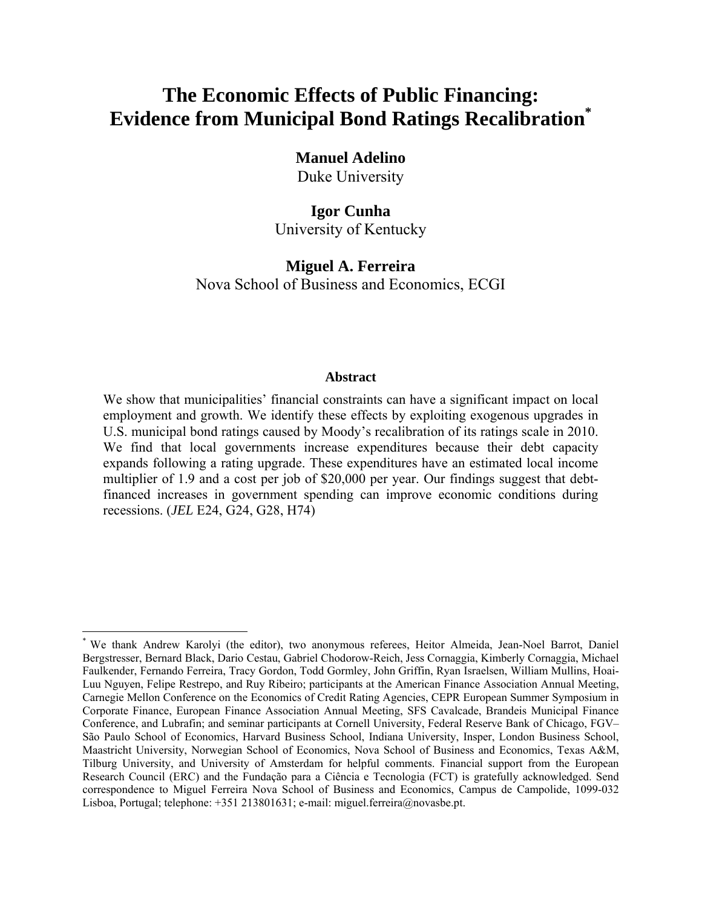# The Economic Effects of Public Financing: Evidence from Municipal Bond Ratings Recalibration*

**Manuel Adelino**
Duke University

**Igor Cunha**
University of Kentucky

**Miguel A. Ferreira**
Nova School of Business and Economics, ECGI

**Abstract**

We show that municipalities' financial constraints can have a significant impact on local employment and growth. We identify these effects by exploiting exogenous upgrades in U.S. municipal bond ratings caused by Moody's recalibration of its ratings scale in 2010. We find that local governments increase expenditures because their debt capacity expands following a rating upgrade. These expenditures have an estimated local income multiplier of 1.9 and a cost per job of $20,000 per year. Our findings suggest that debt-financed increases in government spending can improve economic conditions during recessions. (*JEL* E24, G24, G28, H74)

---

* We thank Andrew Karolyi (the editor), two anonymous referees, Heitor Almeida, Jean-Noel Barrot, Daniel Bergstresser, Bernard Black, Dario Cestau, Gabriel Chodorow-Reich, Jess Cornaggia, Kimberly Cornaggia, Michael Faulkender, Fernando Ferreira, Tracy Gordon, Todd Gormley, John Griffin, Ryan Israelsen, William Mullins, Hoai-Luu Nguyen, Felipe Restrepo, and Ruy Ribeiro; participants at the American Finance Association Annual Meeting, Carnegie Mellon Conference on the Economics of Credit Rating Agencies, CEPR European Summer Symposium in Corporate Finance, European Finance Association Annual Meeting, SFS Cavalcade, Brandeis Municipal Finance Conference, and Lubrafin; and seminar participants at Cornell University, Federal Reserve Bank of Chicago, FGV–São Paulo School of Economics, Harvard Business School, Indiana University, Insper, London Business School, Maastricht University, Norwegian School of Economics, Nova School of Business and Economics, Texas A&M, Tilburg University, and University of Amsterdam for helpful comments. Financial support from the European Research Council (ERC) and the Fundação para a Ciência e Tecnologia (FCT) is gratefully acknowledged. Send correspondence to Miguel Ferreira Nova School of Business and Economics, Campus de Campolide, 1099-032 Lisboa, Portugal; telephone: +351 213801631; e-mail: miguel.ferreira@novasbe.pt.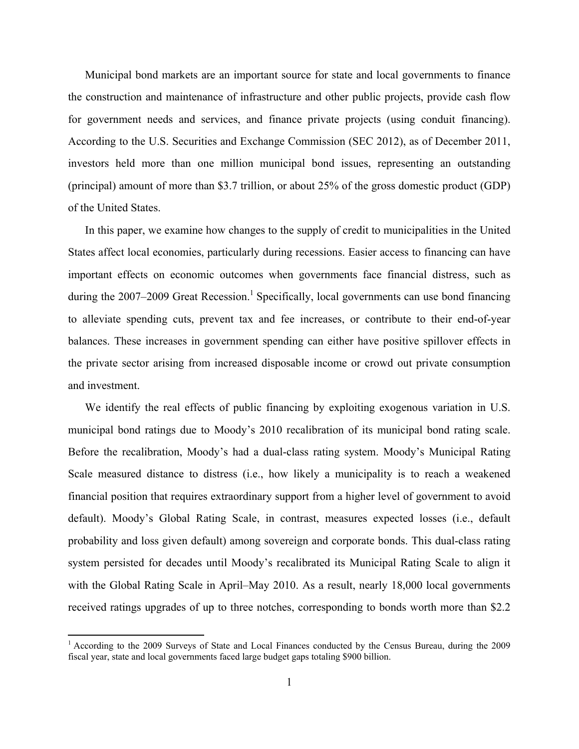Municipal bond markets are an important source for state and local governments to finance the construction and maintenance of infrastructure and other public projects, provide cash flow for government needs and services, and finance private projects (using conduit financing). According to the U.S. Securities and Exchange Commission (SEC 2012), as of December 2011, investors held more than one million municipal bond issues, representing an outstanding (principal) amount of more than $3.7 trillion, or about 25% of the gross domestic product (GDP) of the United States.

In this paper, we examine how changes to the supply of credit to municipalities in the United States affect local economies, particularly during recessions. Easier access to financing can have important effects on economic outcomes when governments face financial distress, such as during the 2007–2009 Great Recession.[1] Specifically, local governments can use bond financing to alleviate spending cuts, prevent tax and fee increases, or contribute to their end-of-year balances. These increases in government spending can either have positive spillover effects in the private sector arising from increased disposable income or crowd out private consumption and investment.

We identify the real effects of public financing by exploiting exogenous variation in U.S. municipal bond ratings due to Moody's 2010 recalibration of its municipal bond rating scale. Before the recalibration, Moody's had a dual-class rating system. Moody's Municipal Rating Scale measured distance to distress (i.e., how likely a municipality is to reach a weakened financial position that requires extraordinary support from a higher level of government to avoid default). Moody's Global Rating Scale, in contrast, measures expected losses (i.e., default probability and loss given default) among sovereign and corporate bonds. This dual-class rating system persisted for decades until Moody's recalibrated its Municipal Rating Scale to align it with the Global Rating Scale in April–May 2010. As a result, nearly 18,000 local governments received ratings upgrades of up to three notches, corresponding to bonds worth more than $2.2

[1] According to the 2009 Surveys of State and Local Finances conducted by the Census Bureau, during the 2009 fiscal year, state and local governments faced large budget gaps totaling $900 billion.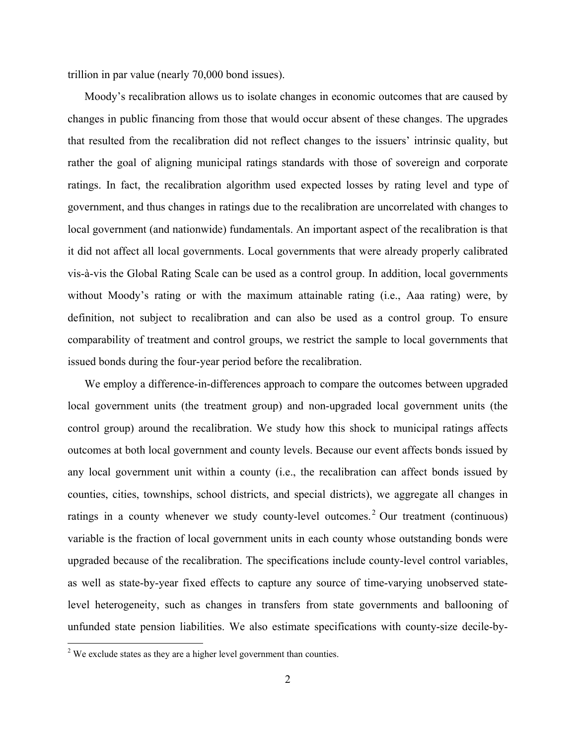trillion in par value (nearly 70,000 bond issues).

Moody's recalibration allows us to isolate changes in economic outcomes that are caused by changes in public financing from those that would occur absent of these changes. The upgrades that resulted from the recalibration did not reflect changes to the issuers' intrinsic quality, but rather the goal of aligning municipal ratings standards with those of sovereign and corporate ratings. In fact, the recalibration algorithm used expected losses by rating level and type of government, and thus changes in ratings due to the recalibration are uncorrelated with changes to local government (and nationwide) fundamentals. An important aspect of the recalibration is that it did not affect all local governments. Local governments that were already properly calibrated vis-à-vis the Global Rating Scale can be used as a control group. In addition, local governments without Moody's rating or with the maximum attainable rating (i.e., Aaa rating) were, by definition, not subject to recalibration and can also be used as a control group. To ensure comparability of treatment and control groups, we restrict the sample to local governments that issued bonds during the four-year period before the recalibration.

We employ a difference-in-differences approach to compare the outcomes between upgraded local government units (the treatment group) and non-upgraded local government units (the control group) around the recalibration. We study how this shock to municipal ratings affects outcomes at both local government and county levels. Because our event affects bonds issued by any local government unit within a county (i.e., the recalibration can affect bonds issued by counties, cities, townships, school districts, and special districts), we aggregate all changes in ratings in a county whenever we study county-level outcomes.[2] Our treatment (continuous) variable is the fraction of local government units in each county whose outstanding bonds were upgraded because of the recalibration. The specifications include county-level control variables, as well as state-by-year fixed effects to capture any source of time-varying unobserved state-level heterogeneity, such as changes in transfers from state governments and ballooning of unfunded state pension liabilities. We also estimate specifications with county-size decile-by-

[2] We exclude states as they are a higher level government than counties.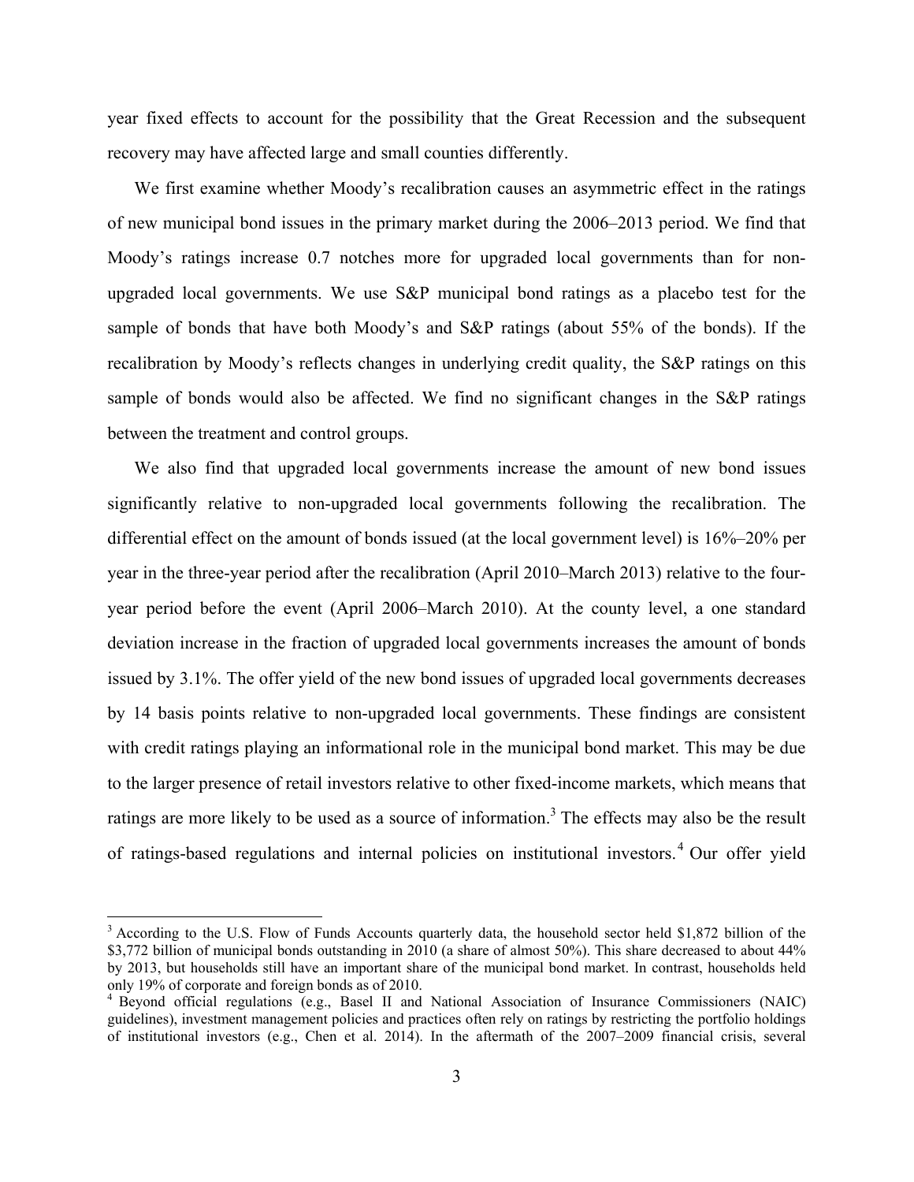year fixed effects to account for the possibility that the Great Recession and the subsequent recovery may have affected large and small counties differently.

We first examine whether Moody's recalibration causes an asymmetric effect in the ratings of new municipal bond issues in the primary market during the 2006–2013 period. We find that Moody's ratings increase 0.7 notches more for upgraded local governments than for non-upgraded local governments. We use S&P municipal bond ratings as a placebo test for the sample of bonds that have both Moody's and S&P ratings (about 55% of the bonds). If the recalibration by Moody's reflects changes in underlying credit quality, the S&P ratings on this sample of bonds would also be affected. We find no significant changes in the S&P ratings between the treatment and control groups.

We also find that upgraded local governments increase the amount of new bond issues significantly relative to non-upgraded local governments following the recalibration. The differential effect on the amount of bonds issued (at the local government level) is 16%–20% per year in the three-year period after the recalibration (April 2010–March 2013) relative to the four-year period before the event (April 2006–March 2010). At the county level, a one standard deviation increase in the fraction of upgraded local governments increases the amount of bonds issued by 3.1%. The offer yield of the new bond issues of upgraded local governments decreases by 14 basis points relative to non-upgraded local governments. These findings are consistent with credit ratings playing an informational role in the municipal bond market. This may be due to the larger presence of retail investors relative to other fixed-income markets, which means that ratings are more likely to be used as a source of information.[3] The effects may also be the result of ratings-based regulations and internal policies on institutional investors.[4] Our offer yield

[3] According to the U.S. Flow of Funds Accounts quarterly data, the household sector held $1,872 billion of the $3,772 billion of municipal bonds outstanding in 2010 (a share of almost 50%). This share decreased to about 44% by 2013, but households still have an important share of the municipal bond market. In contrast, households held only 19% of corporate and foreign bonds as of 2010.

[4] Beyond official regulations (e.g., Basel II and National Association of Insurance Commissioners (NAIC) guidelines), investment management policies and practices often rely on ratings by restricting the portfolio holdings of institutional investors (e.g., Chen et al. 2014). In the aftermath of the 2007–2009 financial crisis, several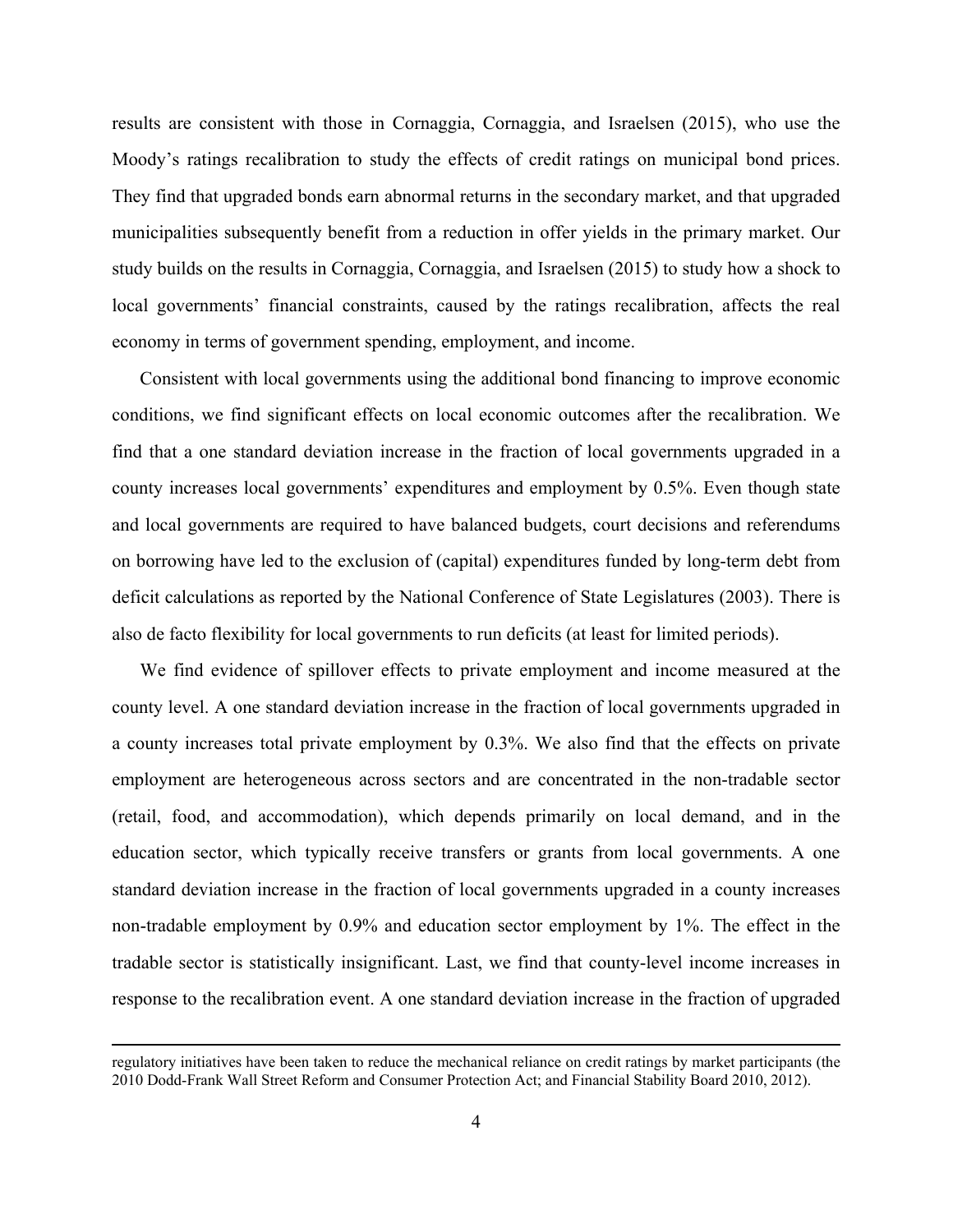results are consistent with those in Cornaggia, Cornaggia, and Israelsen (2015), who use the Moody's ratings recalibration to study the effects of credit ratings on municipal bond prices. They find that upgraded bonds earn abnormal returns in the secondary market, and that upgraded municipalities subsequently benefit from a reduction in offer yields in the primary market. Our study builds on the results in Cornaggia, Cornaggia, and Israelsen (2015) to study how a shock to local governments' financial constraints, caused by the ratings recalibration, affects the real economy in terms of government spending, employment, and income.

Consistent with local governments using the additional bond financing to improve economic conditions, we find significant effects on local economic outcomes after the recalibration. We find that a one standard deviation increase in the fraction of local governments upgraded in a county increases local governments' expenditures and employment by 0.5%. Even though state and local governments are required to have balanced budgets, court decisions and referendums on borrowing have led to the exclusion of (capital) expenditures funded by long-term debt from deficit calculations as reported by the National Conference of State Legislatures (2003). There is also de facto flexibility for local governments to run deficits (at least for limited periods).

We find evidence of spillover effects to private employment and income measured at the county level. A one standard deviation increase in the fraction of local governments upgraded in a county increases total private employment by 0.3%. We also find that the effects on private employment are heterogeneous across sectors and are concentrated in the non-tradable sector (retail, food, and accommodation), which depends primarily on local demand, and in the education sector, which typically receive transfers or grants from local governments. A one standard deviation increase in the fraction of local governments upgraded in a county increases non-tradable employment by 0.9% and education sector employment by 1%. The effect in the tradable sector is statistically insignificant. Last, we find that county-level income increases in response to the recalibration event. A one standard deviation increase in the fraction of upgraded

regulatory initiatives have been taken to reduce the mechanical reliance on credit ratings by market participants (the 2010 Dodd-Frank Wall Street Reform and Consumer Protection Act; and Financial Stability Board 2010, 2012).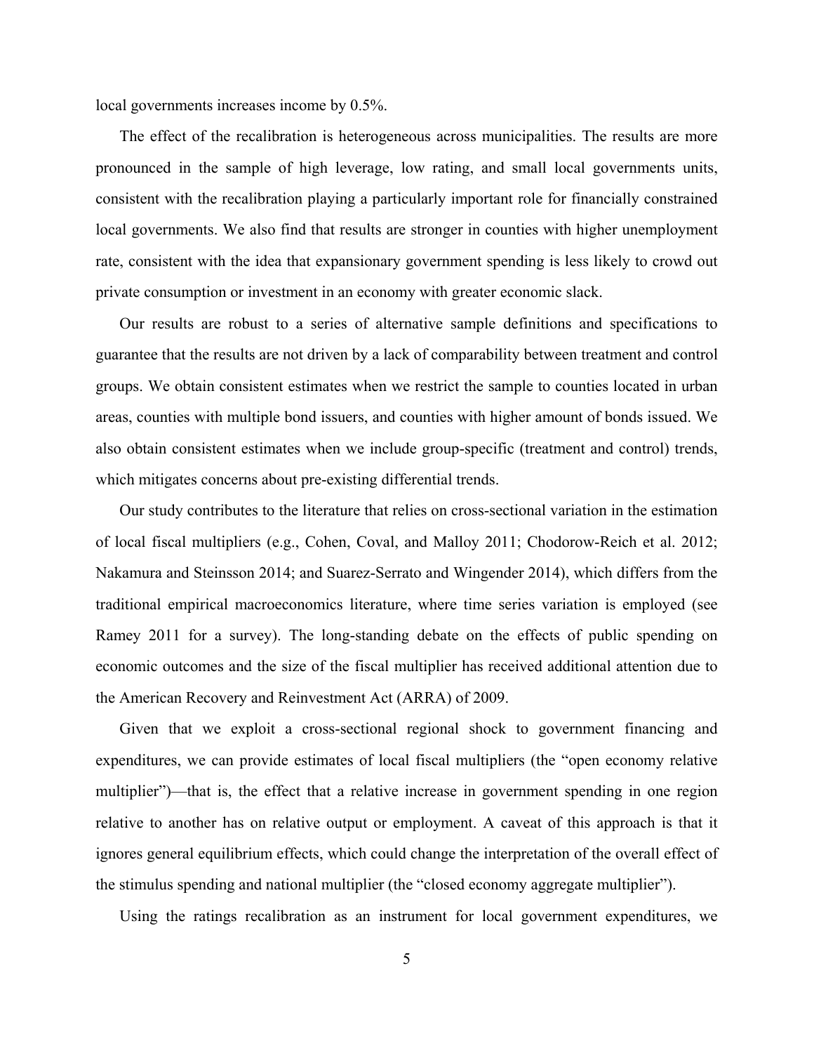local governments increases income by 0.5%.

The effect of the recalibration is heterogeneous across municipalities. The results are more pronounced in the sample of high leverage, low rating, and small local governments units, consistent with the recalibration playing a particularly important role for financially constrained local governments. We also find that results are stronger in counties with higher unemployment rate, consistent with the idea that expansionary government spending is less likely to crowd out private consumption or investment in an economy with greater economic slack.

Our results are robust to a series of alternative sample definitions and specifications to guarantee that the results are not driven by a lack of comparability between treatment and control groups. We obtain consistent estimates when we restrict the sample to counties located in urban areas, counties with multiple bond issuers, and counties with higher amount of bonds issued. We also obtain consistent estimates when we include group-specific (treatment and control) trends, which mitigates concerns about pre-existing differential trends.

Our study contributes to the literature that relies on cross-sectional variation in the estimation of local fiscal multipliers (e.g., Cohen, Coval, and Malloy 2011; Chodorow-Reich et al. 2012; Nakamura and Steinsson 2014; and Suarez-Serrato and Wingender 2014), which differs from the traditional empirical macroeconomics literature, where time series variation is employed (see Ramey 2011 for a survey). The long-standing debate on the effects of public spending on economic outcomes and the size of the fiscal multiplier has received additional attention due to the American Recovery and Reinvestment Act (ARRA) of 2009.

Given that we exploit a cross-sectional regional shock to government financing and expenditures, we can provide estimates of local fiscal multipliers (the "open economy relative multiplier")—that is, the effect that a relative increase in government spending in one region relative to another has on relative output or employment. A caveat of this approach is that it ignores general equilibrium effects, which could change the interpretation of the overall effect of the stimulus spending and national multiplier (the "closed economy aggregate multiplier").

Using the ratings recalibration as an instrument for local government expenditures, we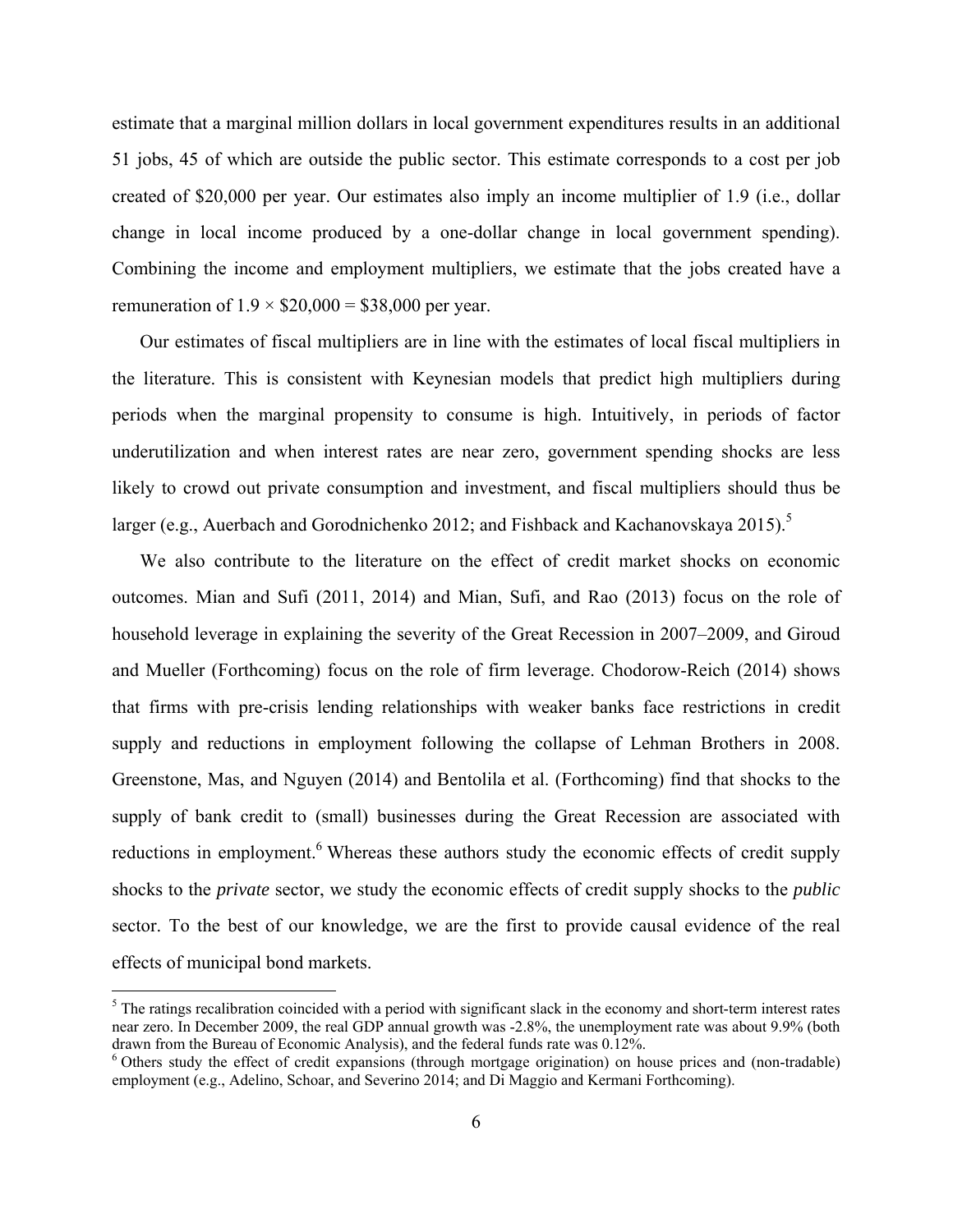estimate that a marginal million dollars in local government expenditures results in an additional 51 jobs, 45 of which are outside the public sector. This estimate corresponds to a cost per job created of $20,000 per year. Our estimates also imply an income multiplier of 1.9 (i.e., dollar change in local income produced by a one-dollar change in local government spending). Combining the income and employment multipliers, we estimate that the jobs created have a remuneration of 1.9 × $20,000 = $38,000 per year.

Our estimates of fiscal multipliers are in line with the estimates of local fiscal multipliers in the literature. This is consistent with Keynesian models that predict high multipliers during periods when the marginal propensity to consume is high. Intuitively, in periods of factor underutilization and when interest rates are near zero, government spending shocks are less likely to crowd out private consumption and investment, and fiscal multipliers should thus be larger (e.g., Auerbach and Gorodnichenko 2012; and Fishback and Kachanovskaya 2015).[5]

We also contribute to the literature on the effect of credit market shocks on economic outcomes. Mian and Sufi (2011, 2014) and Mian, Sufi, and Rao (2013) focus on the role of household leverage in explaining the severity of the Great Recession in 2007–2009, and Giroud and Mueller (Forthcoming) focus on the role of firm leverage. Chodorow-Reich (2014) shows that firms with pre-crisis lending relationships with weaker banks face restrictions in credit supply and reductions in employment following the collapse of Lehman Brothers in 2008. Greenstone, Mas, and Nguyen (2014) and Bentolila et al. (Forthcoming) find that shocks to the supply of bank credit to (small) businesses during the Great Recession are associated with reductions in employment.[6] Whereas these authors study the economic effects of credit supply shocks to the *private* sector, we study the economic effects of credit supply shocks to the *public* sector. To the best of our knowledge, we are the first to provide causal evidence of the real effects of municipal bond markets.

---

[5] The ratings recalibration coincided with a period with significant slack in the economy and short-term interest rates near zero. In December 2009, the real GDP annual growth was -2.8%, the unemployment rate was about 9.9% (both drawn from the Bureau of Economic Analysis), and the federal funds rate was 0.12%.

[6] Others study the effect of credit expansions (through mortgage origination) on house prices and (non-tradable) employment (e.g., Adelino, Schoar, and Severino 2014; and Di Maggio and Kermani Forthcoming).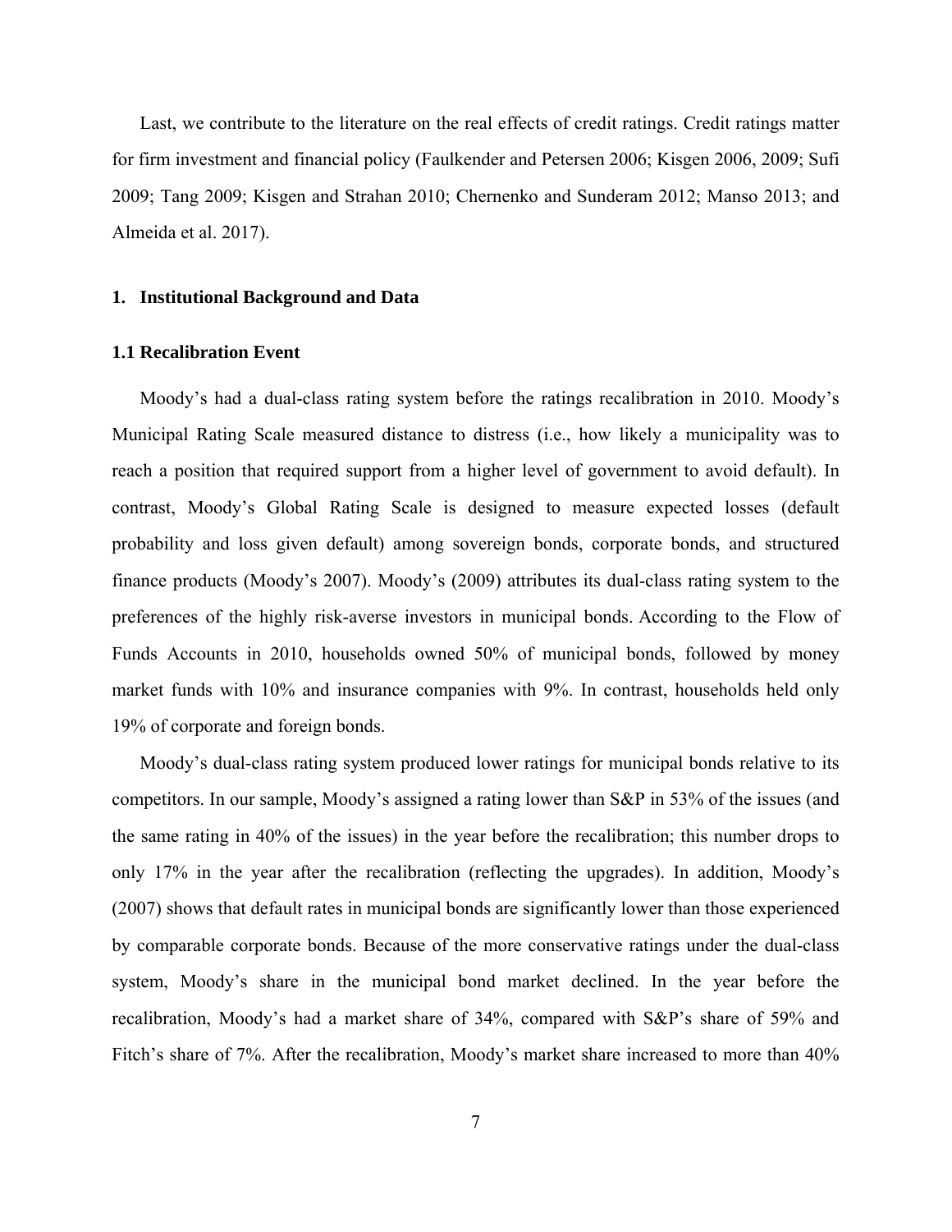Last, we contribute to the literature on the real effects of credit ratings. Credit ratings matter for firm investment and financial policy (Faulkender and Petersen 2006; Kisgen 2006, 2009; Sufi 2009; Tang 2009; Kisgen and Strahan 2010; Chernenko and Sunderam 2012; Manso 2013; and Almeida et al. 2017).

## 1. Institutional Background and Data

### 1.1 Recalibration Event

Moody's had a dual-class rating system before the ratings recalibration in 2010. Moody's Municipal Rating Scale measured distance to distress (i.e., how likely a municipality was to reach a position that required support from a higher level of government to avoid default). In contrast, Moody's Global Rating Scale is designed to measure expected losses (default probability and loss given default) among sovereign bonds, corporate bonds, and structured finance products (Moody's 2007). Moody's (2009) attributes its dual-class rating system to the preferences of the highly risk-averse investors in municipal bonds. According to the Flow of Funds Accounts in 2010, households owned 50% of municipal bonds, followed by money market funds with 10% and insurance companies with 9%. In contrast, households held only 19% of corporate and foreign bonds.

Moody's dual-class rating system produced lower ratings for municipal bonds relative to its competitors. In our sample, Moody's assigned a rating lower than S&P in 53% of the issues (and the same rating in 40% of the issues) in the year before the recalibration; this number drops to only 17% in the year after the recalibration (reflecting the upgrades). In addition, Moody's (2007) shows that default rates in municipal bonds are significantly lower than those experienced by comparable corporate bonds. Because of the more conservative ratings under the dual-class system, Moody's share in the municipal bond market declined. In the year before the recalibration, Moody's had a market share of 34%, compared with S&P's share of 59% and Fitch's share of 7%. After the recalibration, Moody's market share increased to more than 40%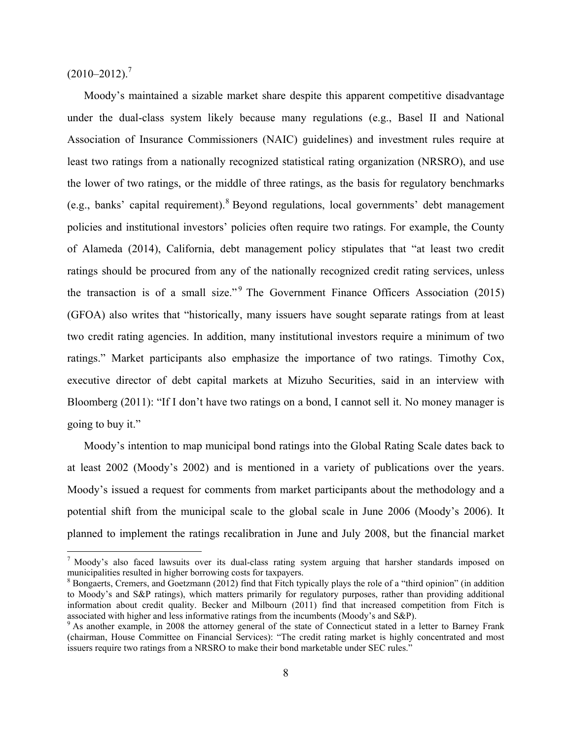(2010–2012).[7]

Moody's maintained a sizable market share despite this apparent competitive disadvantage under the dual-class system likely because many regulations (e.g., Basel II and National Association of Insurance Commissioners (NAIC) guidelines) and investment rules require at least two ratings from a nationally recognized statistical rating organization (NRSRO), and use the lower of two ratings, or the middle of three ratings, as the basis for regulatory benchmarks (e.g., banks' capital requirement).[8] Beyond regulations, local governments' debt management policies and institutional investors' policies often require two ratings. For example, the County of Alameda (2014), California, debt management policy stipulates that "at least two credit ratings should be procured from any of the nationally recognized credit rating services, unless the transaction is of a small size."[9] The Government Finance Officers Association (2015) (GFOA) also writes that "historically, many issuers have sought separate ratings from at least two credit rating agencies. In addition, many institutional investors require a minimum of two ratings." Market participants also emphasize the importance of two ratings. Timothy Cox, executive director of debt capital markets at Mizuho Securities, said in an interview with Bloomberg (2011): "If I don't have two ratings on a bond, I cannot sell it. No money manager is going to buy it."

Moody's intention to map municipal bond ratings into the Global Rating Scale dates back to at least 2002 (Moody's 2002) and is mentioned in a variety of publications over the years. Moody's issued a request for comments from market participants about the methodology and a potential shift from the municipal scale to the global scale in June 2006 (Moody's 2006). It planned to implement the ratings recalibration in June and July 2008, but the financial market

[7] Moody's also faced lawsuits over its dual-class rating system arguing that harsher standards imposed on municipalities resulted in higher borrowing costs for taxpayers.

[8] Bongaerts, Cremers, and Goetzmann (2012) find that Fitch typically plays the role of a "third opinion" (in addition to Moody's and S&P ratings), which matters primarily for regulatory purposes, rather than providing additional information about credit quality. Becker and Milbourn (2011) find that increased competition from Fitch is associated with higher and less informative ratings from the incumbents (Moody's and S&P).

[9] As another example, in 2008 the attorney general of the state of Connecticut stated in a letter to Barney Frank (chairman, House Committee on Financial Services): "The credit rating market is highly concentrated and most issuers require two ratings from a NRSRO to make their bond marketable under SEC rules."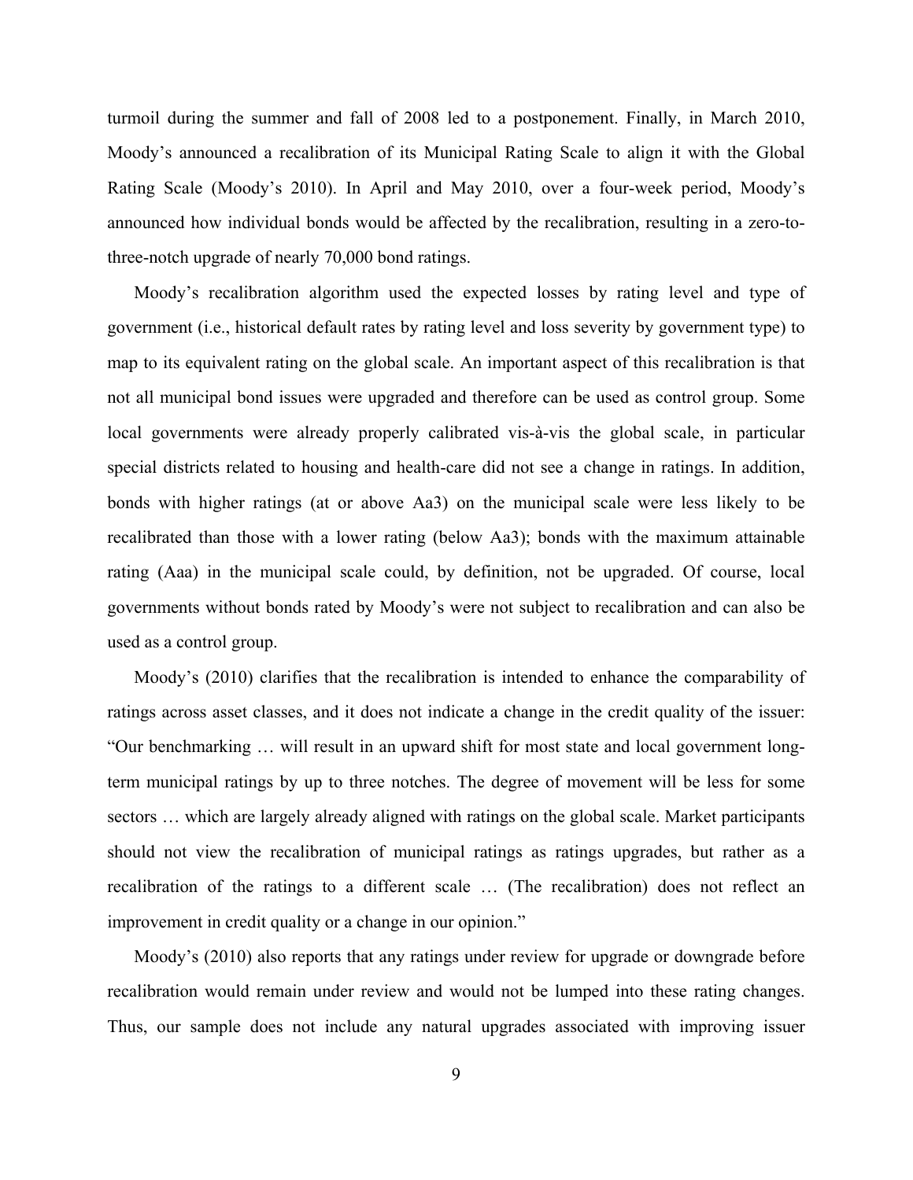turmoil during the summer and fall of 2008 led to a postponement. Finally, in March 2010, Moody's announced a recalibration of its Municipal Rating Scale to align it with the Global Rating Scale (Moody's 2010). In April and May 2010, over a four-week period, Moody's announced how individual bonds would be affected by the recalibration, resulting in a zero-to-three-notch upgrade of nearly 70,000 bond ratings.

Moody's recalibration algorithm used the expected losses by rating level and type of government (i.e., historical default rates by rating level and loss severity by government type) to map to its equivalent rating on the global scale. An important aspect of this recalibration is that not all municipal bond issues were upgraded and therefore can be used as control group. Some local governments were already properly calibrated vis-à-vis the global scale, in particular special districts related to housing and health-care did not see a change in ratings. In addition, bonds with higher ratings (at or above Aa3) on the municipal scale were less likely to be recalibrated than those with a lower rating (below Aa3); bonds with the maximum attainable rating (Aaa) in the municipal scale could, by definition, not be upgraded. Of course, local governments without bonds rated by Moody's were not subject to recalibration and can also be used as a control group.

Moody's (2010) clarifies that the recalibration is intended to enhance the comparability of ratings across asset classes, and it does not indicate a change in the credit quality of the issuer: "Our benchmarking … will result in an upward shift for most state and local government long-term municipal ratings by up to three notches. The degree of movement will be less for some sectors … which are largely already aligned with ratings on the global scale. Market participants should not view the recalibration of municipal ratings as ratings upgrades, but rather as a recalibration of the ratings to a different scale … (The recalibration) does not reflect an improvement in credit quality or a change in our opinion."

Moody's (2010) also reports that any ratings under review for upgrade or downgrade before recalibration would remain under review and would not be lumped into these rating changes. Thus, our sample does not include any natural upgrades associated with improving issuer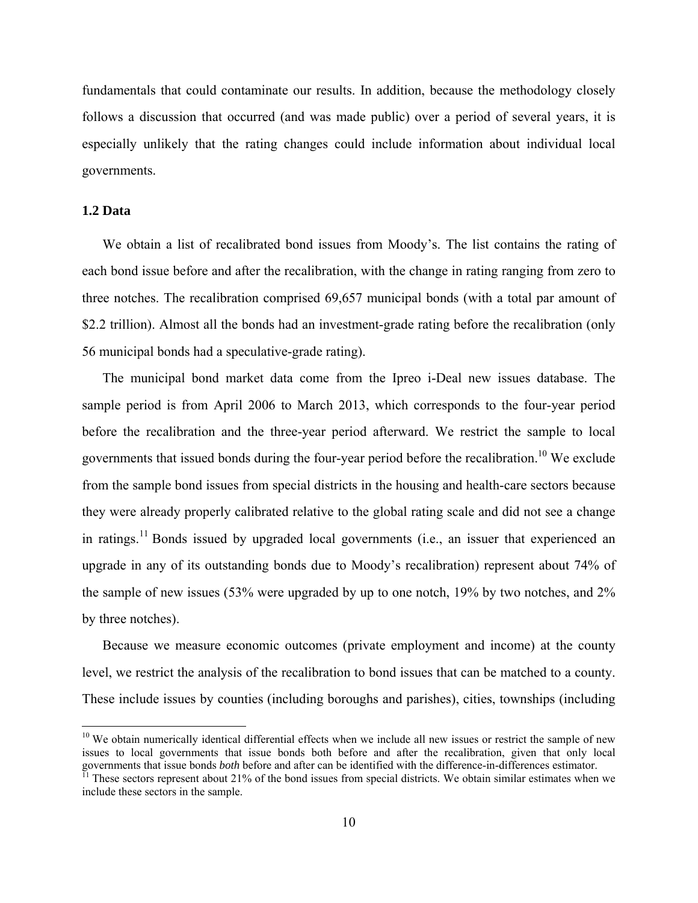fundamentals that could contaminate our results. In addition, because the methodology closely follows a discussion that occurred (and was made public) over a period of several years, it is especially unlikely that the rating changes could include information about individual local governments.

### 1.2 Data

We obtain a list of recalibrated bond issues from Moody's. The list contains the rating of each bond issue before and after the recalibration, with the change in rating ranging from zero to three notches. The recalibration comprised 69,657 municipal bonds (with a total par amount of \$2.2 trillion). Almost all the bonds had an investment-grade rating before the recalibration (only 56 municipal bonds had a speculative-grade rating).

The municipal bond market data come from the Ipreo i-Deal new issues database. The sample period is from April 2006 to March 2013, which corresponds to the four-year period before the recalibration and the three-year period afterward. We restrict the sample to local governments that issued bonds during the four-year period before the recalibration.[10] We exclude from the sample bond issues from special districts in the housing and health-care sectors because they were already properly calibrated relative to the global rating scale and did not see a change in ratings.[11] Bonds issued by upgraded local governments (i.e., an issuer that experienced an upgrade in any of its outstanding bonds due to Moody's recalibration) represent about 74% of the sample of new issues (53% were upgraded by up to one notch, 19% by two notches, and 2% by three notches).

Because we measure economic outcomes (private employment and income) at the county level, we restrict the analysis of the recalibration to bond issues that can be matched to a county. These include issues by counties (including boroughs and parishes), cities, townships (including

---

[10] We obtain numerically identical differential effects when we include all new issues or restrict the sample of new issues to local governments that issue bonds both before and after the recalibration, given that only local governments that issue bonds *both* before and after can be identified with the difference-in-differences estimator.

[11] These sectors represent about 21% of the bond issues from special districts. We obtain similar estimates when we include these sectors in the sample.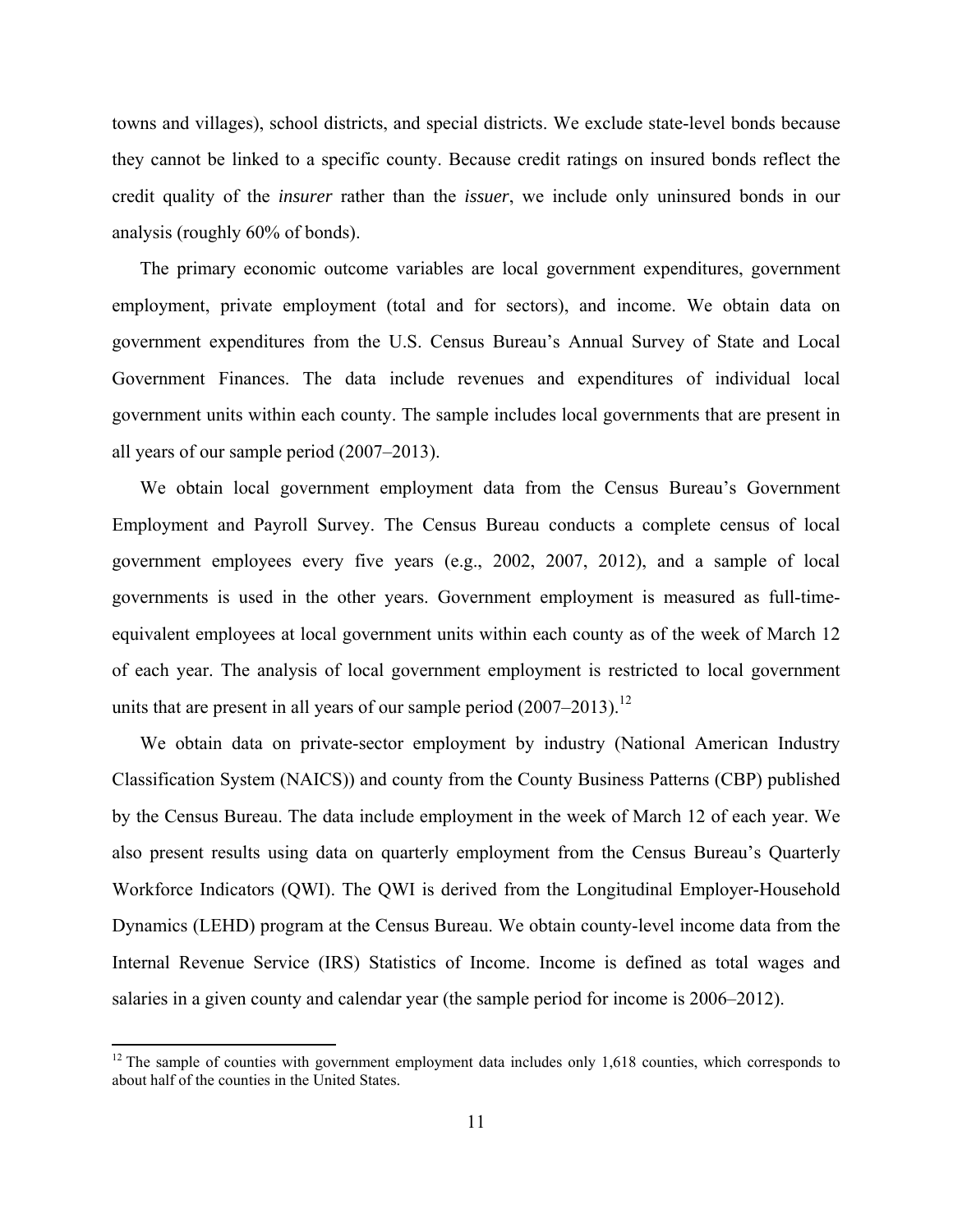towns and villages), school districts, and special districts. We exclude state-level bonds because they cannot be linked to a specific county. Because credit ratings on insured bonds reflect the credit quality of the *insurer* rather than the *issuer*, we include only uninsured bonds in our analysis (roughly 60% of bonds).

The primary economic outcome variables are local government expenditures, government employment, private employment (total and for sectors), and income. We obtain data on government expenditures from the U.S. Census Bureau's Annual Survey of State and Local Government Finances. The data include revenues and expenditures of individual local government units within each county. The sample includes local governments that are present in all years of our sample period (2007–2013).

We obtain local government employment data from the Census Bureau's Government Employment and Payroll Survey. The Census Bureau conducts a complete census of local government employees every five years (e.g., 2002, 2007, 2012), and a sample of local governments is used in the other years. Government employment is measured as full-time-equivalent employees at local government units within each county as of the week of March 12 of each year. The analysis of local government employment is restricted to local government units that are present in all years of our sample period (2007–2013).[12]

We obtain data on private-sector employment by industry (National American Industry Classification System (NAICS)) and county from the County Business Patterns (CBP) published by the Census Bureau. The data include employment in the week of March 12 of each year. We also present results using data on quarterly employment from the Census Bureau's Quarterly Workforce Indicators (QWI). The QWI is derived from the Longitudinal Employer-Household Dynamics (LEHD) program at the Census Bureau. We obtain county-level income data from the Internal Revenue Service (IRS) Statistics of Income. Income is defined as total wages and salaries in a given county and calendar year (the sample period for income is 2006–2012).

[12] The sample of counties with government employment data includes only 1,618 counties, which corresponds to about half of the counties in the United States.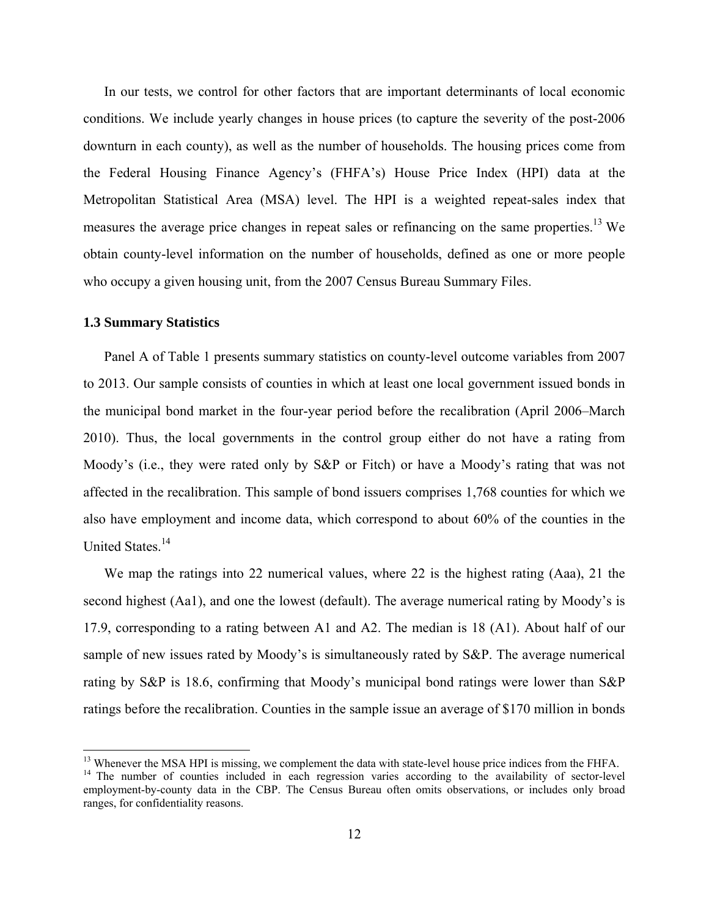In our tests, we control for other factors that are important determinants of local economic conditions. We include yearly changes in house prices (to capture the severity of the post-2006 downturn in each county), as well as the number of households. The housing prices come from the Federal Housing Finance Agency's (FHFA's) House Price Index (HPI) data at the Metropolitan Statistical Area (MSA) level. The HPI is a weighted repeat-sales index that measures the average price changes in repeat sales or refinancing on the same properties.[13] We obtain county-level information on the number of households, defined as one or more people who occupy a given housing unit, from the 2007 Census Bureau Summary Files.

### 1.3 Summary Statistics

Panel A of Table 1 presents summary statistics on county-level outcome variables from 2007 to 2013. Our sample consists of counties in which at least one local government issued bonds in the municipal bond market in the four-year period before the recalibration (April 2006–March 2010). Thus, the local governments in the control group either do not have a rating from Moody's (i.e., they were rated only by S&P or Fitch) or have a Moody's rating that was not affected in the recalibration. This sample of bond issuers comprises 1,768 counties for which we also have employment and income data, which correspond to about 60% of the counties in the United States.[14]

We map the ratings into 22 numerical values, where 22 is the highest rating (Aaa), 21 the second highest (Aa1), and one the lowest (default). The average numerical rating by Moody's is 17.9, corresponding to a rating between A1 and A2. The median is 18 (A1). About half of our sample of new issues rated by Moody's is simultaneously rated by S&P. The average numerical rating by S&P is 18.6, confirming that Moody's municipal bond ratings were lower than S&P ratings before the recalibration. Counties in the sample issue an average of $170 million in bonds

[13] Whenever the MSA HPI is missing, we complement the data with state-level house price indices from the FHFA.

[14] The number of counties included in each regression varies according to the availability of sector-level employment-by-county data in the CBP. The Census Bureau often omits observations, or includes only broad ranges, for confidentiality reasons.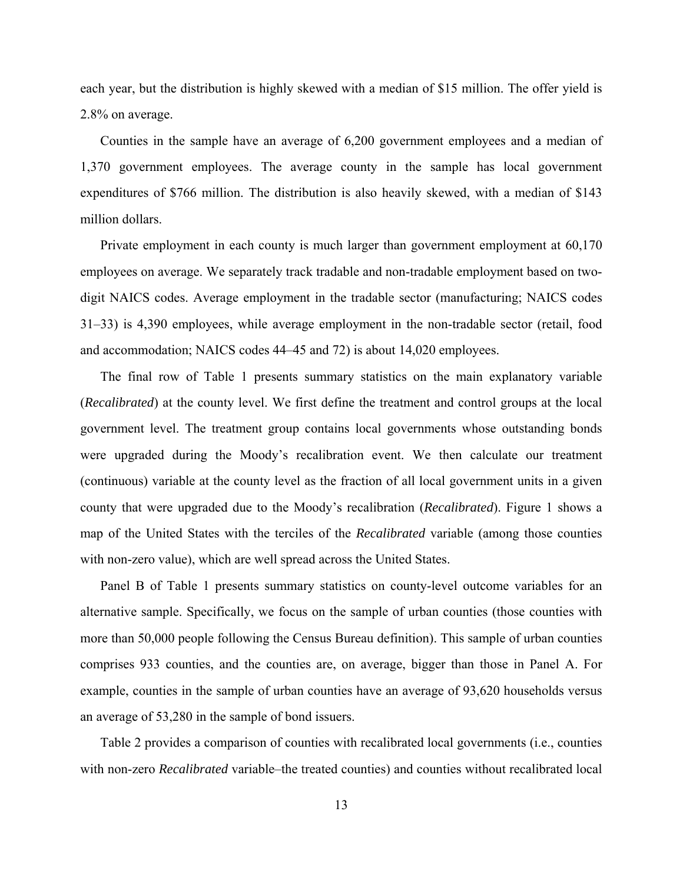each year, but the distribution is highly skewed with a median of $15 million. The offer yield is 2.8% on average.

Counties in the sample have an average of 6,200 government employees and a median of 1,370 government employees. The average county in the sample has local government expenditures of $766 million. The distribution is also heavily skewed, with a median of $143 million dollars.

Private employment in each county is much larger than government employment at 60,170 employees on average. We separately track tradable and non-tradable employment based on two-digit NAICS codes. Average employment in the tradable sector (manufacturing; NAICS codes 31–33) is 4,390 employees, while average employment in the non-tradable sector (retail, food and accommodation; NAICS codes 44–45 and 72) is about 14,020 employees.

The final row of Table 1 presents summary statistics on the main explanatory variable (*Recalibrated*) at the county level. We first define the treatment and control groups at the local government level. The treatment group contains local governments whose outstanding bonds were upgraded during the Moody's recalibration event. We then calculate our treatment (continuous) variable at the county level as the fraction of all local government units in a given county that were upgraded due to the Moody's recalibration (*Recalibrated*). Figure 1 shows a map of the United States with the terciles of the *Recalibrated* variable (among those counties with non-zero value), which are well spread across the United States.

Panel B of Table 1 presents summary statistics on county-level outcome variables for an alternative sample. Specifically, we focus on the sample of urban counties (those counties with more than 50,000 people following the Census Bureau definition). This sample of urban counties comprises 933 counties, and the counties are, on average, bigger than those in Panel A. For example, counties in the sample of urban counties have an average of 93,620 households versus an average of 53,280 in the sample of bond issuers.

Table 2 provides a comparison of counties with recalibrated local governments (i.e., counties with non-zero *Recalibrated* variable–the treated counties) and counties without recalibrated local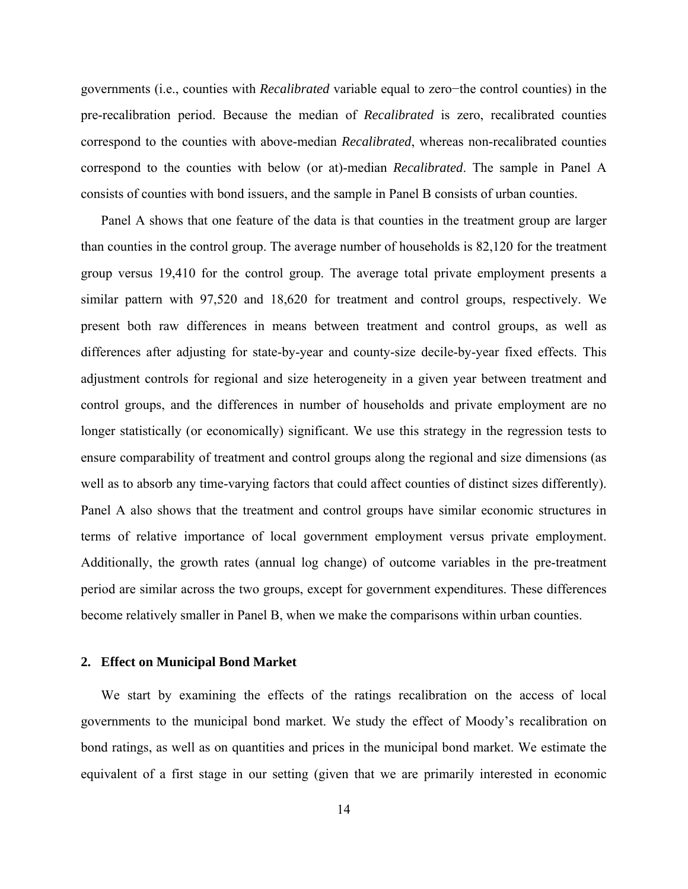governments (i.e., counties with *Recalibrated* variable equal to zero−the control counties) in the pre-recalibration period. Because the median of *Recalibrated* is zero, recalibrated counties correspond to the counties with above-median *Recalibrated*, whereas non-recalibrated counties correspond to the counties with below (or at)-median *Recalibrated*. The sample in Panel A consists of counties with bond issuers, and the sample in Panel B consists of urban counties.

Panel A shows that one feature of the data is that counties in the treatment group are larger than counties in the control group. The average number of households is 82,120 for the treatment group versus 19,410 for the control group. The average total private employment presents a similar pattern with 97,520 and 18,620 for treatment and control groups, respectively. We present both raw differences in means between treatment and control groups, as well as differences after adjusting for state-by-year and county-size decile-by-year fixed effects. This adjustment controls for regional and size heterogeneity in a given year between treatment and control groups, and the differences in number of households and private employment are no longer statistically (or economically) significant. We use this strategy in the regression tests to ensure comparability of treatment and control groups along the regional and size dimensions (as well as to absorb any time-varying factors that could affect counties of distinct sizes differently). Panel A also shows that the treatment and control groups have similar economic structures in terms of relative importance of local government employment versus private employment. Additionally, the growth rates (annual log change) of outcome variables in the pre-treatment period are similar across the two groups, except for government expenditures. These differences become relatively smaller in Panel B, when we make the comparisons within urban counties.

## 2. Effect on Municipal Bond Market

We start by examining the effects of the ratings recalibration on the access of local governments to the municipal bond market. We study the effect of Moody's recalibration on bond ratings, as well as on quantities and prices in the municipal bond market. We estimate the equivalent of a first stage in our setting (given that we are primarily interested in economic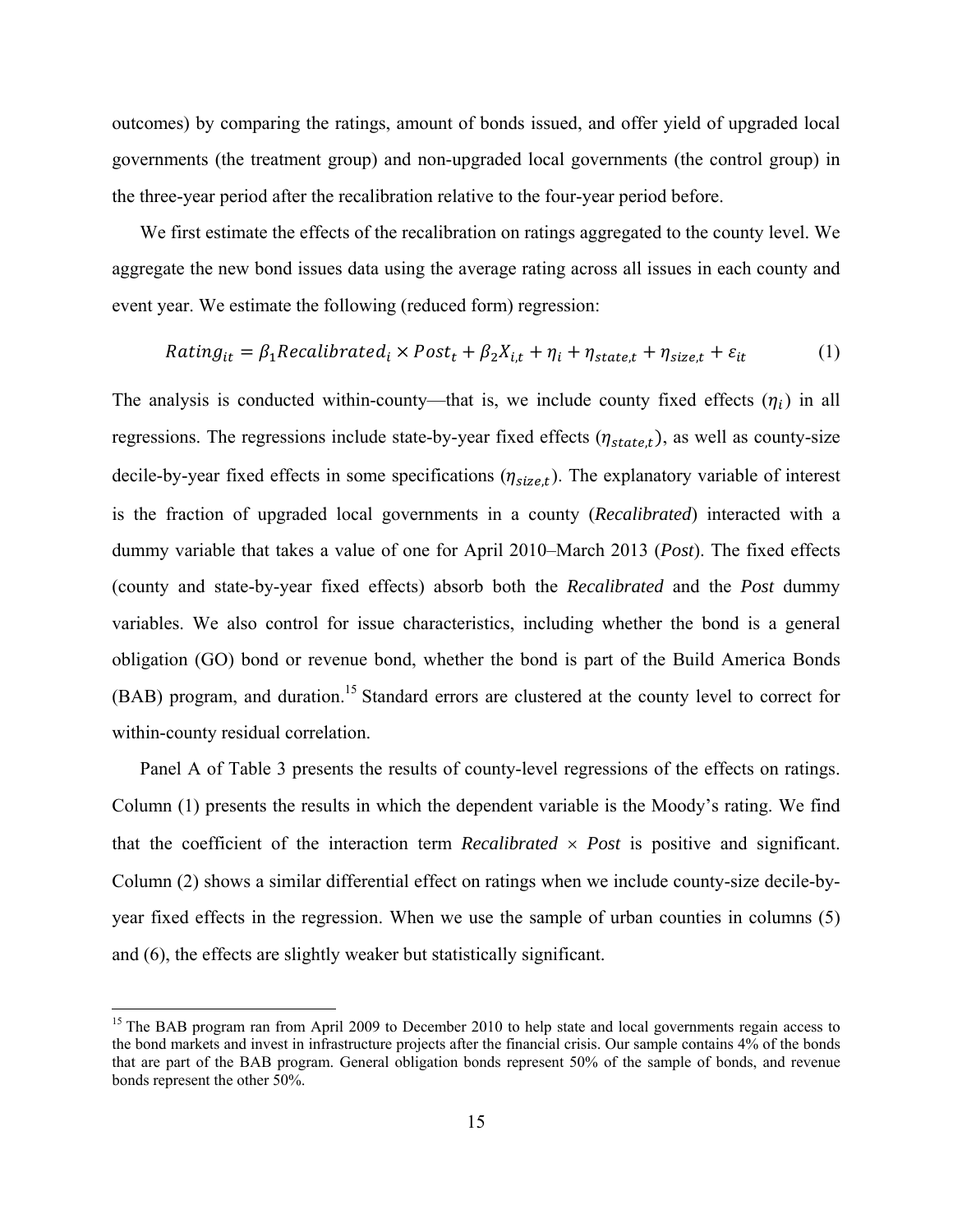outcomes) by comparing the ratings, amount of bonds issued, and offer yield of upgraded local governments (the treatment group) and non-upgraded local governments (the control group) in the three-year period after the recalibration relative to the four-year period before.

We first estimate the effects of the recalibration on ratings aggregated to the county level. We aggregate the new bond issues data using the average rating across all issues in each county and event year. We estimate the following (reduced form) regression:

$$Rating_{it} = \beta_1 Recalibrated_i \times Post_t + \beta_2 X_{i,t} + \eta_i + \eta_{state,t} + \eta_{size,t} + \varepsilon_{it} \tag{1}$$

The analysis is conducted within-county—that is, we include county fixed effects ($\eta_i$) in all regressions. The regressions include state-by-year fixed effects ($\eta_{state,t}$), as well as county-size decile-by-year fixed effects in some specifications ($\eta_{size,t}$). The explanatory variable of interest is the fraction of upgraded local governments in a county (*Recalibrated*) interacted with a dummy variable that takes a value of one for April 2010–March 2013 (*Post*). The fixed effects (county and state-by-year fixed effects) absorb both the *Recalibrated* and the *Post* dummy variables. We also control for issue characteristics, including whether the bond is a general obligation (GO) bond or revenue bond, whether the bond is part of the Build America Bonds (BAB) program, and duration.[15] Standard errors are clustered at the county level to correct for within-county residual correlation.

Panel A of Table 3 presents the results of county-level regressions of the effects on ratings. Column (1) presents the results in which the dependent variable is the Moody's rating. We find that the coefficient of the interaction term *Recalibrated* × *Post* is positive and significant. Column (2) shows a similar differential effect on ratings when we include county-size decile-by-year fixed effects in the regression. When we use the sample of urban counties in columns (5) and (6), the effects are slightly weaker but statistically significant.

[15] The BAB program ran from April 2009 to December 2010 to help state and local governments regain access to the bond markets and invest in infrastructure projects after the financial crisis. Our sample contains 4% of the bonds that are part of the BAB program. General obligation bonds represent 50% of the sample of bonds, and revenue bonds represent the other 50%.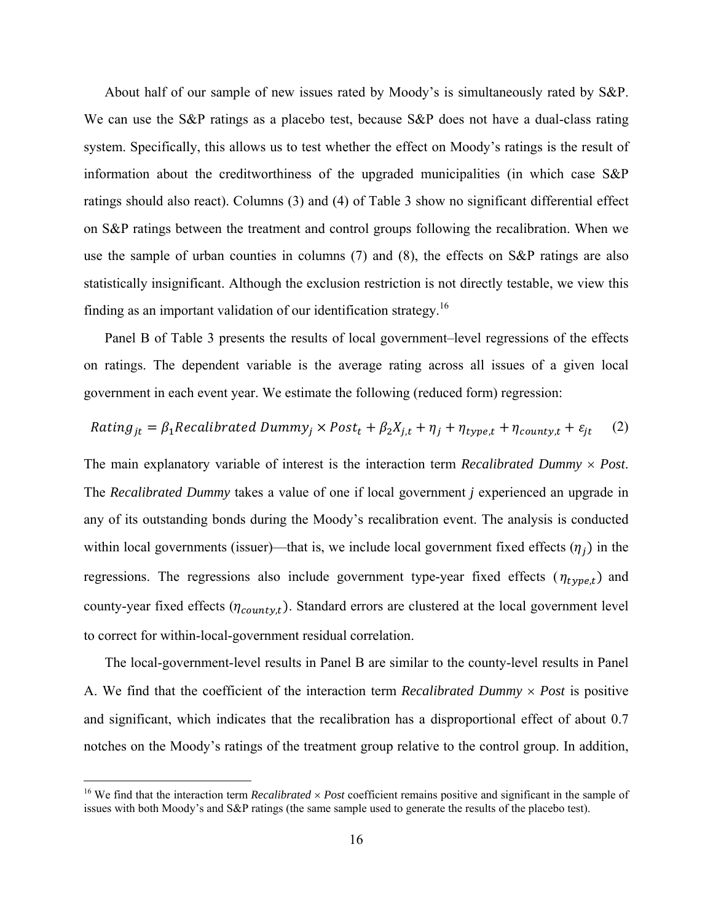About half of our sample of new issues rated by Moody's is simultaneously rated by S&P. We can use the S&P ratings as a placebo test, because S&P does not have a dual-class rating system. Specifically, this allows us to test whether the effect on Moody's ratings is the result of information about the creditworthiness of the upgraded municipalities (in which case S&P ratings should also react). Columns (3) and (4) of Table 3 show no significant differential effect on S&P ratings between the treatment and control groups following the recalibration. When we use the sample of urban counties in columns (7) and (8), the effects on S&P ratings are also statistically insignificant. Although the exclusion restriction is not directly testable, we view this finding as an important validation of our identification strategy.[16]

Panel B of Table 3 presents the results of local government–level regressions of the effects on ratings. The dependent variable is the average rating across all issues of a given local government in each event year. We estimate the following (reduced form) regression:

$$Rating_{jt} = \beta_1 Recalibrated\ Dummy_j \times Post_t + \beta_2 X_{j,t} + \eta_j + \eta_{type,t} + \eta_{county,t} + \varepsilon_{jt} \quad (2)$$

The main explanatory variable of interest is the interaction term *Recalibrated Dummy* × *Post*. The *Recalibrated Dummy* takes a value of one if local government *j* experienced an upgrade in any of its outstanding bonds during the Moody's recalibration event. The analysis is conducted within local governments (issuer)—that is, we include local government fixed effects ($\eta_j$) in the regressions. The regressions also include government type-year fixed effects ($\eta_{type,t}$) and county-year fixed effects ($\eta_{county,t}$). Standard errors are clustered at the local government level to correct for within-local-government residual correlation.

The local-government-level results in Panel B are similar to the county-level results in Panel A. We find that the coefficient of the interaction term *Recalibrated Dummy* × *Post* is positive and significant, which indicates that the recalibration has a disproportional effect of about 0.7 notches on the Moody's ratings of the treatment group relative to the control group. In addition,

[16] We find that the interaction term *Recalibrated* × *Post* coefficient remains positive and significant in the sample of issues with both Moody's and S&P ratings (the same sample used to generate the results of the placebo test).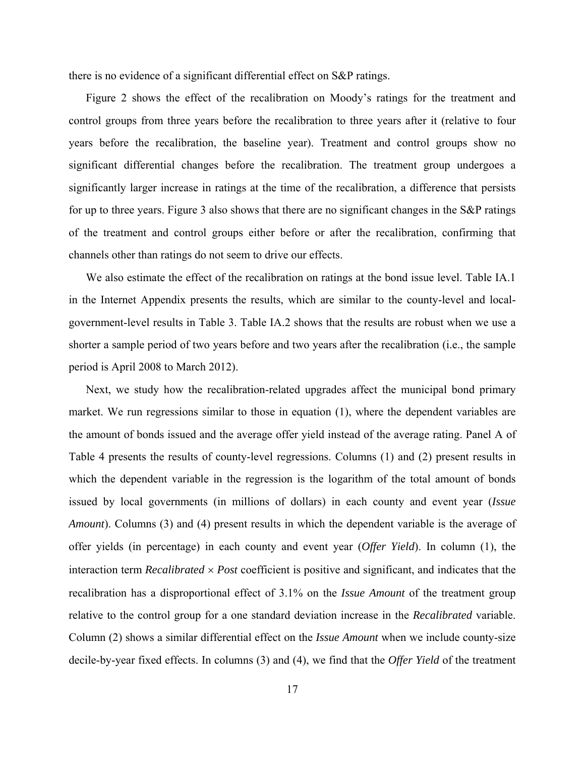there is no evidence of a significant differential effect on S&P ratings.

Figure 2 shows the effect of the recalibration on Moody's ratings for the treatment and control groups from three years before the recalibration to three years after it (relative to four years before the recalibration, the baseline year). Treatment and control groups show no significant differential changes before the recalibration. The treatment group undergoes a significantly larger increase in ratings at the time of the recalibration, a difference that persists for up to three years. Figure 3 also shows that there are no significant changes in the S&P ratings of the treatment and control groups either before or after the recalibration, confirming that channels other than ratings do not seem to drive our effects.

We also estimate the effect of the recalibration on ratings at the bond issue level. Table IA.1 in the Internet Appendix presents the results, which are similar to the county-level and local-government-level results in Table 3. Table IA.2 shows that the results are robust when we use a shorter a sample period of two years before and two years after the recalibration (i.e., the sample period is April 2008 to March 2012).

Next, we study how the recalibration-related upgrades affect the municipal bond primary market. We run regressions similar to those in equation (1), where the dependent variables are the amount of bonds issued and the average offer yield instead of the average rating. Panel A of Table 4 presents the results of county-level regressions. Columns (1) and (2) present results in which the dependent variable in the regression is the logarithm of the total amount of bonds issued by local governments (in millions of dollars) in each county and event year (*Issue Amount*). Columns (3) and (4) present results in which the dependent variable is the average of offer yields (in percentage) in each county and event year (*Offer Yield*). In column (1), the interaction term *Recalibrated* × *Post* coefficient is positive and significant, and indicates that the recalibration has a disproportional effect of 3.1% on the *Issue Amount* of the treatment group relative to the control group for a one standard deviation increase in the *Recalibrated* variable. Column (2) shows a similar differential effect on the *Issue Amount* when we include county-size decile-by-year fixed effects. In columns (3) and (4), we find that the *Offer Yield* of the treatment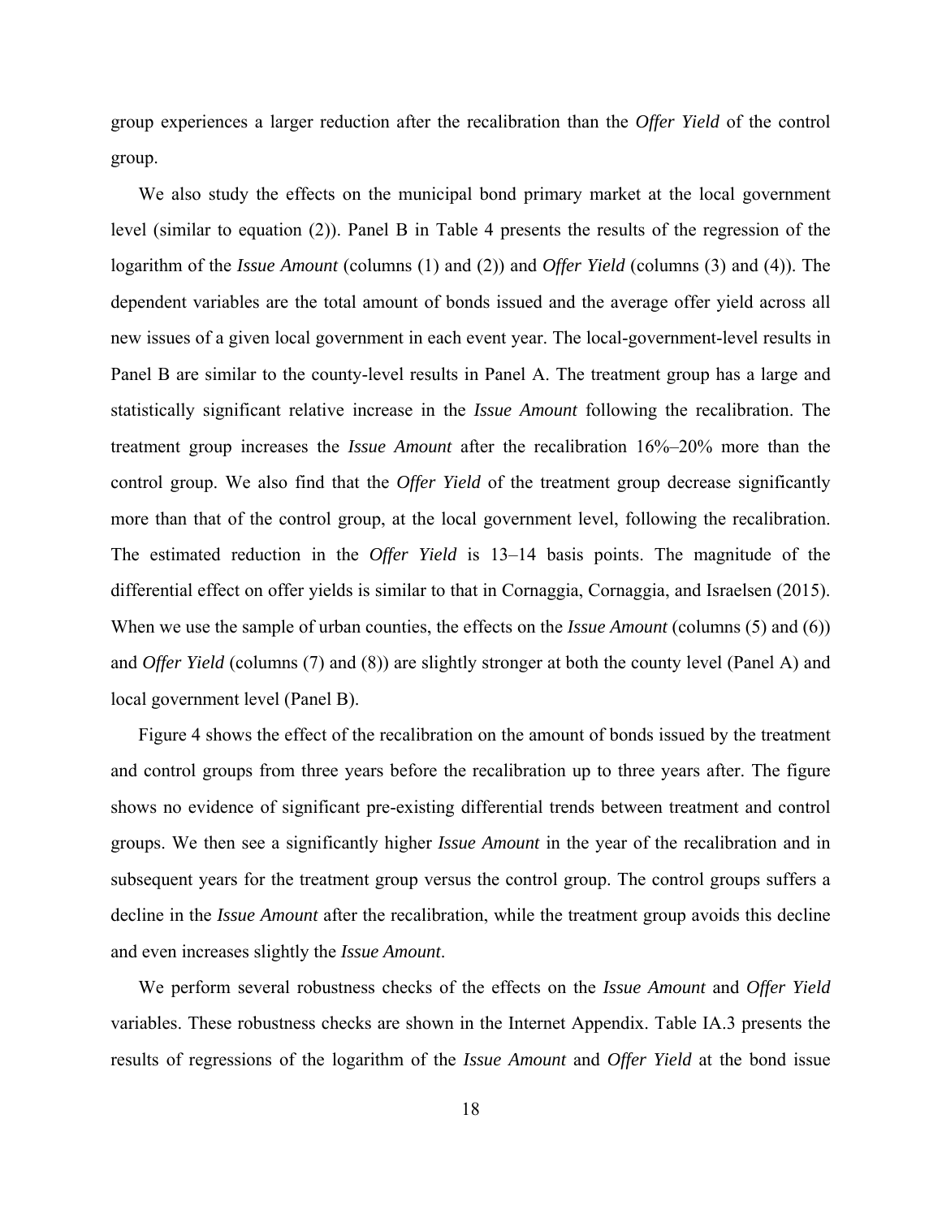group experiences a larger reduction after the recalibration than the *Offer Yield* of the control group.

We also study the effects on the municipal bond primary market at the local government level (similar to equation (2)). Panel B in Table 4 presents the results of the regression of the logarithm of the *Issue Amount* (columns (1) and (2)) and *Offer Yield* (columns (3) and (4)). The dependent variables are the total amount of bonds issued and the average offer yield across all new issues of a given local government in each event year. The local-government-level results in Panel B are similar to the county-level results in Panel A. The treatment group has a large and statistically significant relative increase in the *Issue Amount* following the recalibration. The treatment group increases the *Issue Amount* after the recalibration 16%–20% more than the control group. We also find that the *Offer Yield* of the treatment group decrease significantly more than that of the control group, at the local government level, following the recalibration. The estimated reduction in the *Offer Yield* is 13–14 basis points. The magnitude of the differential effect on offer yields is similar to that in Cornaggia, Cornaggia, and Israelsen (2015). When we use the sample of urban counties, the effects on the *Issue Amount* (columns (5) and (6)) and *Offer Yield* (columns (7) and (8)) are slightly stronger at both the county level (Panel A) and local government level (Panel B).

Figure 4 shows the effect of the recalibration on the amount of bonds issued by the treatment and control groups from three years before the recalibration up to three years after. The figure shows no evidence of significant pre-existing differential trends between treatment and control groups. We then see a significantly higher *Issue Amount* in the year of the recalibration and in subsequent years for the treatment group versus the control group. The control groups suffers a decline in the *Issue Amount* after the recalibration, while the treatment group avoids this decline and even increases slightly the *Issue Amount*.

We perform several robustness checks of the effects on the *Issue Amount* and *Offer Yield* variables. These robustness checks are shown in the Internet Appendix. Table IA.3 presents the results of regressions of the logarithm of the *Issue Amount* and *Offer Yield* at the bond issue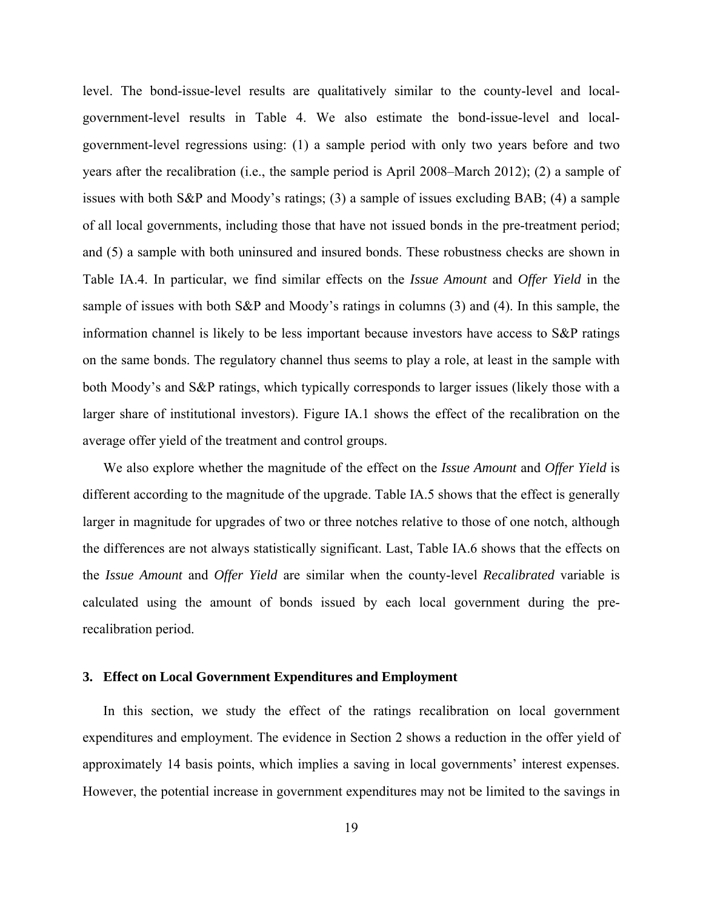level. The bond-issue-level results are qualitatively similar to the county-level and local-government-level results in Table 4. We also estimate the bond-issue-level and local-government-level regressions using: (1) a sample period with only two years before and two years after the recalibration (i.e., the sample period is April 2008–March 2012); (2) a sample of issues with both S&P and Moody's ratings; (3) a sample of issues excluding BAB; (4) a sample of all local governments, including those that have not issued bonds in the pre-treatment period; and (5) a sample with both uninsured and insured bonds. These robustness checks are shown in Table IA.4. In particular, we find similar effects on the *Issue Amount* and *Offer Yield* in the sample of issues with both S&P and Moody's ratings in columns (3) and (4). In this sample, the information channel is likely to be less important because investors have access to S&P ratings on the same bonds. The regulatory channel thus seems to play a role, at least in the sample with both Moody's and S&P ratings, which typically corresponds to larger issues (likely those with a larger share of institutional investors). Figure IA.1 shows the effect of the recalibration on the average offer yield of the treatment and control groups.

We also explore whether the magnitude of the effect on the *Issue Amount* and *Offer Yield* is different according to the magnitude of the upgrade. Table IA.5 shows that the effect is generally larger in magnitude for upgrades of two or three notches relative to those of one notch, although the differences are not always statistically significant. Last, Table IA.6 shows that the effects on the *Issue Amount* and *Offer Yield* are similar when the county-level *Recalibrated* variable is calculated using the amount of bonds issued by each local government during the pre-recalibration period.

### 3. Effect on Local Government Expenditures and Employment

In this section, we study the effect of the ratings recalibration on local government expenditures and employment. The evidence in Section 2 shows a reduction in the offer yield of approximately 14 basis points, which implies a saving in local governments' interest expenses. However, the potential increase in government expenditures may not be limited to the savings in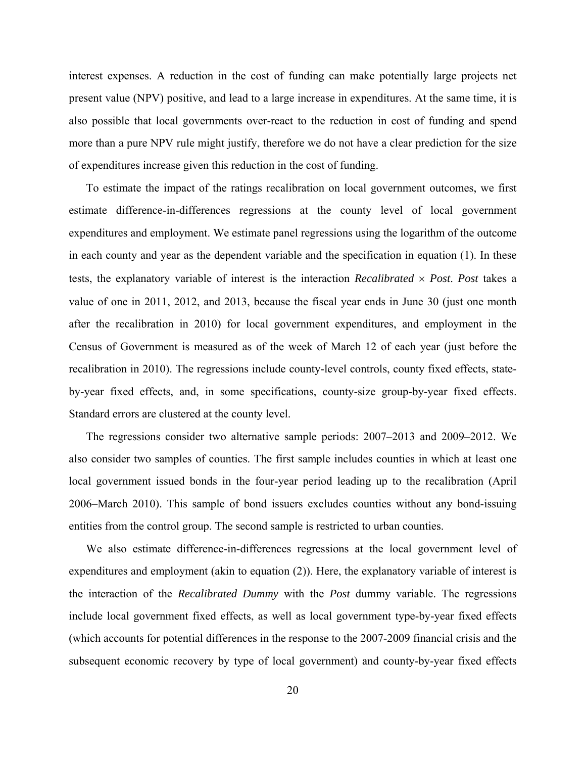interest expenses. A reduction in the cost of funding can make potentially large projects net present value (NPV) positive, and lead to a large increase in expenditures. At the same time, it is also possible that local governments over-react to the reduction in cost of funding and spend more than a pure NPV rule might justify, therefore we do not have a clear prediction for the size of expenditures increase given this reduction in the cost of funding.

To estimate the impact of the ratings recalibration on local government outcomes, we first estimate difference-in-differences regressions at the county level of local government expenditures and employment. We estimate panel regressions using the logarithm of the outcome in each county and year as the dependent variable and the specification in equation (1). In these tests, the explanatory variable of interest is the interaction *Recalibrated* × *Post*. *Post* takes a value of one in 2011, 2012, and 2013, because the fiscal year ends in June 30 (just one month after the recalibration in 2010) for local government expenditures, and employment in the Census of Government is measured as of the week of March 12 of each year (just before the recalibration in 2010). The regressions include county-level controls, county fixed effects, state-by-year fixed effects, and, in some specifications, county-size group-by-year fixed effects. Standard errors are clustered at the county level.

The regressions consider two alternative sample periods: 2007–2013 and 2009–2012. We also consider two samples of counties. The first sample includes counties in which at least one local government issued bonds in the four-year period leading up to the recalibration (April 2006–March 2010). This sample of bond issuers excludes counties without any bond-issuing entities from the control group. The second sample is restricted to urban counties.

We also estimate difference-in-differences regressions at the local government level of expenditures and employment (akin to equation (2)). Here, the explanatory variable of interest is the interaction of the *Recalibrated Dummy* with the *Post* dummy variable. The regressions include local government fixed effects, as well as local government type-by-year fixed effects (which accounts for potential differences in the response to the 2007-2009 financial crisis and the subsequent economic recovery by type of local government) and county-by-year fixed effects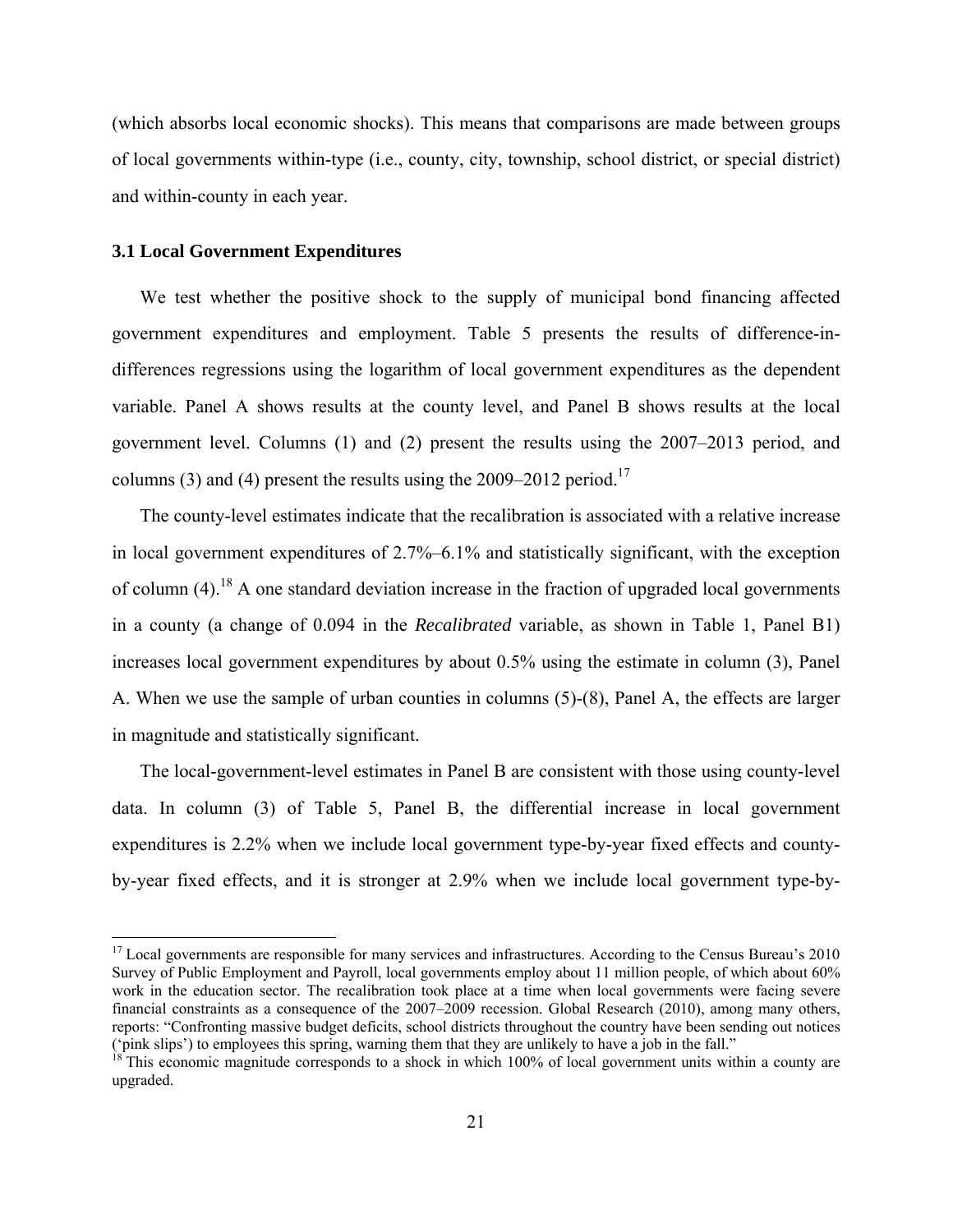(which absorbs local economic shocks). This means that comparisons are made between groups of local governments within-type (i.e., county, city, township, school district, or special district) and within-county in each year.

### 3.1 Local Government Expenditures

We test whether the positive shock to the supply of municipal bond financing affected government expenditures and employment. Table 5 presents the results of difference-in-differences regressions using the logarithm of local government expenditures as the dependent variable. Panel A shows results at the county level, and Panel B shows results at the local government level. Columns (1) and (2) present the results using the 2007–2013 period, and columns (3) and (4) present the results using the 2009–2012 period.[17]

The county-level estimates indicate that the recalibration is associated with a relative increase in local government expenditures of 2.7%–6.1% and statistically significant, with the exception of column (4).[18] A one standard deviation increase in the fraction of upgraded local governments in a county (a change of 0.094 in the *Recalibrated* variable, as shown in Table 1, Panel B1) increases local government expenditures by about 0.5% using the estimate in column (3), Panel A. When we use the sample of urban counties in columns (5)-(8), Panel A, the effects are larger in magnitude and statistically significant.

The local-government-level estimates in Panel B are consistent with those using county-level data. In column (3) of Table 5, Panel B, the differential increase in local government expenditures is 2.2% when we include local government type-by-year fixed effects and county-by-year fixed effects, and it is stronger at 2.9% when we include local government type-by-

---

[17] Local governments are responsible for many services and infrastructures. According to the Census Bureau's 2010 Survey of Public Employment and Payroll, local governments employ about 11 million people, of which about 60% work in the education sector. The recalibration took place at a time when local governments were facing severe financial constraints as a consequence of the 2007–2009 recession. Global Research (2010), among many others, reports: "Confronting massive budget deficits, school districts throughout the country have been sending out notices ('pink slips') to employees this spring, warning them that they are unlikely to have a job in the fall."

[18] This economic magnitude corresponds to a shock in which 100% of local government units within a county are upgraded.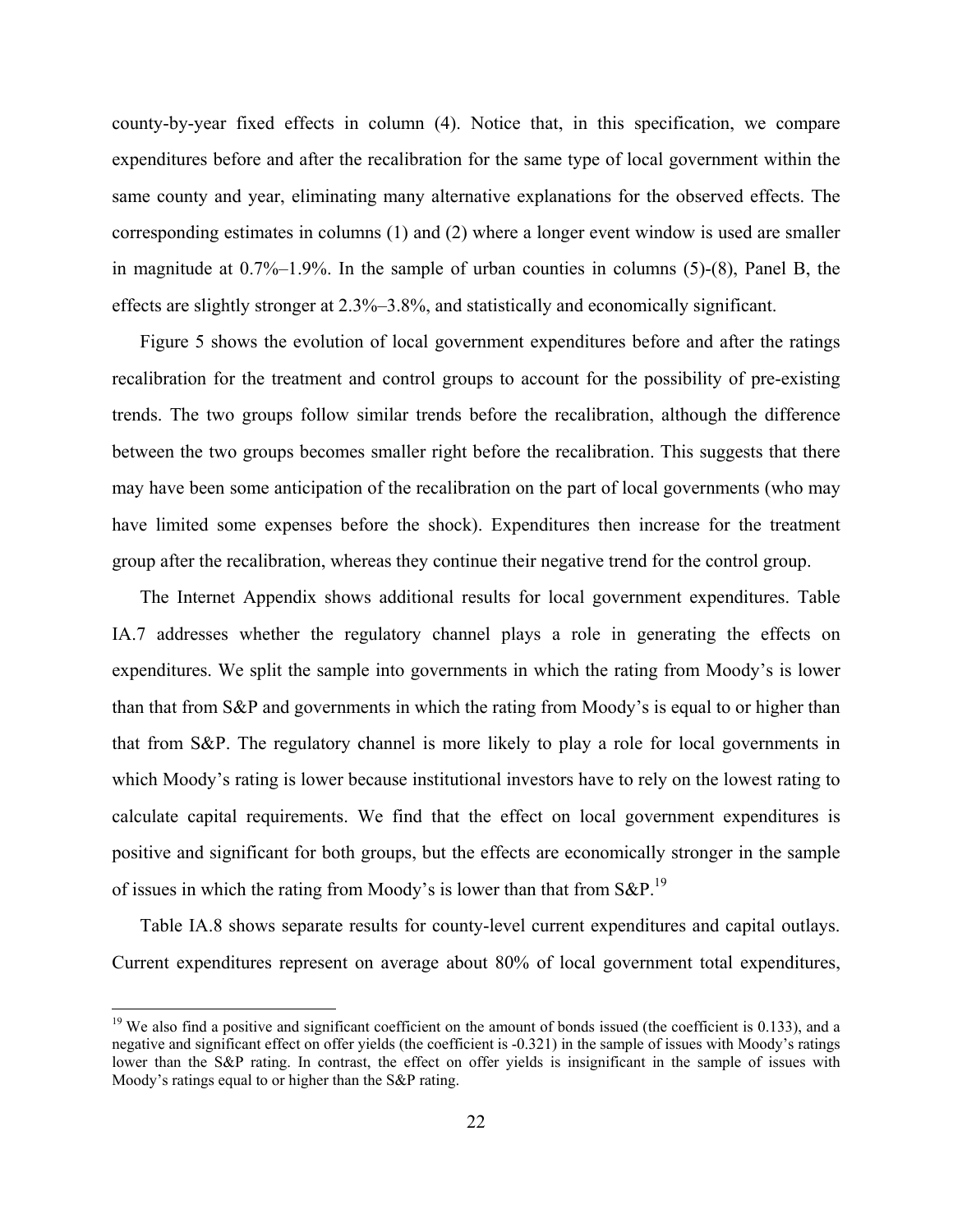county-by-year fixed effects in column (4). Notice that, in this specification, we compare expenditures before and after the recalibration for the same type of local government within the same county and year, eliminating many alternative explanations for the observed effects. The corresponding estimates in columns (1) and (2) where a longer event window is used are smaller in magnitude at 0.7%–1.9%. In the sample of urban counties in columns (5)-(8), Panel B, the effects are slightly stronger at 2.3%–3.8%, and statistically and economically significant.

Figure 5 shows the evolution of local government expenditures before and after the ratings recalibration for the treatment and control groups to account for the possibility of pre-existing trends. The two groups follow similar trends before the recalibration, although the difference between the two groups becomes smaller right before the recalibration. This suggests that there may have been some anticipation of the recalibration on the part of local governments (who may have limited some expenses before the shock). Expenditures then increase for the treatment group after the recalibration, whereas they continue their negative trend for the control group.

The Internet Appendix shows additional results for local government expenditures. Table IA.7 addresses whether the regulatory channel plays a role in generating the effects on expenditures. We split the sample into governments in which the rating from Moody's is lower than that from S&P and governments in which the rating from Moody's is equal to or higher than that from S&P. The regulatory channel is more likely to play a role for local governments in which Moody's rating is lower because institutional investors have to rely on the lowest rating to calculate capital requirements. We find that the effect on local government expenditures is positive and significant for both groups, but the effects are economically stronger in the sample of issues in which the rating from Moody's is lower than that from S&P.[19]

Table IA.8 shows separate results for county-level current expenditures and capital outlays. Current expenditures represent on average about 80% of local government total expenditures,

[19] We also find a positive and significant coefficient on the amount of bonds issued (the coefficient is 0.133), and a negative and significant effect on offer yields (the coefficient is -0.321) in the sample of issues with Moody's ratings lower than the S&P rating. In contrast, the effect on offer yields is insignificant in the sample of issues with Moody's ratings equal to or higher than the S&P rating.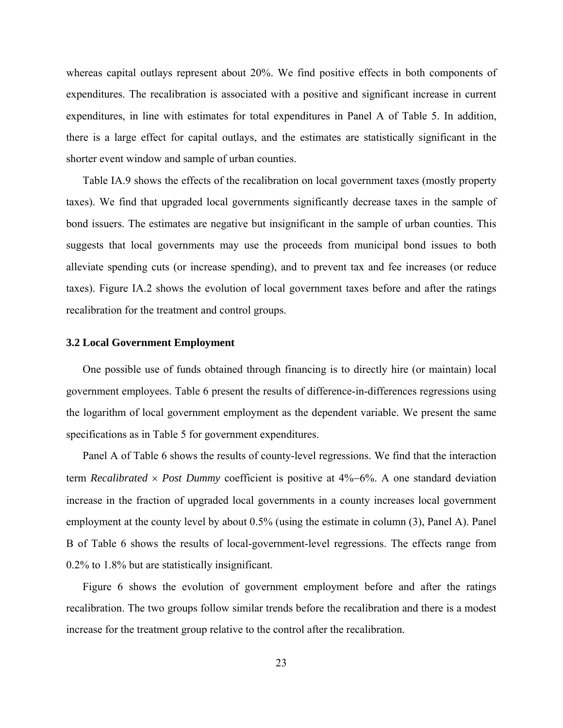whereas capital outlays represent about 20%. We find positive effects in both components of expenditures. The recalibration is associated with a positive and significant increase in current expenditures, in line with estimates for total expenditures in Panel A of Table 5. In addition, there is a large effect for capital outlays, and the estimates are statistically significant in the shorter event window and sample of urban counties.

Table IA.9 shows the effects of the recalibration on local government taxes (mostly property taxes). We find that upgraded local governments significantly decrease taxes in the sample of bond issuers. The estimates are negative but insignificant in the sample of urban counties. This suggests that local governments may use the proceeds from municipal bond issues to both alleviate spending cuts (or increase spending), and to prevent tax and fee increases (or reduce taxes). Figure IA.2 shows the evolution of local government taxes before and after the ratings recalibration for the treatment and control groups.

### 3.2 Local Government Employment

One possible use of funds obtained through financing is to directly hire (or maintain) local government employees. Table 6 present the results of difference-in-differences regressions using the logarithm of local government employment as the dependent variable. We present the same specifications as in Table 5 for government expenditures.

Panel A of Table 6 shows the results of county-level regressions. We find that the interaction term *Recalibrated* × *Post Dummy* coefficient is positive at 4%−6%. A one standard deviation increase in the fraction of upgraded local governments in a county increases local government employment at the county level by about 0.5% (using the estimate in column (3), Panel A). Panel B of Table 6 shows the results of local-government-level regressions. The effects range from 0.2% to 1.8% but are statistically insignificant.

Figure 6 shows the evolution of government employment before and after the ratings recalibration. The two groups follow similar trends before the recalibration and there is a modest increase for the treatment group relative to the control after the recalibration.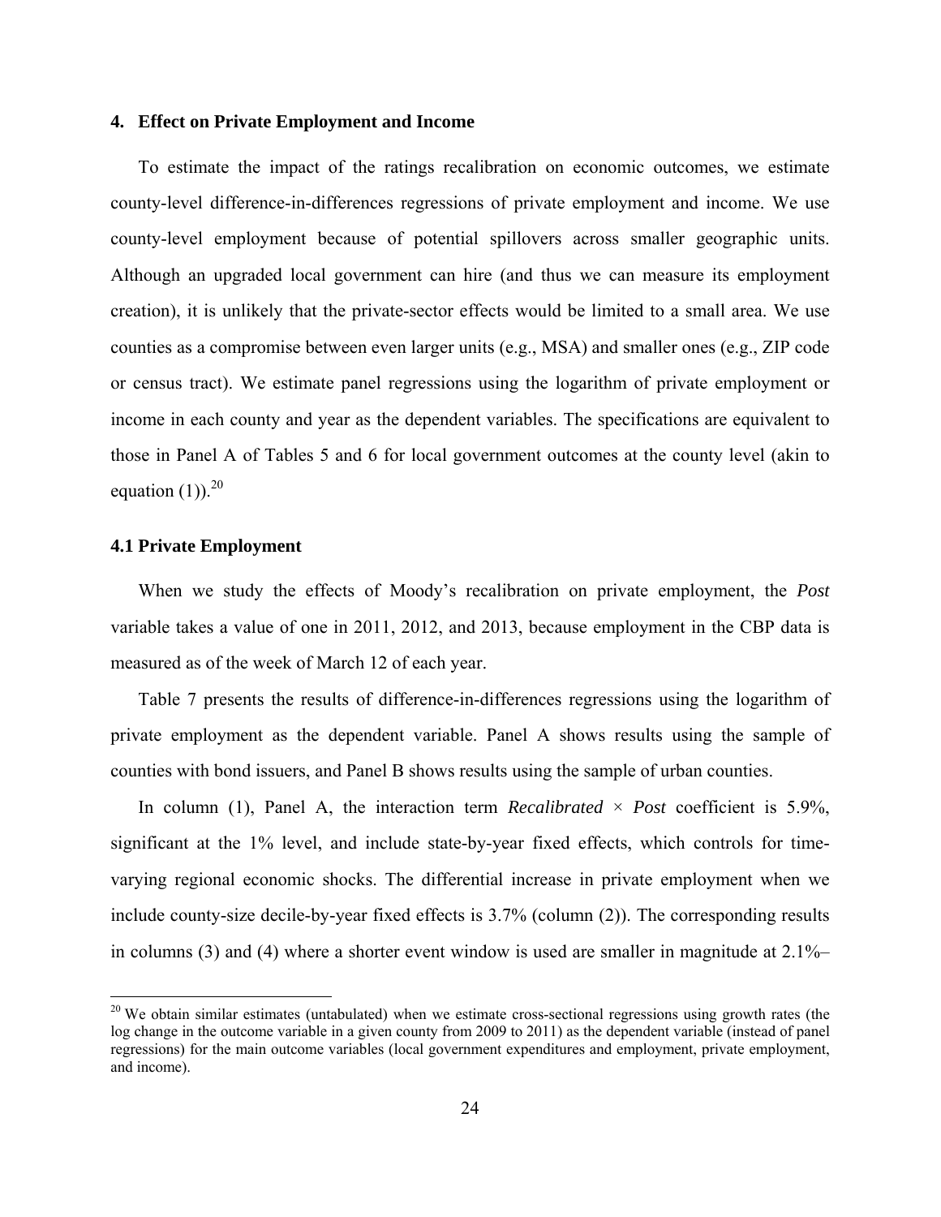## 4. Effect on Private Employment and Income

To estimate the impact of the ratings recalibration on economic outcomes, we estimate county-level difference-in-differences regressions of private employment and income. We use county-level employment because of potential spillovers across smaller geographic units. Although an upgraded local government can hire (and thus we can measure its employment creation), it is unlikely that the private-sector effects would be limited to a small area. We use counties as a compromise between even larger units (e.g., MSA) and smaller ones (e.g., ZIP code or census tract). We estimate panel regressions using the logarithm of private employment or income in each county and year as the dependent variables. The specifications are equivalent to those in Panel A of Tables 5 and 6 for local government outcomes at the county level (akin to equation (1)).[20]

### 4.1 Private Employment

When we study the effects of Moody's recalibration on private employment, the *Post* variable takes a value of one in 2011, 2012, and 2013, because employment in the CBP data is measured as of the week of March 12 of each year.

Table 7 presents the results of difference-in-differences regressions using the logarithm of private employment as the dependent variable. Panel A shows results using the sample of counties with bond issuers, and Panel B shows results using the sample of urban counties.

In column (1), Panel A, the interaction term *Recalibrated* × *Post* coefficient is 5.9%, significant at the 1% level, and include state-by-year fixed effects, which controls for time-varying regional economic shocks. The differential increase in private employment when we include county-size decile-by-year fixed effects is 3.7% (column (2)). The corresponding results in columns (3) and (4) where a shorter event window is used are smaller in magnitude at 2.1%–

[20] We obtain similar estimates (untabulated) when we estimate cross-sectional regressions using growth rates (the log change in the outcome variable in a given county from 2009 to 2011) as the dependent variable (instead of panel regressions) for the main outcome variables (local government expenditures and employment, private employment, and income).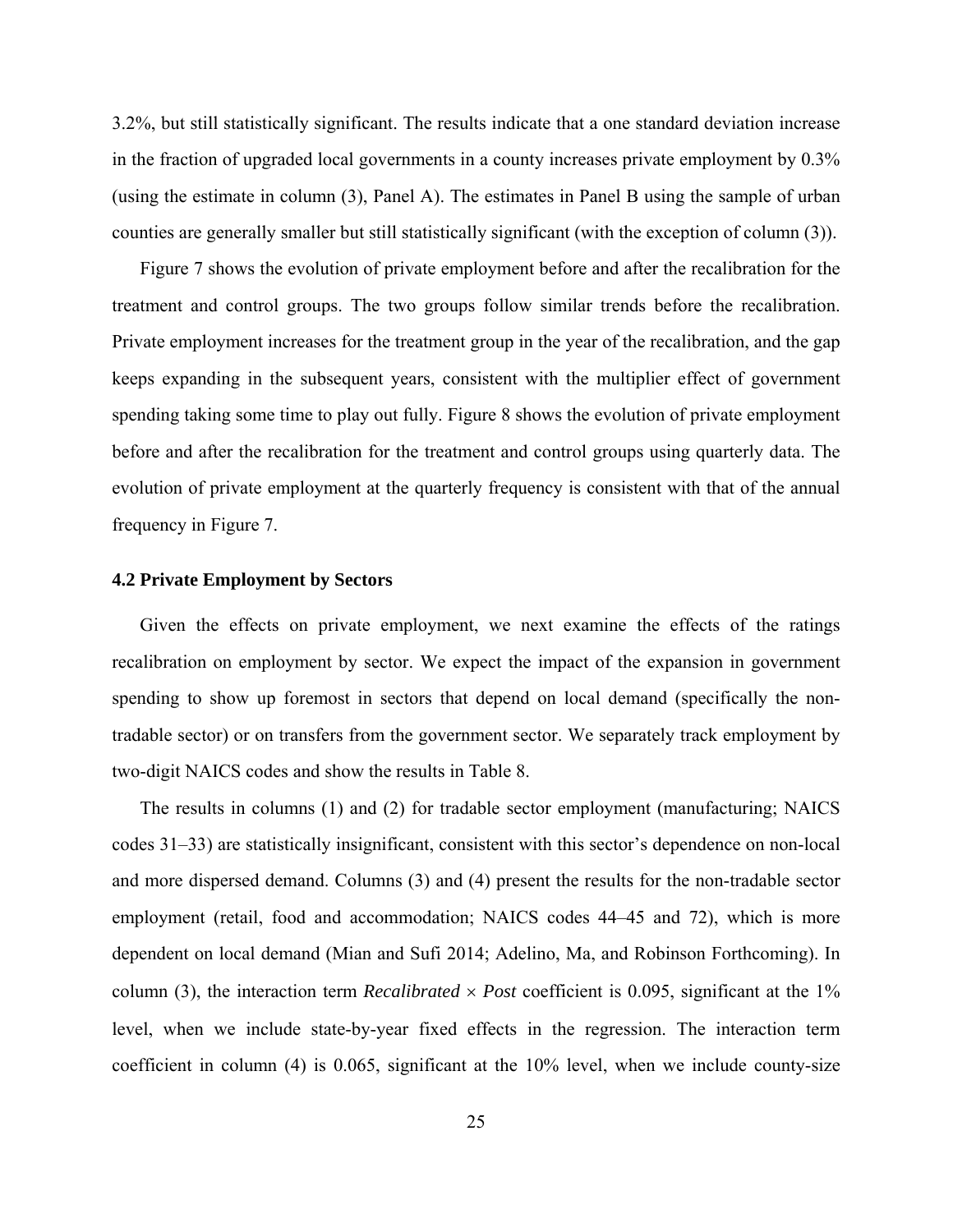3.2%, but still statistically significant. The results indicate that a one standard deviation increase in the fraction of upgraded local governments in a county increases private employment by 0.3% (using the estimate in column (3), Panel A). The estimates in Panel B using the sample of urban counties are generally smaller but still statistically significant (with the exception of column (3)).

Figure 7 shows the evolution of private employment before and after the recalibration for the treatment and control groups. The two groups follow similar trends before the recalibration. Private employment increases for the treatment group in the year of the recalibration, and the gap keeps expanding in the subsequent years, consistent with the multiplier effect of government spending taking some time to play out fully. Figure 8 shows the evolution of private employment before and after the recalibration for the treatment and control groups using quarterly data. The evolution of private employment at the quarterly frequency is consistent with that of the annual frequency in Figure 7.

### 4.2 Private Employment by Sectors

Given the effects on private employment, we next examine the effects of the ratings recalibration on employment by sector. We expect the impact of the expansion in government spending to show up foremost in sectors that depend on local demand (specifically the non-tradable sector) or on transfers from the government sector. We separately track employment by two-digit NAICS codes and show the results in Table 8.

The results in columns (1) and (2) for tradable sector employment (manufacturing; NAICS codes 31–33) are statistically insignificant, consistent with this sector's dependence on non-local and more dispersed demand. Columns (3) and (4) present the results for the non-tradable sector employment (retail, food and accommodation; NAICS codes 44–45 and 72), which is more dependent on local demand (Mian and Sufi 2014; Adelino, Ma, and Robinson Forthcoming). In column (3), the interaction term *Recalibrated* $\times$ *Post* coefficient is 0.095, significant at the 1% level, when we include state-by-year fixed effects in the regression. The interaction term coefficient in column (4) is 0.065, significant at the 10% level, when we include county-size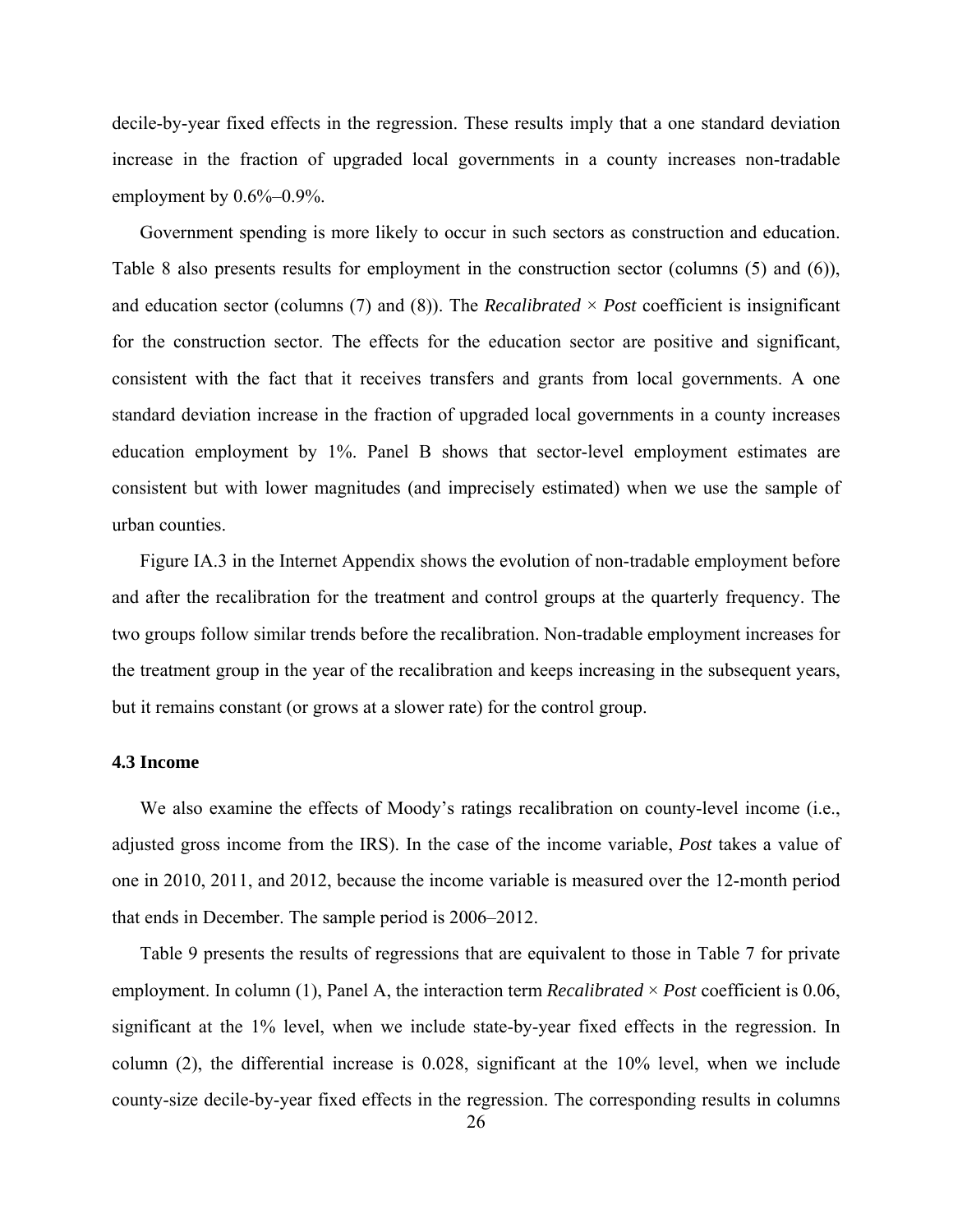decile-by-year fixed effects in the regression. These results imply that a one standard deviation increase in the fraction of upgraded local governments in a county increases non-tradable employment by 0.6%–0.9%.

Government spending is more likely to occur in such sectors as construction and education. Table 8 also presents results for employment in the construction sector (columns (5) and (6)), and education sector (columns (7) and (8)). The *Recalibrated* × *Post* coefficient is insignificant for the construction sector. The effects for the education sector are positive and significant, consistent with the fact that it receives transfers and grants from local governments. A one standard deviation increase in the fraction of upgraded local governments in a county increases education employment by 1%. Panel B shows that sector-level employment estimates are consistent but with lower magnitudes (and imprecisely estimated) when we use the sample of urban counties.

Figure IA.3 in the Internet Appendix shows the evolution of non-tradable employment before and after the recalibration for the treatment and control groups at the quarterly frequency. The two groups follow similar trends before the recalibration. Non-tradable employment increases for the treatment group in the year of the recalibration and keeps increasing in the subsequent years, but it remains constant (or grows at a slower rate) for the control group.

### 4.3 Income

We also examine the effects of Moody's ratings recalibration on county-level income (i.e., adjusted gross income from the IRS). In the case of the income variable, *Post* takes a value of one in 2010, 2011, and 2012, because the income variable is measured over the 12-month period that ends in December. The sample period is 2006–2012.

Table 9 presents the results of regressions that are equivalent to those in Table 7 for private employment. In column (1), Panel A, the interaction term *Recalibrated* × *Post* coefficient is 0.06, significant at the 1% level, when we include state-by-year fixed effects in the regression. In column (2), the differential increase is 0.028, significant at the 10% level, when we include county-size decile-by-year fixed effects in the regression. The corresponding results in columns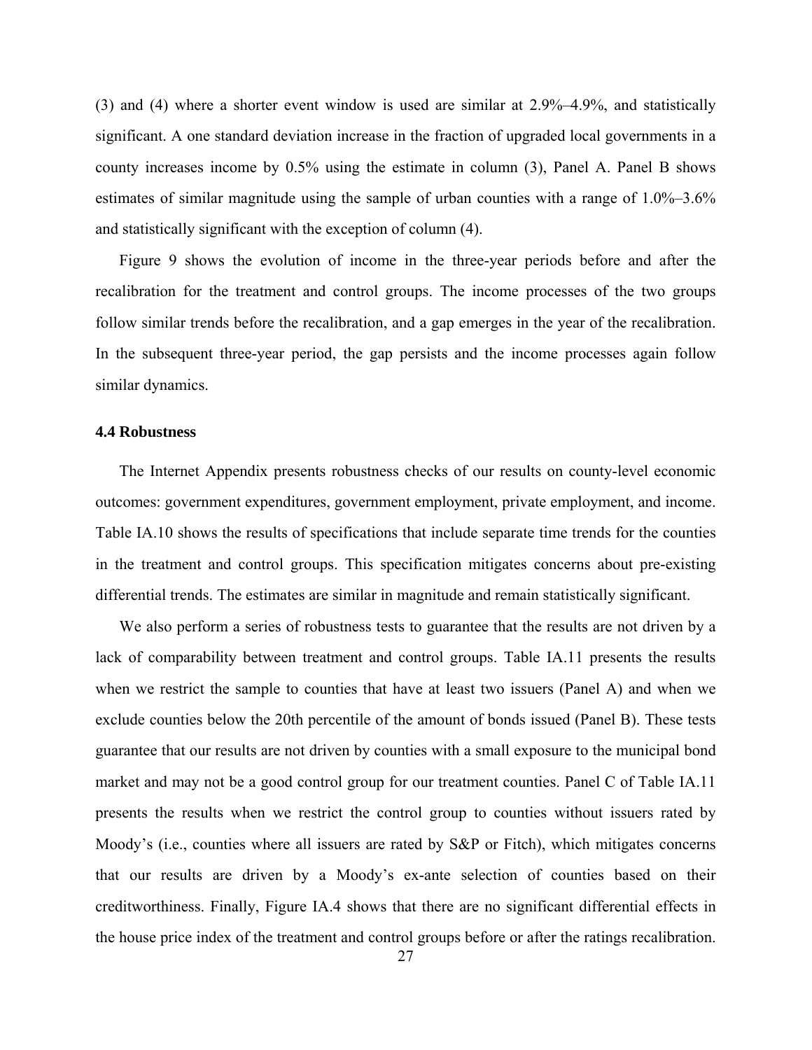(3) and (4) where a shorter event window is used are similar at 2.9%–4.9%, and statistically significant. A one standard deviation increase in the fraction of upgraded local governments in a county increases income by 0.5% using the estimate in column (3), Panel A. Panel B shows estimates of similar magnitude using the sample of urban counties with a range of 1.0%–3.6% and statistically significant with the exception of column (4).

Figure 9 shows the evolution of income in the three-year periods before and after the recalibration for the treatment and control groups. The income processes of the two groups follow similar trends before the recalibration, and a gap emerges in the year of the recalibration. In the subsequent three-year period, the gap persists and the income processes again follow similar dynamics.

### 4.4 Robustness

The Internet Appendix presents robustness checks of our results on county-level economic outcomes: government expenditures, government employment, private employment, and income. Table IA.10 shows the results of specifications that include separate time trends for the counties in the treatment and control groups. This specification mitigates concerns about pre-existing differential trends. The estimates are similar in magnitude and remain statistically significant.

We also perform a series of robustness tests to guarantee that the results are not driven by a lack of comparability between treatment and control groups. Table IA.11 presents the results when we restrict the sample to counties that have at least two issuers (Panel A) and when we exclude counties below the 20th percentile of the amount of bonds issued (Panel B). These tests guarantee that our results are not driven by counties with a small exposure to the municipal bond market and may not be a good control group for our treatment counties. Panel C of Table IA.11 presents the results when we restrict the control group to counties without issuers rated by Moody's (i.e., counties where all issuers are rated by S&P or Fitch), which mitigates concerns that our results are driven by a Moody's ex-ante selection of counties based on their creditworthiness. Finally, Figure IA.4 shows that there are no significant differential effects in the house price index of the treatment and control groups before or after the ratings recalibration.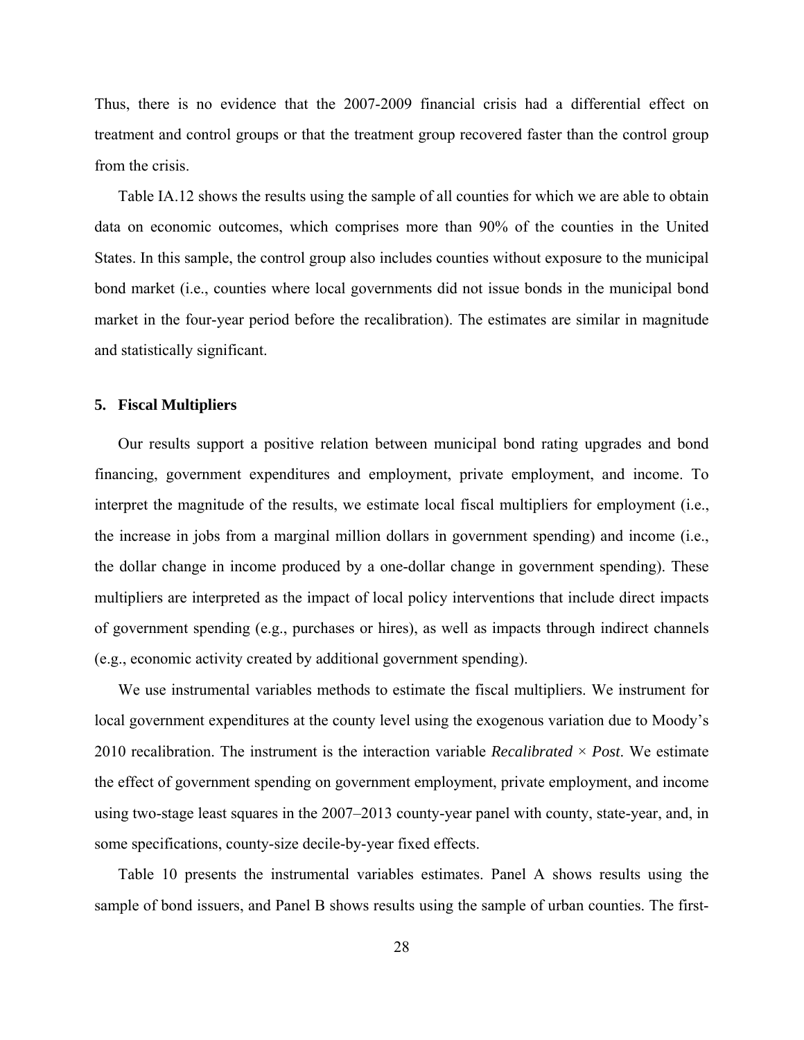Thus, there is no evidence that the 2007-2009 financial crisis had a differential effect on treatment and control groups or that the treatment group recovered faster than the control group from the crisis.

Table IA.12 shows the results using the sample of all counties for which we are able to obtain data on economic outcomes, which comprises more than 90% of the counties in the United States. In this sample, the control group also includes counties without exposure to the municipal bond market (i.e., counties where local governments did not issue bonds in the municipal bond market in the four-year period before the recalibration). The estimates are similar in magnitude and statistically significant.

### 5. Fiscal Multipliers

Our results support a positive relation between municipal bond rating upgrades and bond financing, government expenditures and employment, private employment, and income. To interpret the magnitude of the results, we estimate local fiscal multipliers for employment (i.e., the increase in jobs from a marginal million dollars in government spending) and income (i.e., the dollar change in income produced by a one-dollar change in government spending). These multipliers are interpreted as the impact of local policy interventions that include direct impacts of government spending (e.g., purchases or hires), as well as impacts through indirect channels (e.g., economic activity created by additional government spending).

We use instrumental variables methods to estimate the fiscal multipliers. We instrument for local government expenditures at the county level using the exogenous variation due to Moody's 2010 recalibration. The instrument is the interaction variable *Recalibrated* × *Post*. We estimate the effect of government spending on government employment, private employment, and income using two-stage least squares in the 2007–2013 county-year panel with county, state-year, and, in some specifications, county-size decile-by-year fixed effects.

Table 10 presents the instrumental variables estimates. Panel A shows results using the sample of bond issuers, and Panel B shows results using the sample of urban counties. The first-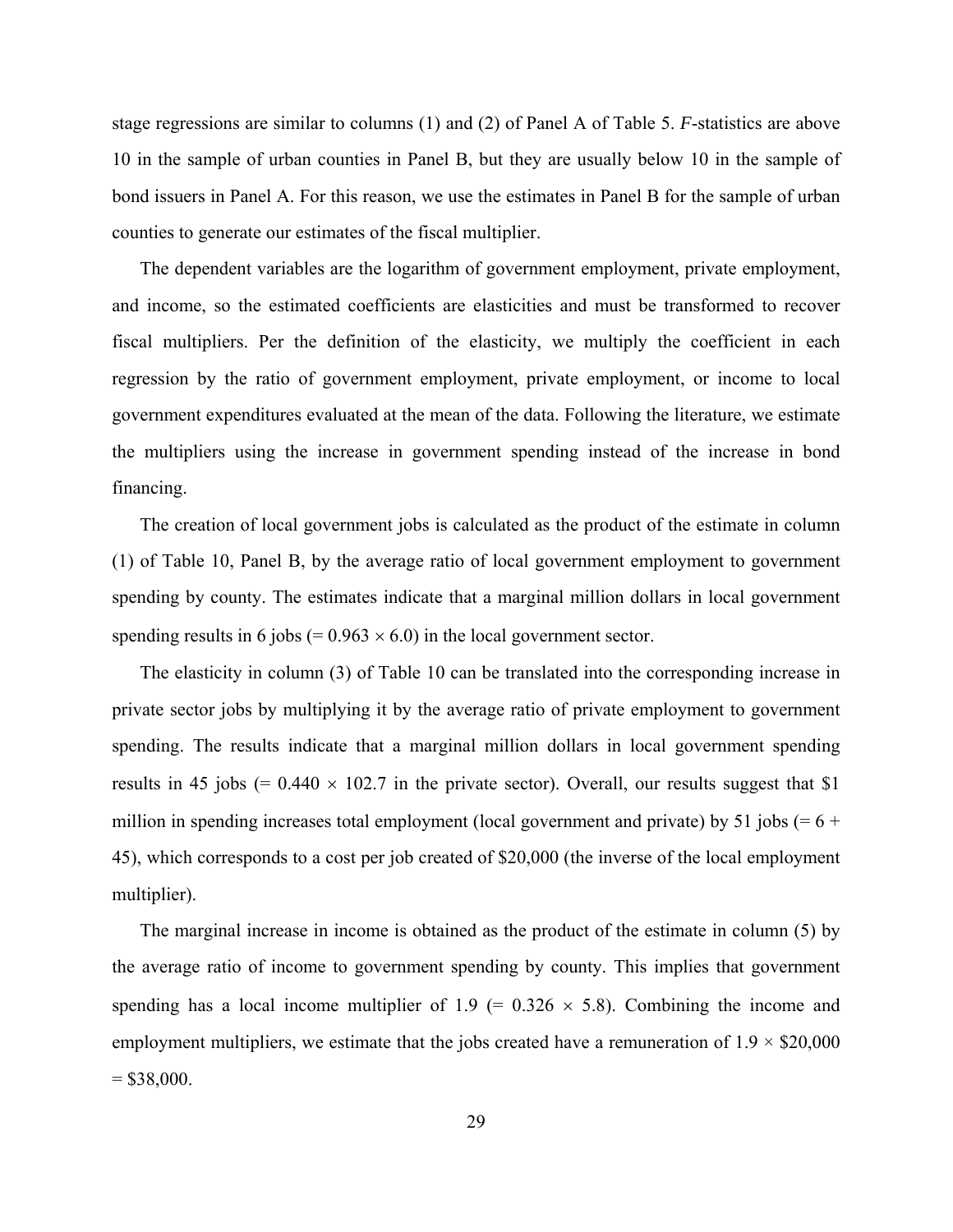stage regressions are similar to columns (1) and (2) of Panel A of Table 5. *F*-statistics are above 10 in the sample of urban counties in Panel B, but they are usually below 10 in the sample of bond issuers in Panel A. For this reason, we use the estimates in Panel B for the sample of urban counties to generate our estimates of the fiscal multiplier.

The dependent variables are the logarithm of government employment, private employment, and income, so the estimated coefficients are elasticities and must be transformed to recover fiscal multipliers. Per the definition of the elasticity, we multiply the coefficient in each regression by the ratio of government employment, private employment, or income to local government expenditures evaluated at the mean of the data. Following the literature, we estimate the multipliers using the increase in government spending instead of the increase in bond financing.

The creation of local government jobs is calculated as the product of the estimate in column (1) of Table 10, Panel B, by the average ratio of local government employment to government spending by county. The estimates indicate that a marginal million dollars in local government spending results in 6 jobs ($= 0.963 \times 6.0$) in the local government sector.

The elasticity in column (3) of Table 10 can be translated into the corresponding increase in private sector jobs by multiplying it by the average ratio of private employment to government spending. The results indicate that a marginal million dollars in local government spending results in 45 jobs ($= 0.440 \times 102.7$ in the private sector). Overall, our results suggest that \$1 million in spending increases total employment (local government and private) by 51 jobs ($= 6 + 45$), which corresponds to a cost per job created of \$20,000 (the inverse of the local employment multiplier).

The marginal increase in income is obtained as the product of the estimate in column (5) by the average ratio of income to government spending by county. This implies that government spending has a local income multiplier of 1.9 ($= 0.326 \times 5.8$). Combining the income and employment multipliers, we estimate that the jobs created have a remuneration of $1.9 \times$ \$20,000 = \$38,000.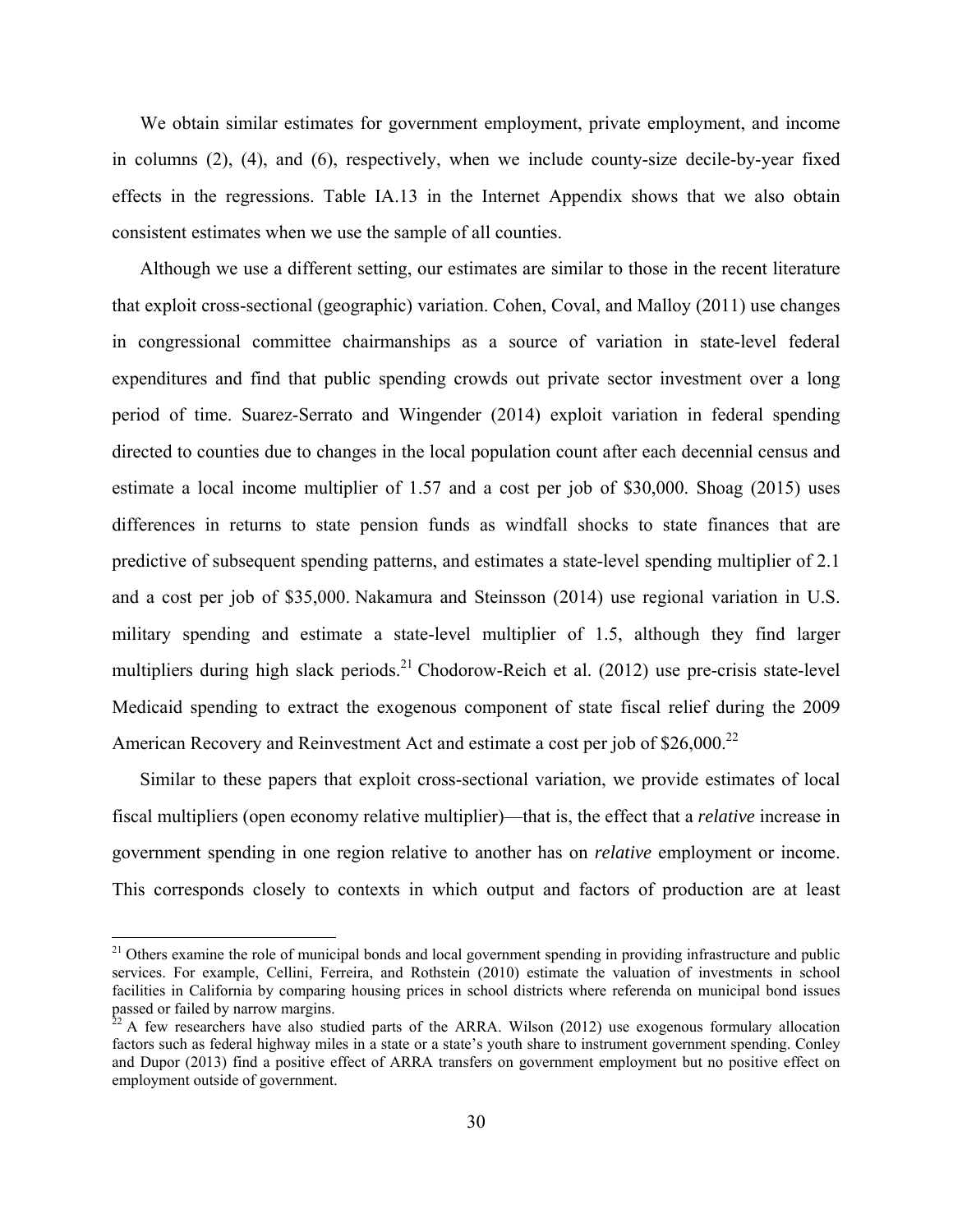We obtain similar estimates for government employment, private employment, and income in columns (2), (4), and (6), respectively, when we include county-size decile-by-year fixed effects in the regressions. Table IA.13 in the Internet Appendix shows that we also obtain consistent estimates when we use the sample of all counties.

Although we use a different setting, our estimates are similar to those in the recent literature that exploit cross-sectional (geographic) variation. Cohen, Coval, and Malloy (2011) use changes in congressional committee chairmanships as a source of variation in state-level federal expenditures and find that public spending crowds out private sector investment over a long period of time. Suarez-Serrato and Wingender (2014) exploit variation in federal spending directed to counties due to changes in the local population count after each decennial census and estimate a local income multiplier of 1.57 and a cost per job of $30,000. Shoag (2015) uses differences in returns to state pension funds as windfall shocks to state finances that are predictive of subsequent spending patterns, and estimates a state-level spending multiplier of 2.1 and a cost per job of $35,000. Nakamura and Steinsson (2014) use regional variation in U.S. military spending and estimate a state-level multiplier of 1.5, although they find larger multipliers during high slack periods.[21] Chodorow-Reich et al. (2012) use pre-crisis state-level Medicaid spending to extract the exogenous component of state fiscal relief during the 2009 American Recovery and Reinvestment Act and estimate a cost per job of $26,000.[22]

Similar to these papers that exploit cross-sectional variation, we provide estimates of local fiscal multipliers (open economy relative multiplier)—that is, the effect that a *relative* increase in government spending in one region relative to another has on *relative* employment or income. This corresponds closely to contexts in which output and factors of production are at least

[21] Others examine the role of municipal bonds and local government spending in providing infrastructure and public services. For example, Cellini, Ferreira, and Rothstein (2010) estimate the valuation of investments in school facilities in California by comparing housing prices in school districts where referenda on municipal bond issues passed or failed by narrow margins.

[22] A few researchers have also studied parts of the ARRA. Wilson (2012) use exogenous formulary allocation factors such as federal highway miles in a state or a state's youth share to instrument government spending. Conley and Dupor (2013) find a positive effect of ARRA transfers on government employment but no positive effect on employment outside of government.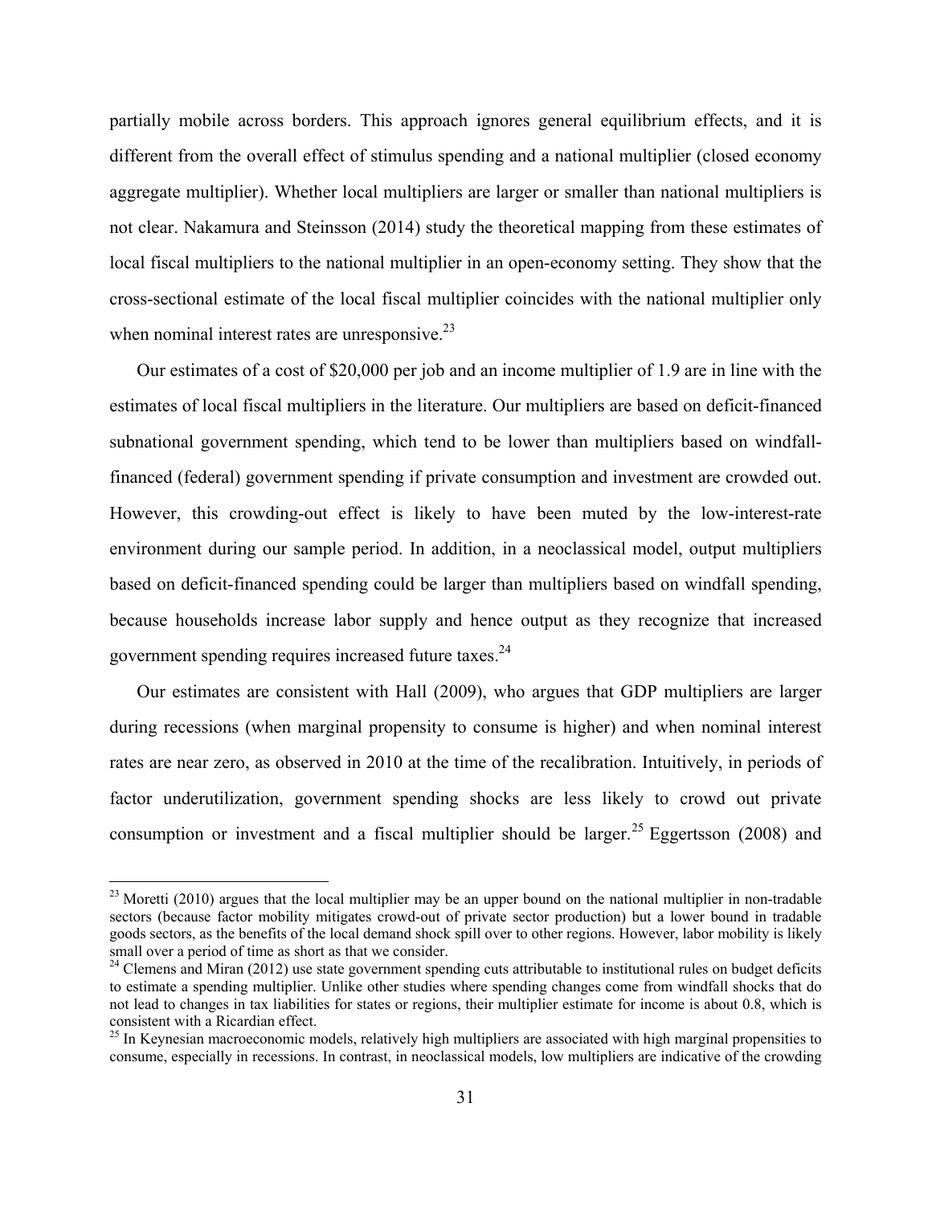partially mobile across borders. This approach ignores general equilibrium effects, and it is different from the overall effect of stimulus spending and a national multiplier (closed economy aggregate multiplier). Whether local multipliers are larger or smaller than national multipliers is not clear. Nakamura and Steinsson (2014) study the theoretical mapping from these estimates of local fiscal multipliers to the national multiplier in an open-economy setting. They show that the cross-sectional estimate of the local fiscal multiplier coincides with the national multiplier only when nominal interest rates are unresponsive.[23]

Our estimates of a cost of $20,000 per job and an income multiplier of 1.9 are in line with the estimates of local fiscal multipliers in the literature. Our multipliers are based on deficit-financed subnational government spending, which tend to be lower than multipliers based on windfall-financed (federal) government spending if private consumption and investment are crowded out. However, this crowding-out effect is likely to have been muted by the low-interest-rate environment during our sample period. In addition, in a neoclassical model, output multipliers based on deficit-financed spending could be larger than multipliers based on windfall spending, because households increase labor supply and hence output as they recognize that increased government spending requires increased future taxes.[24]

Our estimates are consistent with Hall (2009), who argues that GDP multipliers are larger during recessions (when marginal propensity to consume is higher) and when nominal interest rates are near zero, as observed in 2010 at the time of the recalibration. Intuitively, in periods of factor underutilization, government spending shocks are less likely to crowd out private consumption or investment and a fiscal multiplier should be larger.[25] Eggertsson (2008) and

---

[23] Moretti (2010) argues that the local multiplier may be an upper bound on the national multiplier in non-tradable sectors (because factor mobility mitigates crowd-out of private sector production) but a lower bound in tradable goods sectors, as the benefits of the local demand shock spill over to other regions. However, labor mobility is likely small over a period of time as short as that we consider.

[24] Clemens and Miran (2012) use state government spending cuts attributable to institutional rules on budget deficits to estimate a spending multiplier. Unlike other studies where spending changes come from windfall shocks that do not lead to changes in tax liabilities for states or regions, their multiplier estimate for income is about 0.8, which is consistent with a Ricardian effect.

[25] In Keynesian macroeconomic models, relatively high multipliers are associated with high marginal propensities to consume, especially in recessions. In contrast, in neoclassical models, low multipliers are indicative of the crowding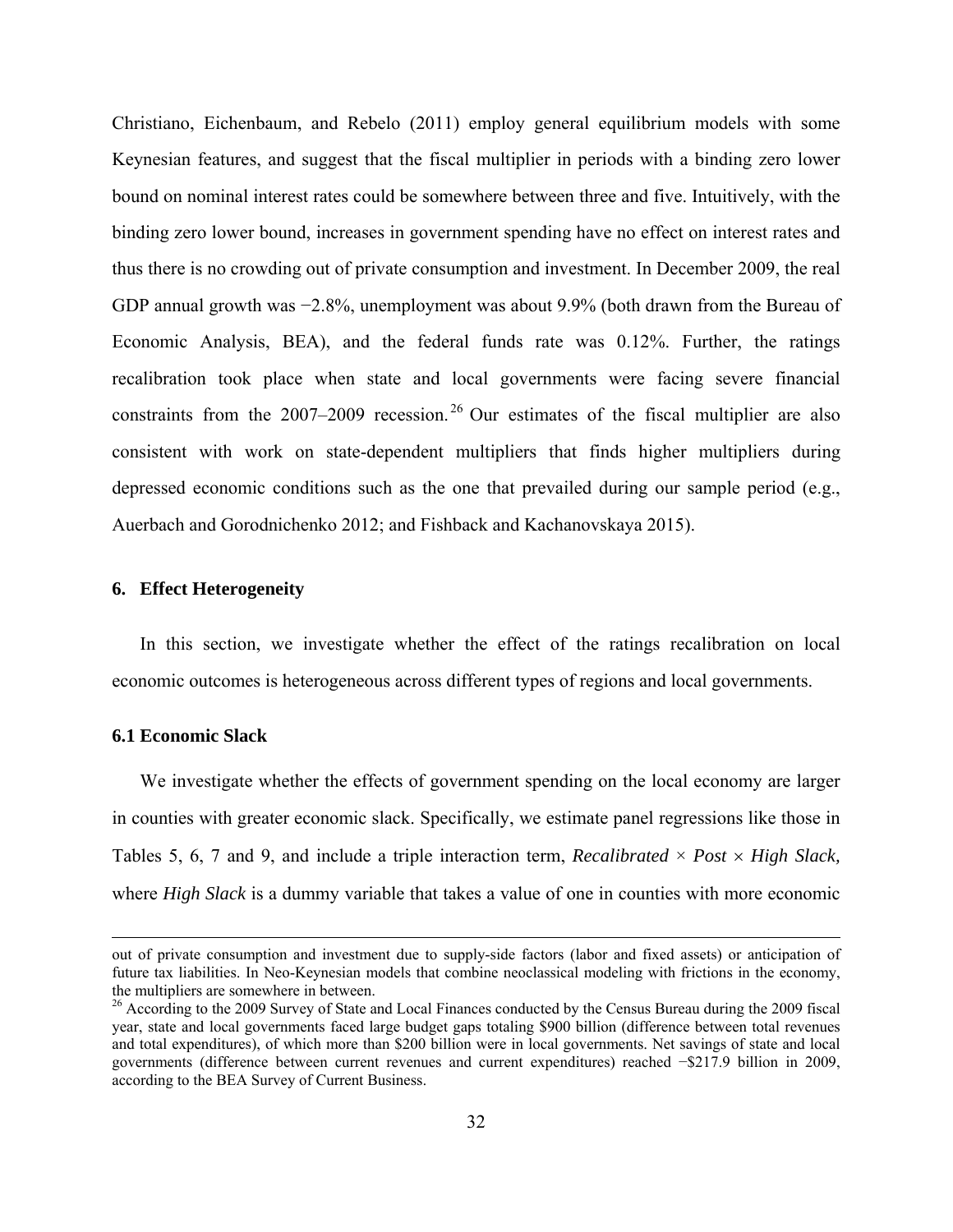Christiano, Eichenbaum, and Rebelo (2011) employ general equilibrium models with some Keynesian features, and suggest that the fiscal multiplier in periods with a binding zero lower bound on nominal interest rates could be somewhere between three and five. Intuitively, with the binding zero lower bound, increases in government spending have no effect on interest rates and thus there is no crowding out of private consumption and investment. In December 2009, the real GDP annual growth was −2.8%, unemployment was about 9.9% (both drawn from the Bureau of Economic Analysis, BEA), and the federal funds rate was 0.12%. Further, the ratings recalibration took place when state and local governments were facing severe financial constraints from the 2007–2009 recession.[26] Our estimates of the fiscal multiplier are also consistent with work on state-dependent multipliers that finds higher multipliers during depressed economic conditions such as the one that prevailed during our sample period (e.g., Auerbach and Gorodnichenko 2012; and Fishback and Kachanovskaya 2015).

## 6. Effect Heterogeneity

In this section, we investigate whether the effect of the ratings recalibration on local economic outcomes is heterogeneous across different types of regions and local governments.

### 6.1 Economic Slack

We investigate whether the effects of government spending on the local economy are larger in counties with greater economic slack. Specifically, we estimate panel regressions like those in Tables 5, 6, 7 and 9, and include a triple interaction term, *Recalibrated* × *Post* × *High Slack,* where *High Slack* is a dummy variable that takes a value of one in counties with more economic

---

out of private consumption and investment due to supply-side factors (labor and fixed assets) or anticipation of future tax liabilities. In Neo-Keynesian models that combine neoclassical modeling with frictions in the economy, the multipliers are somewhere in between.

[26] According to the 2009 Survey of State and Local Finances conducted by the Census Bureau during the 2009 fiscal year, state and local governments faced large budget gaps totaling $900 billion (difference between total revenues and total expenditures), of which more than $200 billion were in local governments. Net savings of state and local governments (difference between current revenues and current expenditures) reached −$217.9 billion in 2009, according to the BEA Survey of Current Business.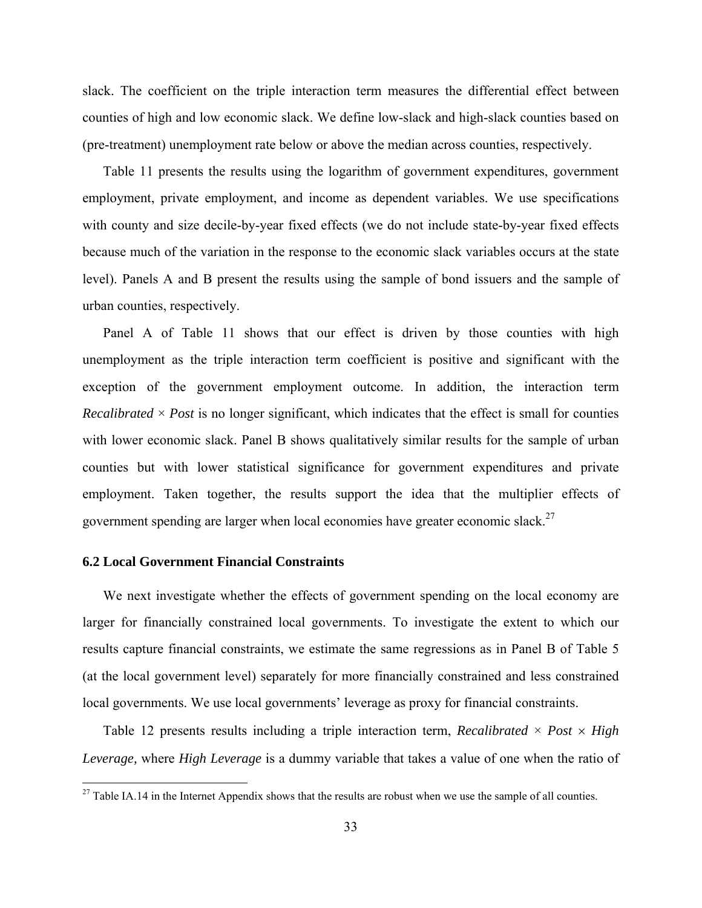slack. The coefficient on the triple interaction term measures the differential effect between counties of high and low economic slack. We define low-slack and high-slack counties based on (pre-treatment) unemployment rate below or above the median across counties, respectively.

Table 11 presents the results using the logarithm of government expenditures, government employment, private employment, and income as dependent variables. We use specifications with county and size decile-by-year fixed effects (we do not include state-by-year fixed effects because much of the variation in the response to the economic slack variables occurs at the state level). Panels A and B present the results using the sample of bond issuers and the sample of urban counties, respectively.

Panel A of Table 11 shows that our effect is driven by those counties with high unemployment as the triple interaction term coefficient is positive and significant with the exception of the government employment outcome. In addition, the interaction term *Recalibrated* × *Post* is no longer significant, which indicates that the effect is small for counties with lower economic slack. Panel B shows qualitatively similar results for the sample of urban counties but with lower statistical significance for government expenditures and private employment. Taken together, the results support the idea that the multiplier effects of government spending are larger when local economies have greater economic slack.[27]

### 6.2 Local Government Financial Constraints

We next investigate whether the effects of government spending on the local economy are larger for financially constrained local governments. To investigate the extent to which our results capture financial constraints, we estimate the same regressions as in Panel B of Table 5 (at the local government level) separately for more financially constrained and less constrained local governments. We use local governments' leverage as proxy for financial constraints.

Table 12 presents results including a triple interaction term, *Recalibrated* × *Post* × *High Leverage,* where *High Leverage* is a dummy variable that takes a value of one when the ratio of

[27] Table IA.14 in the Internet Appendix shows that the results are robust when we use the sample of all counties.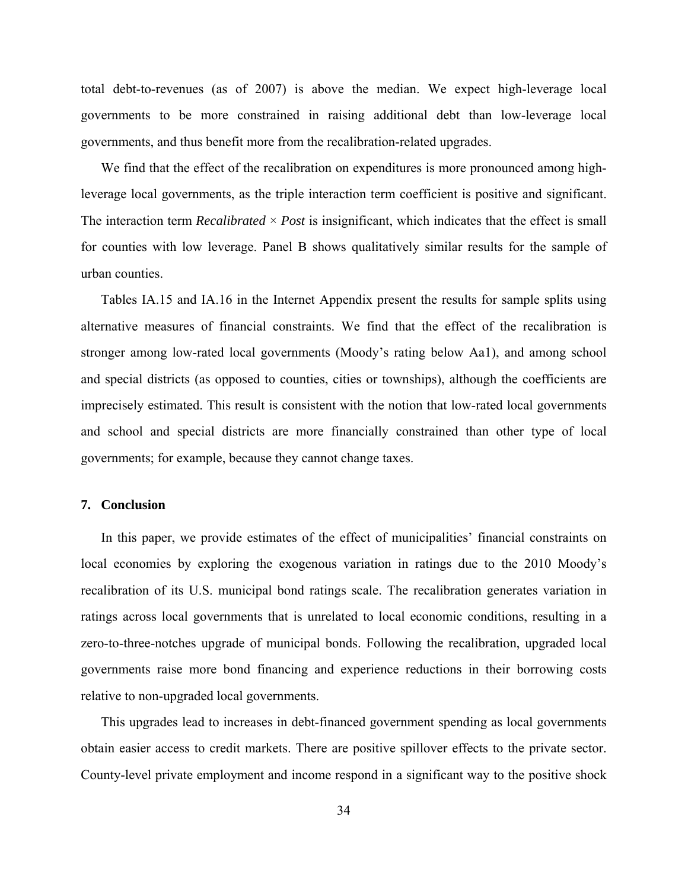total debt-to-revenues (as of 2007) is above the median. We expect high-leverage local governments to be more constrained in raising additional debt than low-leverage local governments, and thus benefit more from the recalibration-related upgrades.

We find that the effect of the recalibration on expenditures is more pronounced among high-leverage local governments, as the triple interaction term coefficient is positive and significant. The interaction term *Recalibrated* × *Post* is insignificant, which indicates that the effect is small for counties with low leverage. Panel B shows qualitatively similar results for the sample of urban counties.

Tables IA.15 and IA.16 in the Internet Appendix present the results for sample splits using alternative measures of financial constraints. We find that the effect of the recalibration is stronger among low-rated local governments (Moody's rating below Aa1), and among school and special districts (as opposed to counties, cities or townships), although the coefficients are imprecisely estimated. This result is consistent with the notion that low-rated local governments and school and special districts are more financially constrained than other type of local governments; for example, because they cannot change taxes.

## 7. Conclusion

In this paper, we provide estimates of the effect of municipalities' financial constraints on local economies by exploring the exogenous variation in ratings due to the 2010 Moody's recalibration of its U.S. municipal bond ratings scale. The recalibration generates variation in ratings across local governments that is unrelated to local economic conditions, resulting in a zero-to-three-notches upgrade of municipal bonds. Following the recalibration, upgraded local governments raise more bond financing and experience reductions in their borrowing costs relative to non-upgraded local governments.

This upgrades lead to increases in debt-financed government spending as local governments obtain easier access to credit markets. There are positive spillover effects to the private sector. County-level private employment and income respond in a significant way to the positive shock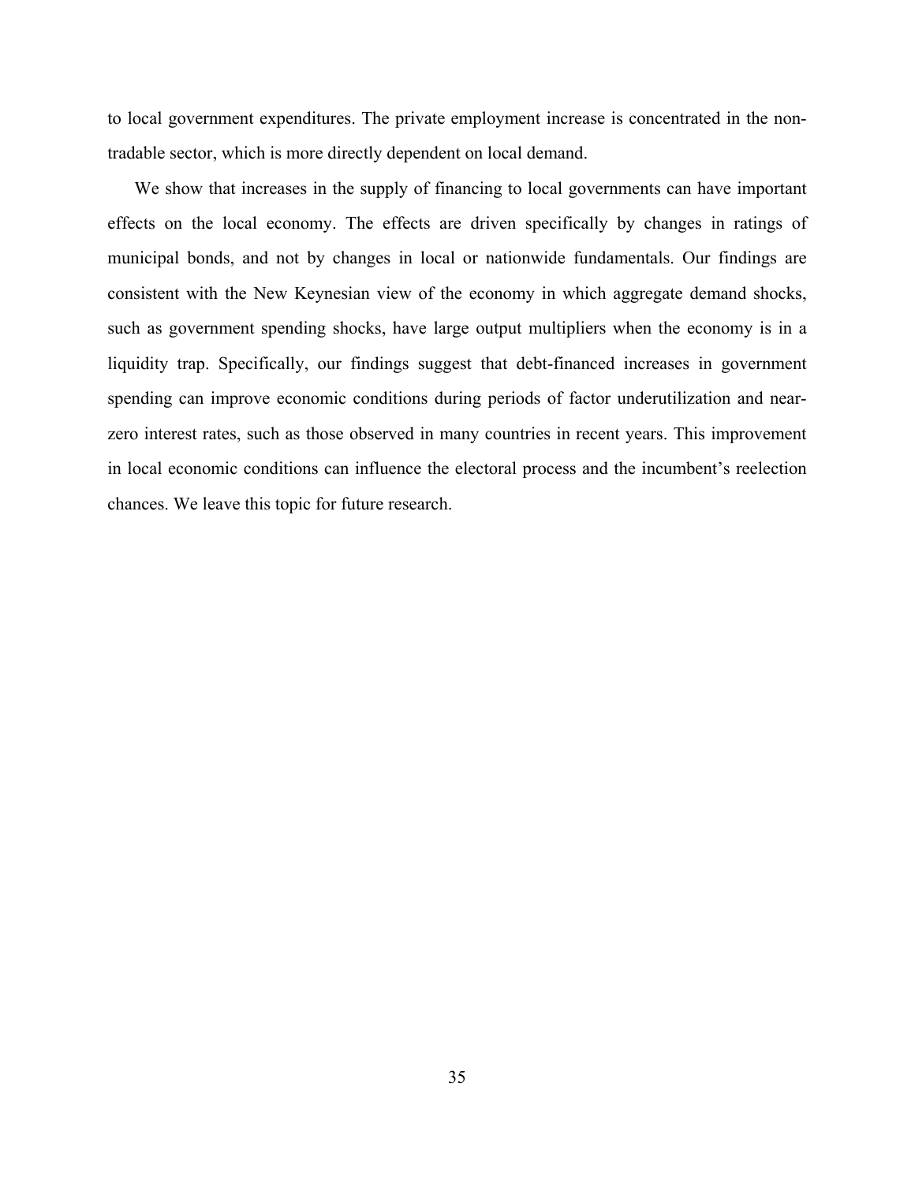to local government expenditures. The private employment increase is concentrated in the non-tradable sector, which is more directly dependent on local demand.

We show that increases in the supply of financing to local governments can have important effects on the local economy. The effects are driven specifically by changes in ratings of municipal bonds, and not by changes in local or nationwide fundamentals. Our findings are consistent with the New Keynesian view of the economy in which aggregate demand shocks, such as government spending shocks, have large output multipliers when the economy is in a liquidity trap. Specifically, our findings suggest that debt-financed increases in government spending can improve economic conditions during periods of factor underutilization and near-zero interest rates, such as those observed in many countries in recent years. This improvement in local economic conditions can influence the electoral process and the incumbent's reelection chances. We leave this topic for future research.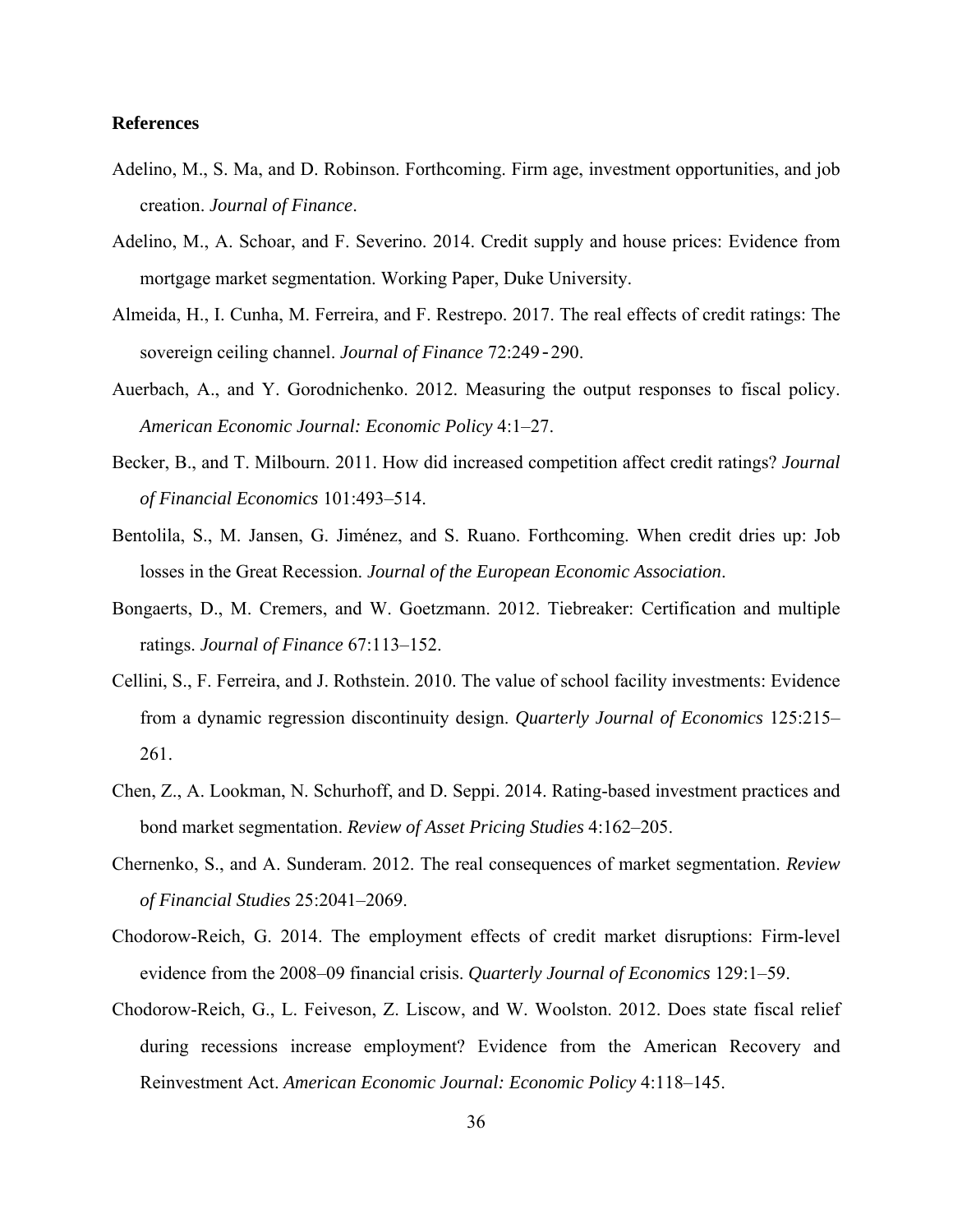**References**

Adelino, M., S. Ma, and D. Robinson. Forthcoming. Firm age, investment opportunities, and job creation. *Journal of Finance*.

Adelino, M., A. Schoar, and F. Severino. 2014. Credit supply and house prices: Evidence from mortgage market segmentation. Working Paper, Duke University.

Almeida, H., I. Cunha, M. Ferreira, and F. Restrepo. 2017. The real effects of credit ratings: The sovereign ceiling channel. *Journal of Finance* 72:249‐290.

Auerbach, A., and Y. Gorodnichenko. 2012. Measuring the output responses to fiscal policy. *American Economic Journal: Economic Policy* 4:1–27.

Becker, B., and T. Milbourn. 2011. How did increased competition affect credit ratings? *Journal of Financial Economics* 101:493–514.

Bentolila, S., M. Jansen, G. Jiménez, and S. Ruano. Forthcoming. When credit dries up: Job losses in the Great Recession. *Journal of the European Economic Association*.

Bongaerts, D., M. Cremers, and W. Goetzmann. 2012. Tiebreaker: Certification and multiple ratings. *Journal of Finance* 67:113–152.

Cellini, S., F. Ferreira, and J. Rothstein. 2010. The value of school facility investments: Evidence from a dynamic regression discontinuity design. *Quarterly Journal of Economics* 125:215–261.

Chen, Z., A. Lookman, N. Schurhoff, and D. Seppi. 2014. Rating-based investment practices and bond market segmentation. *Review of Asset Pricing Studies* 4:162–205.

Chernenko, S., and A. Sunderam. 2012. The real consequences of market segmentation. *Review of Financial Studies* 25:2041–2069.

Chodorow-Reich, G. 2014. The employment effects of credit market disruptions: Firm-level evidence from the 2008–09 financial crisis. *Quarterly Journal of Economics* 129:1–59.

Chodorow-Reich, G., L. Feiveson, Z. Liscow, and W. Woolston. 2012. Does state fiscal relief during recessions increase employment? Evidence from the American Recovery and Reinvestment Act. *American Economic Journal: Economic Policy* 4:118–145.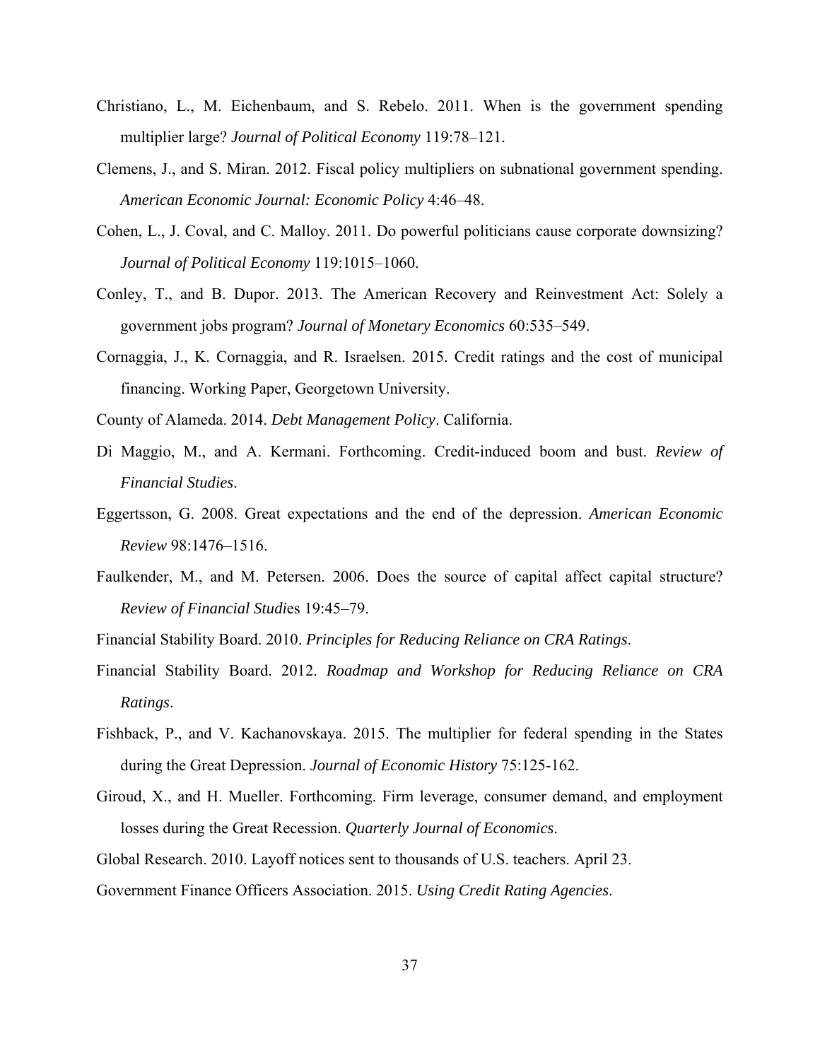Christiano, L., M. Eichenbaum, and S. Rebelo. 2011. When is the government spending multiplier large? *Journal of Political Economy* 119:78–121.

Clemens, J., and S. Miran. 2012. Fiscal policy multipliers on subnational government spending. *American Economic Journal: Economic Policy* 4:46–48.

Cohen, L., J. Coval, and C. Malloy. 2011. Do powerful politicians cause corporate downsizing? *Journal of Political Economy* 119:1015–1060.

Conley, T., and B. Dupor. 2013. The American Recovery and Reinvestment Act: Solely a government jobs program? *Journal of Monetary Economics* 60:535–549.

Cornaggia, J., K. Cornaggia, and R. Israelsen. 2015. Credit ratings and the cost of municipal financing. Working Paper, Georgetown University.

County of Alameda. 2014. *Debt Management Policy*. California.

Di Maggio, M., and A. Kermani. Forthcoming. Credit-induced boom and bust. *Review of Financial Studies*.

Eggertsson, G. 2008. Great expectations and the end of the depression. *American Economic Review* 98:1476–1516.

Faulkender, M., and M. Petersen. 2006. Does the source of capital affect capital structure? *Review of Financial Studi*es 19:45–79.

Financial Stability Board. 2010. *Principles for Reducing Reliance on CRA Ratings*.

Financial Stability Board. 2012. *Roadmap and Workshop for Reducing Reliance on CRA Ratings*.

Fishback, P., and V. Kachanovskaya. 2015. The multiplier for federal spending in the States during the Great Depression. *Journal of Economic History* 75:125-162.

Giroud, X., and H. Mueller. Forthcoming. Firm leverage, consumer demand, and employment losses during the Great Recession. *Quarterly Journal of Economics*.

Global Research. 2010. Layoff notices sent to thousands of U.S. teachers. April 23.

Government Finance Officers Association. 2015. *Using Credit Rating Agencies*.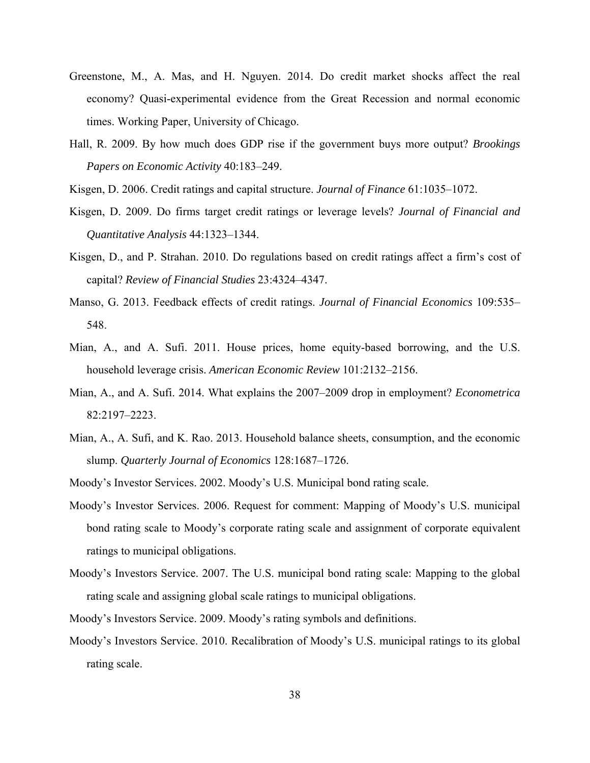Greenstone, M., A. Mas, and H. Nguyen. 2014. Do credit market shocks affect the real economy? Quasi-experimental evidence from the Great Recession and normal economic times. Working Paper, University of Chicago.

Hall, R. 2009. By how much does GDP rise if the government buys more output? *Brookings Papers on Economic Activity* 40:183–249.

Kisgen, D. 2006. Credit ratings and capital structure. *Journal of Finance* 61:1035–1072.

Kisgen, D. 2009. Do firms target credit ratings or leverage levels? *Journal of Financial and Quantitative Analysis* 44:1323–1344.

Kisgen, D., and P. Strahan. 2010. Do regulations based on credit ratings affect a firm's cost of capital? *Review of Financial Studies* 23:4324–4347.

Manso, G. 2013. Feedback effects of credit ratings. *Journal of Financial Economics* 109:535–548.

Mian, A., and A. Sufi. 2011. House prices, home equity-based borrowing, and the U.S. household leverage crisis. *American Economic Review* 101:2132–2156.

Mian, A., and A. Sufi. 2014. What explains the 2007–2009 drop in employment? *Econometrica* 82:2197–2223.

Mian, A., A. Sufi, and K. Rao. 2013. Household balance sheets, consumption, and the economic slump. *Quarterly Journal of Economics* 128:1687–1726.

Moody's Investor Services. 2002. Moody's U.S. Municipal bond rating scale.

Moody's Investor Services. 2006. Request for comment: Mapping of Moody's U.S. municipal bond rating scale to Moody's corporate rating scale and assignment of corporate equivalent ratings to municipal obligations.

Moody's Investors Service. 2007. The U.S. municipal bond rating scale: Mapping to the global rating scale and assigning global scale ratings to municipal obligations.

Moody's Investors Service. 2009. Moody's rating symbols and definitions.

Moody's Investors Service. 2010. Recalibration of Moody's U.S. municipal ratings to its global rating scale.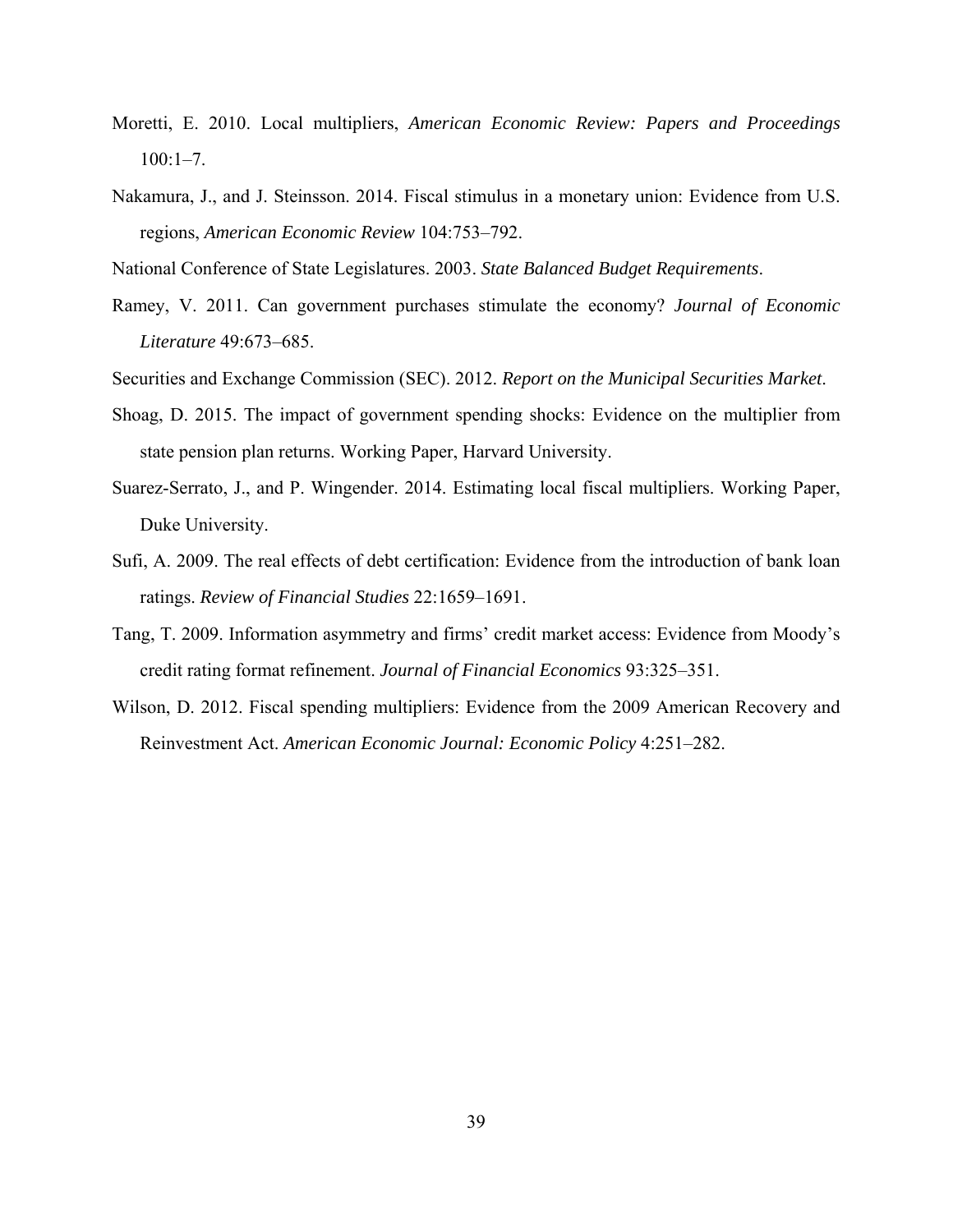Moretti, E. 2010. Local multipliers, *American Economic Review: Papers and Proceedings* 100:1–7.

Nakamura, J., and J. Steinsson. 2014. Fiscal stimulus in a monetary union: Evidence from U.S. regions, *American Economic Review* 104:753–792.

National Conference of State Legislatures. 2003. *State Balanced Budget Requirements*.

Ramey, V. 2011. Can government purchases stimulate the economy? *Journal of Economic Literature* 49:673–685.

Securities and Exchange Commission (SEC). 2012. *Report on the Municipal Securities Market*.

Shoag, D. 2015. The impact of government spending shocks: Evidence on the multiplier from state pension plan returns. Working Paper, Harvard University.

Suarez-Serrato, J., and P. Wingender. 2014. Estimating local fiscal multipliers. Working Paper, Duke University.

Sufi, A. 2009. The real effects of debt certification: Evidence from the introduction of bank loan ratings. *Review of Financial Studies* 22:1659–1691.

Tang, T. 2009. Information asymmetry and firms' credit market access: Evidence from Moody's credit rating format refinement. *Journal of Financial Economics* 93:325–351.

Wilson, D. 2012. Fiscal spending multipliers: Evidence from the 2009 American Recovery and Reinvestment Act. *American Economic Journal: Economic Policy* 4:251–282.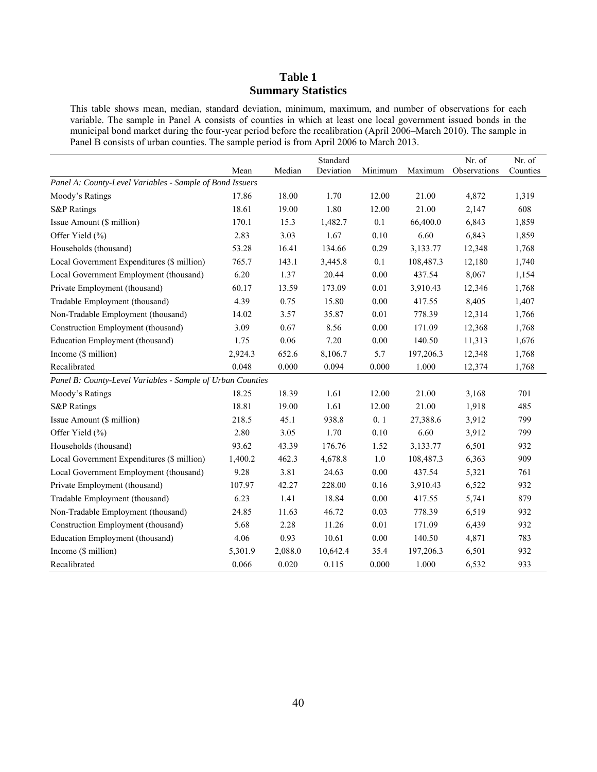# Table 1
## Summary Statistics

This table shows mean, median, standard deviation, minimum, maximum, and number of observations for each variable. The sample in Panel A consists of counties in which at least one local government issued bonds in the municipal bond market during the four-year period before the recalibration (April 2006–March 2010). The sample in Panel B consists of urban counties. The sample period is from April 2006 to March 2013.

| | Mean | Median | Standard Deviation | Minimum | Maximum | Nr. of Observations | Nr. of Counties |
|---|---|---|---|---|---|---|---|
| *Panel A: County-Level Variables - Sample of Bond Issuers* | | | | | | | |
| Moody's Ratings | 17.86 | 18.00 | 1.70 | 12.00 | 21.00 | 4,872 | 1,319 |
| S&P Ratings | 18.61 | 19.00 | 1.80 | 12.00 | 21.00 | 2,147 | 608 |
| Issue Amount ($ million) | 170.1 | 15.3 | 1,482.7 | 0.1 | 66,400.0 | 6,843 | 1,859 |
| Offer Yield (%) | 2.83 | 3.03 | 1.67 | 0.10 | 6.60 | 6,843 | 1,859 |
| Households (thousand) | 53.28 | 16.41 | 134.66 | 0.29 | 3,133.77 | 12,348 | 1,768 |
| Local Government Expenditures ($ million) | 765.7 | 143.1 | 3,445.8 | 0.1 | 108,487.3 | 12,180 | 1,740 |
| Local Government Employment (thousand) | 6.20 | 1.37 | 20.44 | 0.00 | 437.54 | 8,067 | 1,154 |
| Private Employment (thousand) | 60.17 | 13.59 | 173.09 | 0.01 | 3,910.43 | 12,346 | 1,768 |
| Tradable Employment (thousand) | 4.39 | 0.75 | 15.80 | 0.00 | 417.55 | 8,405 | 1,407 |
| Non-Tradable Employment (thousand) | 14.02 | 3.57 | 35.87 | 0.01 | 778.39 | 12,314 | 1,766 |
| Construction Employment (thousand) | 3.09 | 0.67 | 8.56 | 0.00 | 171.09 | 12,368 | 1,768 |
| Education Employment (thousand) | 1.75 | 0.06 | 7.20 | 0.00 | 140.50 | 11,313 | 1,676 |
| Income ($ million) | 2,924.3 | 652.6 | 8,106.7 | 5.7 | 197,206.3 | 12,348 | 1,768 |
| Recalibrated | 0.048 | 0.000 | 0.094 | 0.000 | 1.000 | 12,374 | 1,768 |
| *Panel B: County-Level Variables - Sample of Urban Counties* | | | | | | | |
| Moody's Ratings | 18.25 | 18.39 | 1.61 | 12.00 | 21.00 | 3,168 | 701 |
| S&P Ratings | 18.81 | 19.00 | 1.61 | 12.00 | 21.00 | 1,918 | 485 |
| Issue Amount ($ million) | 218.5 | 45.1 | 938.8 | 0. 1 | 27,388.6 | 3,912 | 799 |
| Offer Yield (%) | 2.80 | 3.05 | 1.70 | 0.10 | 6.60 | 3,912 | 799 |
| Households (thousand) | 93.62 | 43.39 | 176.76 | 1.52 | 3,133.77 | 6,501 | 932 |
| Local Government Expenditures ($ million) | 1,400.2 | 462.3 | 4,678.8 | 1.0 | 108,487.3 | 6,363 | 909 |
| Local Government Employment (thousand) | 9.28 | 3.81 | 24.63 | 0.00 | 437.54 | 5,321 | 761 |
| Private Employment (thousand) | 107.97 | 42.27 | 228.00 | 0.16 | 3,910.43 | 6,522 | 932 |
| Tradable Employment (thousand) | 6.23 | 1.41 | 18.84 | 0.00 | 417.55 | 5,741 | 879 |
| Non-Tradable Employment (thousand) | 24.85 | 11.63 | 46.72 | 0.03 | 778.39 | 6,519 | 932 |
| Construction Employment (thousand) | 5.68 | 2.28 | 11.26 | 0.01 | 171.09 | 6,439 | 932 |
| Education Employment (thousand) | 4.06 | 0.93 | 10.61 | 0.00 | 140.50 | 4,871 | 783 |
| Income ($ million) | 5,301.9 | 2,088.0 | 10,642.4 | 35.4 | 197,206.3 | 6,501 | 932 |
| Recalibrated | 0.066 | 0.020 | 0.115 | 0.000 | 1.000 | 6,532 | 933 |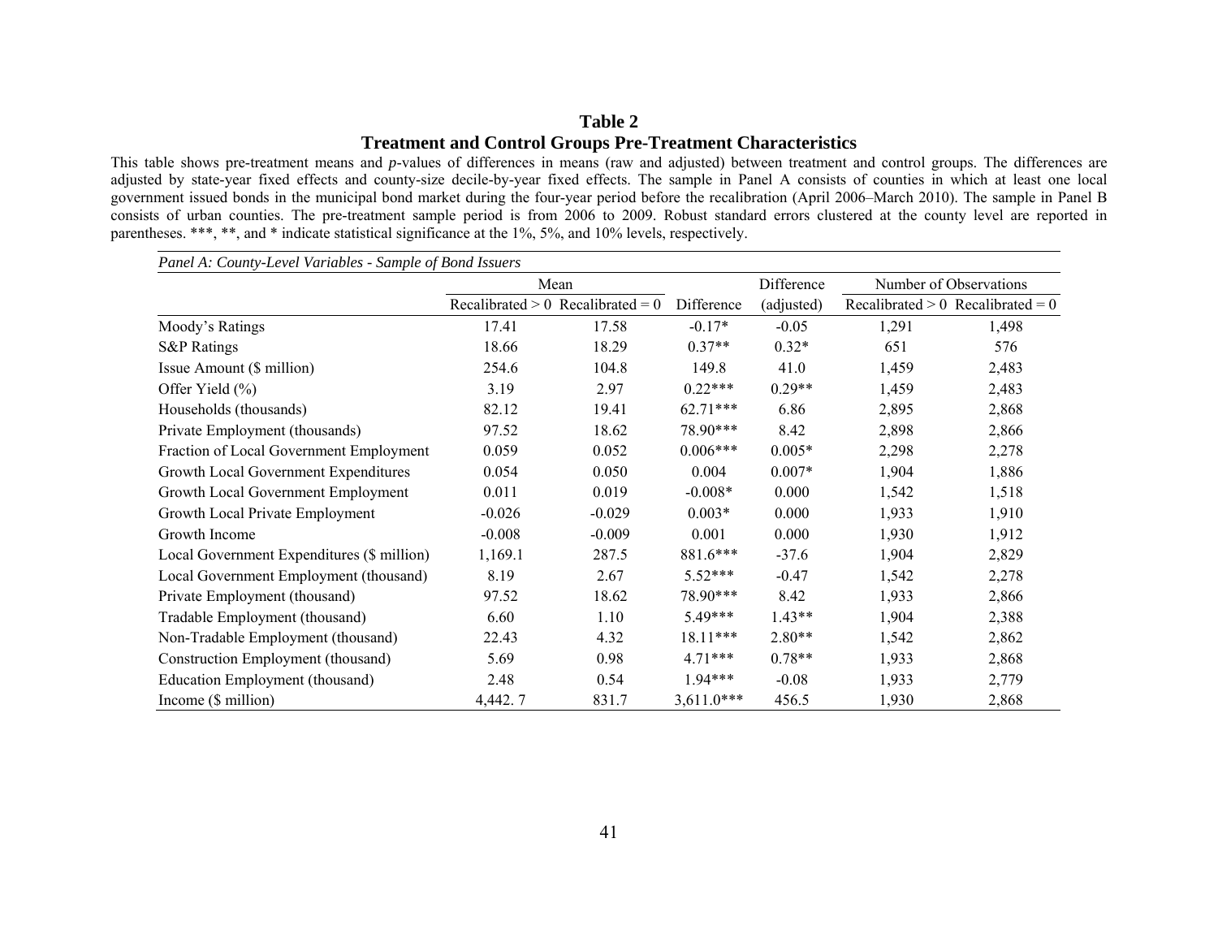**Table 2**

**Treatment and Control Groups Pre-Treatment Characteristics**

This table shows pre-treatment means and *p*-values of differences in means (raw and adjusted) between treatment and control groups. The differences are adjusted by state-year fixed effects and county-size decile-by-year fixed effects. The sample in Panel A consists of counties in which at least one local government issued bonds in the municipal bond market during the four-year period before the recalibration (April 2006–March 2010). The sample in Panel B consists of urban counties. The pre-treatment sample period is from 2006 to 2009. Robust standard errors clustered at the county level are reported in parentheses. ***, **, and * indicate statistical significance at the 1%, 5%, and 10% levels, respectively.

*Panel A: County-Level Variables - Sample of Bond Issuers*

| | Mean | | | Difference | Number of Observations | |
|---|---|---|---|---|---|---|
| | Recalibrated > 0 | Recalibrated = 0 | Difference | (adjusted) | Recalibrated > 0 | Recalibrated = 0 |
| Moody's Ratings | 17.41 | 17.58 | -0.17* | -0.05 | 1,291 | 1,498 |
| S&P Ratings | 18.66 | 18.29 | 0.37** | 0.32* | 651 | 576 |
| Issue Amount ($ million) | 254.6 | 104.8 | 149.8 | 41.0 | 1,459 | 2,483 |
| Offer Yield (%) | 3.19 | 2.97 | 0.22*** | 0.29** | 1,459 | 2,483 |
| Households (thousands) | 82.12 | 19.41 | 62.71*** | 6.86 | 2,895 | 2,868 |
| Private Employment (thousands) | 97.52 | 18.62 | 78.90*** | 8.42 | 2,898 | 2,866 |
| Fraction of Local Government Employment | 0.059 | 0.052 | 0.006*** | 0.005* | 2,298 | 2,278 |
| Growth Local Government Expenditures | 0.054 | 0.050 | 0.004 | 0.007* | 1,904 | 1,886 |
| Growth Local Government Employment | 0.011 | 0.019 | -0.008* | 0.000 | 1,542 | 1,518 |
| Growth Local Private Employment | -0.026 | -0.029 | 0.003* | 0.000 | 1,933 | 1,910 |
| Growth Income | -0.008 | -0.009 | 0.001 | 0.000 | 1,930 | 1,912 |
| Local Government Expenditures ($ million) | 1,169.1 | 287.5 | 881.6*** | -37.6 | 1,904 | 2,829 |
| Local Government Employment (thousand) | 8.19 | 2.67 | 5.52*** | -0.47 | 1,542 | 2,278 |
| Private Employment (thousand) | 97.52 | 18.62 | 78.90*** | 8.42 | 1,933 | 2,866 |
| Tradable Employment (thousand) | 6.60 | 1.10 | 5.49*** | 1.43** | 1,904 | 2,388 |
| Non-Tradable Employment (thousand) | 22.43 | 4.32 | 18.11*** | 2.80** | 1,542 | 2,862 |
| Construction Employment (thousand) | 5.69 | 0.98 | 4.71*** | 0.78** | 1,933 | 2,868 |
| Education Employment (thousand) | 2.48 | 0.54 | 1.94*** | -0.08 | 1,933 | 2,779 |
| Income ($ million) | 4,442. 7 | 831.7 | 3,611.0*** | 456.5 | 1,930 | 2,868 |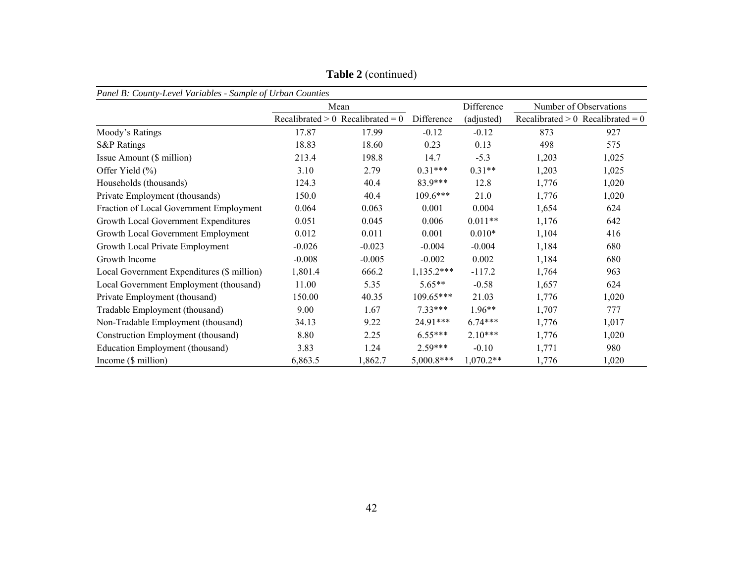**Table 2** (continued)

| *Panel B: County-Level Variables - Sample of Urban Counties* | Mean | | | Difference | Number of Observations | |
|---|---|---|---|---|---|---|
| | Recalibrated > 0 | Recalibrated = 0 | Difference | (adjusted) | Recalibrated > 0 | Recalibrated = 0 |
| Moody's Ratings | 17.87 | 17.99 | -0.12 | -0.12 | 873 | 927 |
| S&P Ratings | 18.83 | 18.60 | 0.23 | 0.13 | 498 | 575 |
| Issue Amount ($ million) | 213.4 | 198.8 | 14.7 | -5.3 | 1,203 | 1,025 |
| Offer Yield (%) | 3.10 | 2.79 | 0.31*** | 0.31** | 1,203 | 1,025 |
| Households (thousands) | 124.3 | 40.4 | 83.9*** | 12.8 | 1,776 | 1,020 |
| Private Employment (thousands) | 150.0 | 40.4 | 109.6*** | 21.0 | 1,776 | 1,020 |
| Fraction of Local Government Employment | 0.064 | 0.063 | 0.001 | 0.004 | 1,654 | 624 |
| Growth Local Government Expenditures | 0.051 | 0.045 | 0.006 | 0.011** | 1,176 | 642 |
| Growth Local Government Employment | 0.012 | 0.011 | 0.001 | 0.010* | 1,104 | 416 |
| Growth Local Private Employment | -0.026 | -0.023 | -0.004 | -0.004 | 1,184 | 680 |
| Growth Income | -0.008 | -0.005 | -0.002 | 0.002 | 1,184 | 680 |
| Local Government Expenditures ($ million) | 1,801.4 | 666.2 | 1,135.2*** | -117.2 | 1,764 | 963 |
| Local Government Employment (thousand) | 11.00 | 5.35 | 5.65** | -0.58 | 1,657 | 624 |
| Private Employment (thousand) | 150.00 | 40.35 | 109.65*** | 21.03 | 1,776 | 1,020 |
| Tradable Employment (thousand) | 9.00 | 1.67 | 7.33*** | 1.96** | 1,707 | 777 |
| Non-Tradable Employment (thousand) | 34.13 | 9.22 | 24.91*** | 6.74*** | 1,776 | 1,017 |
| Construction Employment (thousand) | 8.80 | 2.25 | 6.55*** | 2.10*** | 1,776 | 1,020 |
| Education Employment (thousand) | 3.83 | 1.24 | 2.59*** | -0.10 | 1,771 | 980 |
| Income ($ million) | 6,863.5 | 1,862.7 | 5,000.8*** | 1,070.2** | 1,776 | 1,020 |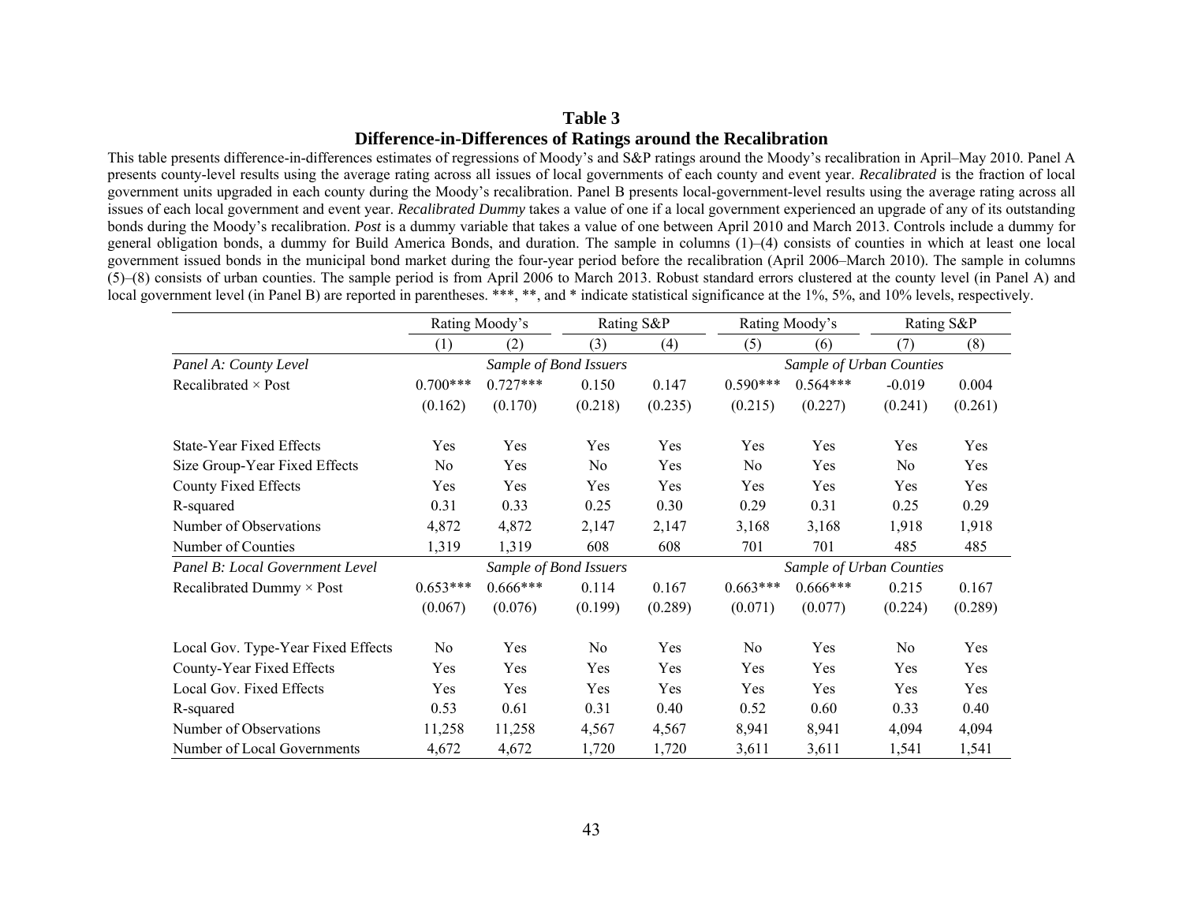# Table 3

## Difference-in-Differences of Ratings around the Recalibration

This table presents difference-in-differences estimates of regressions of Moody's and S&P ratings around the Moody's recalibration in April–May 2010. Panel A presents county-level results using the average rating across all issues of local governments of each county and event year. *Recalibrated* is the fraction of local government units upgraded in each county during the Moody's recalibration. Panel B presents local-government-level results using the average rating across all issues of each local government and event year. *Recalibrated Dummy* takes a value of one if a local government experienced an upgrade of any of its outstanding bonds during the Moody's recalibration. *Post* is a dummy variable that takes a value of one between April 2010 and March 2013. Controls include a dummy for general obligation bonds, a dummy for Build America Bonds, and duration. The sample in columns (1)–(4) consists of counties in which at least one local government issued bonds in the municipal bond market during the four-year period before the recalibration (April 2006–March 2010). The sample in columns (5)–(8) consists of urban counties. The sample period is from April 2006 to March 2013. Robust standard errors clustered at the county level (in Panel A) and local government level (in Panel B) are reported in parentheses. ***, **, and * indicate statistical significance at the 1%, 5%, and 10% levels, respectively.

| | Rating Moody's | | Rating S&P | | Rating Moody's | | Rating S&P | |
|---|---|---|---|---|---|---|---|---|
| | (1) | (2) | (3) | (4) | (5) | (6) | (7) | (8) |
| *Panel A: County Level* | *Sample of Bond Issuers* | | | | *Sample of Urban Counties* | | | |
| Recalibrated × Post | 0.700*** | 0.727*** | 0.150 | 0.147 | 0.590*** | 0.564*** | -0.019 | 0.004 |
| | (0.162) | (0.170) | (0.218) | (0.235) | (0.215) | (0.227) | (0.241) | (0.261) |
| State-Year Fixed Effects | Yes | Yes | Yes | Yes | Yes | Yes | Yes | Yes |
| Size Group-Year Fixed Effects | No | Yes | No | Yes | No | Yes | No | Yes |
| County Fixed Effects | Yes | Yes | Yes | Yes | Yes | Yes | Yes | Yes |
| R-squared | 0.31 | 0.33 | 0.25 | 0.30 | 0.29 | 0.31 | 0.25 | 0.29 |
| Number of Observations | 4,872 | 4,872 | 2,147 | 2,147 | 3,168 | 3,168 | 1,918 | 1,918 |
| Number of Counties | 1,319 | 1,319 | 608 | 608 | 701 | 701 | 485 | 485 |
| *Panel B: Local Government Level* | *Sample of Bond Issuers* | | | | *Sample of Urban Counties* | | | |
| Recalibrated Dummy × Post | 0.653*** | 0.666*** | 0.114 | 0.167 | 0.663*** | 0.666*** | 0.215 | 0.167 |
| | (0.067) | (0.076) | (0.199) | (0.289) | (0.071) | (0.077) | (0.224) | (0.289) |
| Local Gov. Type-Year Fixed Effects | No | Yes | No | Yes | No | Yes | No | Yes |
| County-Year Fixed Effects | Yes | Yes | Yes | Yes | Yes | Yes | Yes | Yes |
| Local Gov. Fixed Effects | Yes | Yes | Yes | Yes | Yes | Yes | Yes | Yes |
| R-squared | 0.53 | 0.61 | 0.31 | 0.40 | 0.52 | 0.60 | 0.33 | 0.40 |
| Number of Observations | 11,258 | 11,258 | 4,567 | 4,567 | 8,941 | 8,941 | 4,094 | 4,094 |
| Number of Local Governments | 4,672 | 4,672 | 1,720 | 1,720 | 3,611 | 3,611 | 1,541 | 1,541 |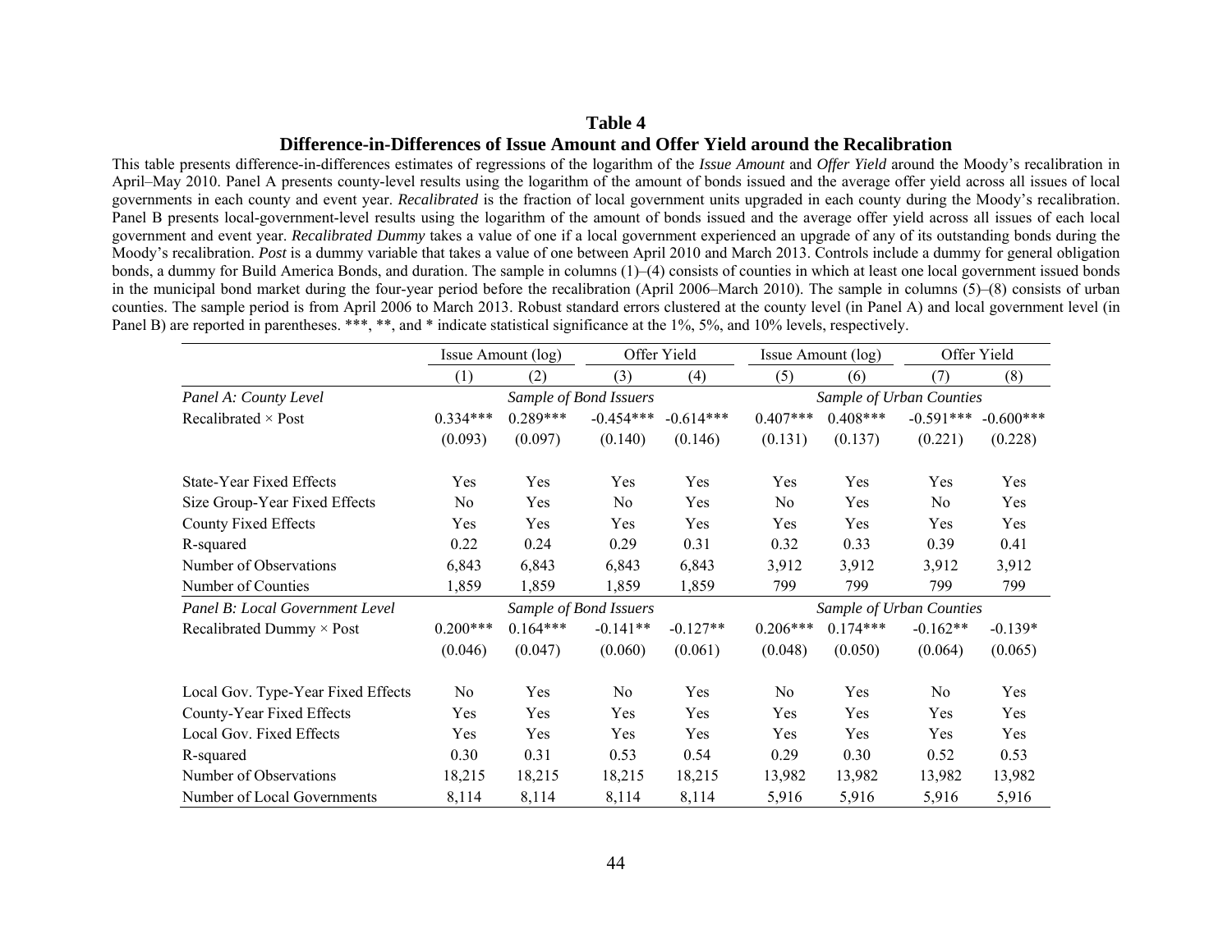## Table 4

### Difference-in-Differences of Issue Amount and Offer Yield around the Recalibration

This table presents difference-in-differences estimates of regressions of the logarithm of the *Issue Amount* and *Offer Yield* around the Moody's recalibration in April–May 2010. Panel A presents county-level results using the logarithm of the amount of bonds issued and the average offer yield across all issues of local governments in each county and event year. *Recalibrated* is the fraction of local government units upgraded in each county during the Moody's recalibration. Panel B presents local-government-level results using the logarithm of the amount of bonds issued and the average offer yield across all issues of each local government and event year. *Recalibrated Dummy* takes a value of one if a local government experienced an upgrade of any of its outstanding bonds during the Moody's recalibration. *Post* is a dummy variable that takes a value of one between April 2010 and March 2013. Controls include a dummy for general obligation bonds, a dummy for Build America Bonds, and duration. The sample in columns (1)–(4) consists of counties in which at least one local government issued bonds in the municipal bond market during the four-year period before the recalibration (April 2006–March 2010). The sample in columns (5)–(8) consists of urban counties. The sample period is from April 2006 to March 2013. Robust standard errors clustered at the county level (in Panel A) and local government level (in Panel B) are reported in parentheses. ***, **, and * indicate statistical significance at the 1%, 5%, and 10% levels, respectively.

| | Issue Amount (log) | | Offer Yield | | Issue Amount (log) | | Offer Yield | |
|---|---|---|---|---|---|---|---|---|
| | (1) | (2) | (3) | (4) | (5) | (6) | (7) | (8) |
| *Panel A: County Level* | *Sample of Bond Issuers* | | | | *Sample of Urban Counties* | | | |
| Recalibrated × Post | 0.334*** | 0.289*** | -0.454*** | -0.614*** | 0.407*** | 0.408*** | -0.591*** | -0.600*** |
| | (0.093) | (0.097) | (0.140) | (0.146) | (0.131) | (0.137) | (0.221) | (0.228) |
| State-Year Fixed Effects | Yes | Yes | Yes | Yes | Yes | Yes | Yes | Yes |
| Size Group-Year Fixed Effects | No | Yes | No | Yes | No | Yes | No | Yes |
| County Fixed Effects | Yes | Yes | Yes | Yes | Yes | Yes | Yes | Yes |
| R-squared | 0.22 | 0.24 | 0.29 | 0.31 | 0.32 | 0.33 | 0.39 | 0.41 |
| Number of Observations | 6,843 | 6,843 | 6,843 | 6,843 | 3,912 | 3,912 | 3,912 | 3,912 |
| Number of Counties | 1,859 | 1,859 | 1,859 | 1,859 | 799 | 799 | 799 | 799 |
| *Panel B: Local Government Level* | *Sample of Bond Issuers* | | | | *Sample of Urban Counties* | | | |
| Recalibrated Dummy × Post | 0.200*** | 0.164*** | -0.141** | -0.127** | 0.206*** | 0.174*** | -0.162** | -0.139* |
| | (0.046) | (0.047) | (0.060) | (0.061) | (0.048) | (0.050) | (0.064) | (0.065) |
| Local Gov. Type-Year Fixed Effects | No | Yes | No | Yes | No | Yes | No | Yes |
| County-Year Fixed Effects | Yes | Yes | Yes | Yes | Yes | Yes | Yes | Yes |
| Local Gov. Fixed Effects | Yes | Yes | Yes | Yes | Yes | Yes | Yes | Yes |
| R-squared | 0.30 | 0.31 | 0.53 | 0.54 | 0.29 | 0.30 | 0.52 | 0.53 |
| Number of Observations | 18,215 | 18,215 | 18,215 | 18,215 | 13,982 | 13,982 | 13,982 | 13,982 |
| Number of Local Governments | 8,114 | 8,114 | 8,114 | 8,114 | 5,916 | 5,916 | 5,916 | 5,916 |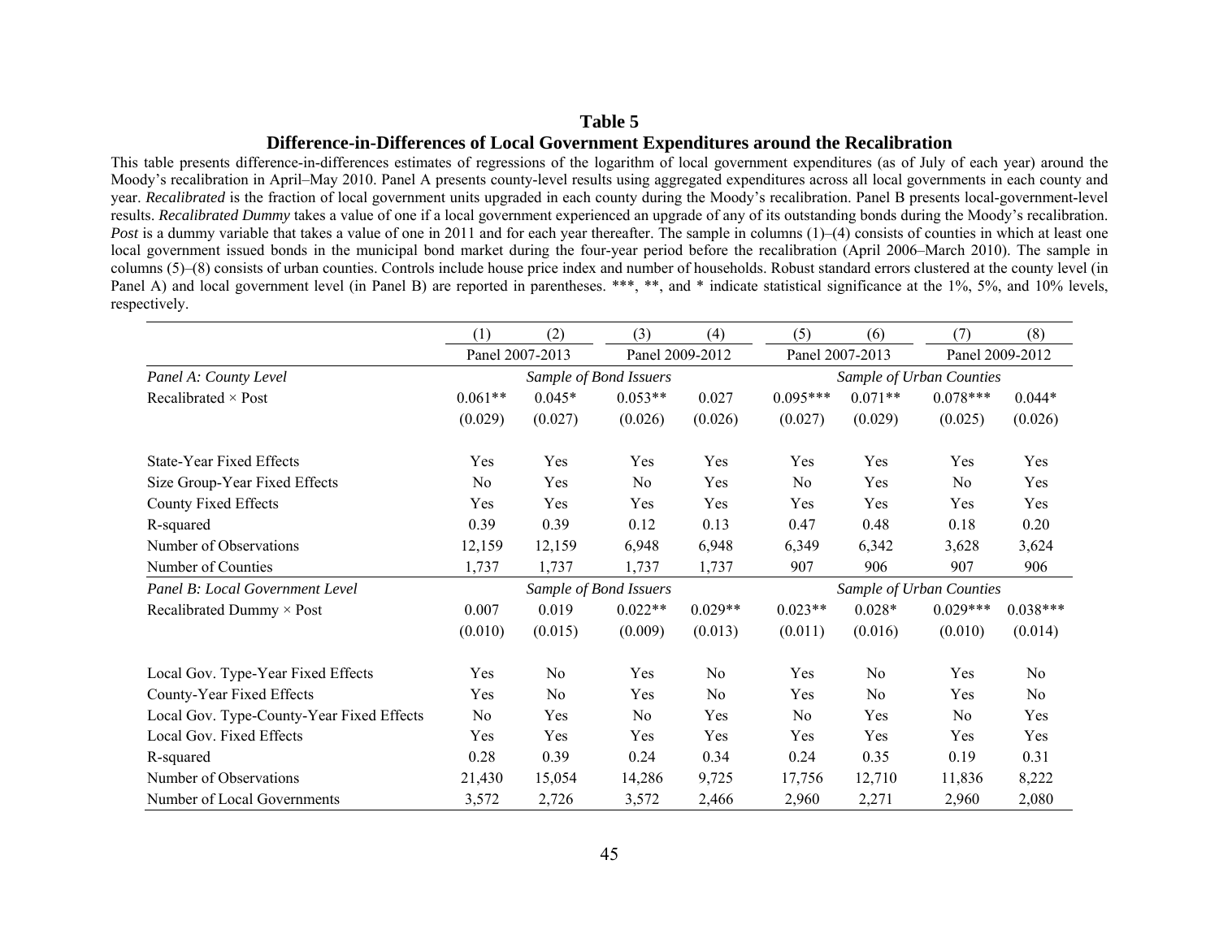**Table 5**

**Difference-in-Differences of Local Government Expenditures around the Recalibration**

This table presents difference-in-differences estimates of regressions of the logarithm of local government expenditures (as of July of each year) around the Moody's recalibration in April–May 2010. Panel A presents county-level results using aggregated expenditures across all local governments in each county and year. *Recalibrated* is the fraction of local government units upgraded in each county during the Moody's recalibration. Panel B presents local-government-level results. *Recalibrated Dummy* takes a value of one if a local government experienced an upgrade of any of its outstanding bonds during the Moody's recalibration. *Post* is a dummy variable that takes a value of one in 2011 and for each year thereafter. The sample in columns (1)–(4) consists of counties in which at least one local government issued bonds in the municipal bond market during the four-year period before the recalibration (April 2006–March 2010). The sample in columns (5)–(8) consists of urban counties. Controls include house price index and number of households. Robust standard errors clustered at the county level (in Panel A) and local government level (in Panel B) are reported in parentheses. ***, **, and * indicate statistical significance at the 1%, 5%, and 10% levels, respectively.

| | (1) | (2) | (3) | (4) | (5) | (6) | (7) | (8) |
|---|---|---|---|---|---|---|---|---|
| | Panel 2007-2013 | | Panel 2009-2012 | | Panel 2007-2013 | | Panel 2009-2012 | |
| *Panel A: County Level* | *Sample of Bond Issuers* | | | | *Sample of Urban Counties* | | | |
| Recalibrated × Post | 0.061** | 0.045* | 0.053** | 0.027 | 0.095*** | 0.071** | 0.078*** | 0.044* |
| | (0.029) | (0.027) | (0.026) | (0.026) | (0.027) | (0.029) | (0.025) | (0.026) |
| State-Year Fixed Effects | Yes | Yes | Yes | Yes | Yes | Yes | Yes | Yes |
| Size Group-Year Fixed Effects | No | Yes | No | Yes | No | Yes | No | Yes |
| County Fixed Effects | Yes | Yes | Yes | Yes | Yes | Yes | Yes | Yes |
| R-squared | 0.39 | 0.39 | 0.12 | 0.13 | 0.47 | 0.48 | 0.18 | 0.20 |
| Number of Observations | 12,159 | 12,159 | 6,948 | 6,948 | 6,349 | 6,342 | 3,628 | 3,624 |
| Number of Counties | 1,737 | 1,737 | 1,737 | 1,737 | 907 | 906 | 907 | 906 |
| *Panel B: Local Government Level* | *Sample of Bond Issuers* | | | | *Sample of Urban Counties* | | | |
| Recalibrated Dummy × Post | 0.007 | 0.019 | 0.022** | 0.029** | 0.023** | 0.028* | 0.029*** | 0.038*** |
| | (0.010) | (0.015) | (0.009) | (0.013) | (0.011) | (0.016) | (0.010) | (0.014) |
| Local Gov. Type-Year Fixed Effects | Yes | No | Yes | No | Yes | No | Yes | No |
| County-Year Fixed Effects | Yes | No | Yes | No | Yes | No | Yes | No |
| Local Gov. Type-County-Year Fixed Effects | No | Yes | No | Yes | No | Yes | No | Yes |
| Local Gov. Fixed Effects | Yes | Yes | Yes | Yes | Yes | Yes | Yes | Yes |
| R-squared | 0.28 | 0.39 | 0.24 | 0.34 | 0.24 | 0.35 | 0.19 | 0.31 |
| Number of Observations | 21,430 | 15,054 | 14,286 | 9,725 | 17,756 | 12,710 | 11,836 | 8,222 |
| Number of Local Governments | 3,572 | 2,726 | 3,572 | 2,466 | 2,960 | 2,271 | 2,960 | 2,080 |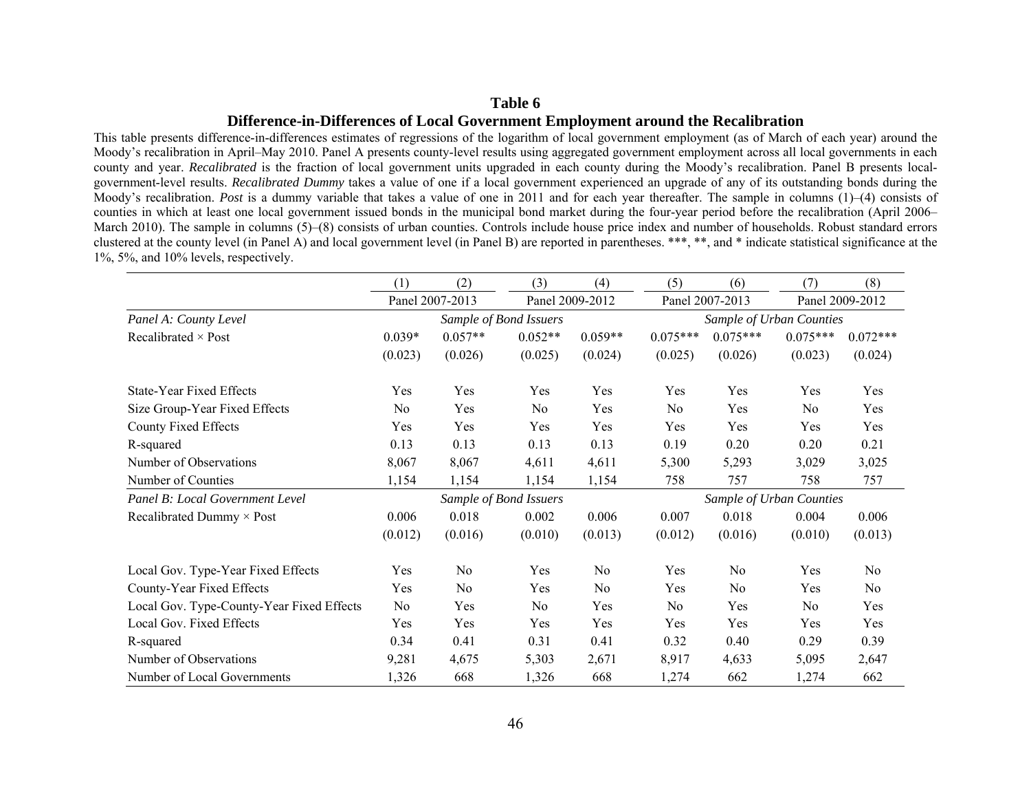# Table 6

## Difference-in-Differences of Local Government Employment around the Recalibration

This table presents difference-in-differences estimates of regressions of the logarithm of local government employment (as of March of each year) around the Moody's recalibration in April–May 2010. Panel A presents county-level results using aggregated government employment across all local governments in each county and year. *Recalibrated* is the fraction of local government units upgraded in each county during the Moody's recalibration. Panel B presents local-government-level results. *Recalibrated Dummy* takes a value of one if a local government experienced an upgrade of any of its outstanding bonds during the Moody's recalibration. *Post* is a dummy variable that takes a value of one in 2011 and for each year thereafter. The sample in columns (1)–(4) consists of counties in which at least one local government issued bonds in the municipal bond market during the four-year period before the recalibration (April 2006–March 2010). The sample in columns (5)–(8) consists of urban counties. Controls include house price index and number of households. Robust standard errors clustered at the county level (in Panel A) and local government level (in Panel B) are reported in parentheses. ***, **, and * indicate statistical significance at the 1%, 5%, and 10% levels, respectively.

| | (1) | (2) | (3) | (4) | (5) | (6) | (7) | (8) |
|---|---|---|---|---|---|---|---|---|
| | Panel 2007-2013 | | Panel 2009-2012 | | Panel 2007-2013 | | Panel 2009-2012 | |
| *Panel A: County Level* | *Sample of Bond Issuers* | | | | *Sample of Urban Counties* | | | |
| Recalibrated × Post | 0.039* | 0.057** | 0.052** | 0.059** | 0.075*** | 0.075*** | 0.075*** | 0.072*** |
| | (0.023) | (0.026) | (0.025) | (0.024) | (0.025) | (0.026) | (0.023) | (0.024) |
| State-Year Fixed Effects | Yes | Yes | Yes | Yes | Yes | Yes | Yes | Yes |
| Size Group-Year Fixed Effects | No | Yes | No | Yes | No | Yes | No | Yes |
| County Fixed Effects | Yes | Yes | Yes | Yes | Yes | Yes | Yes | Yes |
| R-squared | 0.13 | 0.13 | 0.13 | 0.13 | 0.19 | 0.20 | 0.20 | 0.21 |
| Number of Observations | 8,067 | 8,067 | 4,611 | 4,611 | 5,300 | 5,293 | 3,029 | 3,025 |
| Number of Counties | 1,154 | 1,154 | 1,154 | 1,154 | 758 | 757 | 758 | 757 |
| *Panel B: Local Government Level* | *Sample of Bond Issuers* | | | | *Sample of Urban Counties* | | | |
| Recalibrated Dummy × Post | 0.006 | 0.018 | 0.002 | 0.006 | 0.007 | 0.018 | 0.004 | 0.006 |
| | (0.012) | (0.016) | (0.010) | (0.013) | (0.012) | (0.016) | (0.010) | (0.013) |
| Local Gov. Type-Year Fixed Effects | Yes | No | Yes | No | Yes | No | Yes | No |
| County-Year Fixed Effects | Yes | No | Yes | No | Yes | No | Yes | No |
| Local Gov. Type-County-Year Fixed Effects | No | Yes | No | Yes | No | Yes | No | Yes |
| Local Gov. Fixed Effects | Yes | Yes | Yes | Yes | Yes | Yes | Yes | Yes |
| R-squared | 0.34 | 0.41 | 0.31 | 0.41 | 0.32 | 0.40 | 0.29 | 0.39 |
| Number of Observations | 9,281 | 4,675 | 5,303 | 2,671 | 8,917 | 4,633 | 5,095 | 2,647 |
| Number of Local Governments | 1,326 | 668 | 1,326 | 668 | 1,274 | 662 | 1,274 | 662 |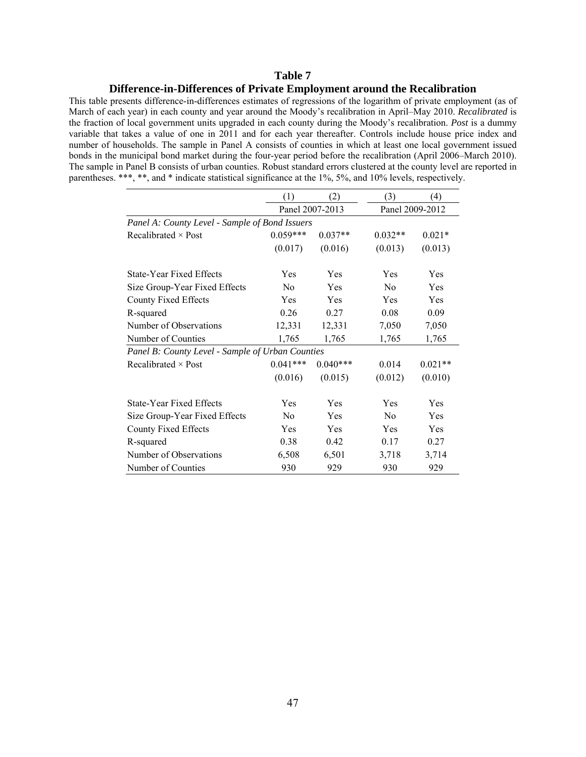# Table 7

## Difference-in-Differences of Private Employment around the Recalibration

This table presents difference-in-differences estimates of regressions of the logarithm of private employment (as of March of each year) in each county and year around the Moody's recalibration in April–May 2010. *Recalibrated* is the fraction of local government units upgraded in each county during the Moody's recalibration. *Post* is a dummy variable that takes a value of one in 2011 and for each year thereafter. Controls include house price index and number of households. The sample in Panel A consists of counties in which at least one local government issued bonds in the municipal bond market during the four-year period before the recalibration (April 2006–March 2010). The sample in Panel B consists of urban counties. Robust standard errors clustered at the county level are reported in parentheses. ***, **, and * indicate statistical significance at the 1%, 5%, and 10% levels, respectively.

| | (1) | (2) | (3) | (4) |
|---|---|---|---|---|
| | Panel 2007-2013 | | Panel 2009-2012 | |
| *Panel A: County Level - Sample of Bond Issuers* | | | | |
| Recalibrated × Post | 0.059*** | 0.037** | 0.032** | 0.021* |
| | (0.017) | (0.016) | (0.013) | (0.013) |
| State-Year Fixed Effects | Yes | Yes | Yes | Yes |
| Size Group-Year Fixed Effects | No | Yes | No | Yes |
| County Fixed Effects | Yes | Yes | Yes | Yes |
| R-squared | 0.26 | 0.27 | 0.08 | 0.09 |
| Number of Observations | 12,331 | 12,331 | 7,050 | 7,050 |
| Number of Counties | 1,765 | 1,765 | 1,765 | 1,765 |
| *Panel B: County Level - Sample of Urban Counties* | | | | |
| Recalibrated × Post | 0.041*** | 0.040*** | 0.014 | 0.021** |
| | (0.016) | (0.015) | (0.012) | (0.010) |
| State-Year Fixed Effects | Yes | Yes | Yes | Yes |
| Size Group-Year Fixed Effects | No | Yes | No | Yes |
| County Fixed Effects | Yes | Yes | Yes | Yes |
| R-squared | 0.38 | 0.42 | 0.17 | 0.27 |
| Number of Observations | 6,508 | 6,501 | 3,718 | 3,714 |
| Number of Counties | 930 | 929 | 930 | 929 |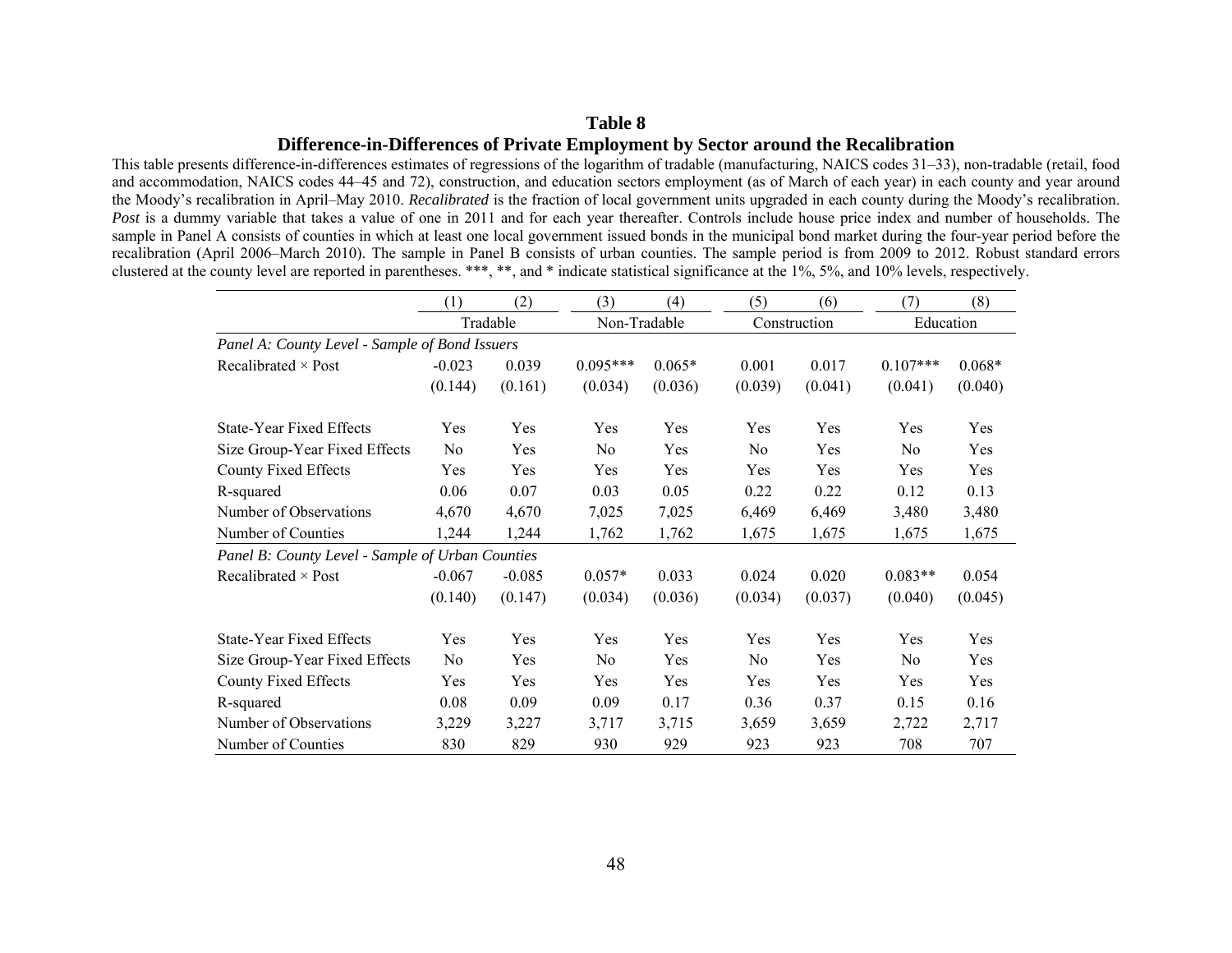# Table 8

## Difference-in-Differences of Private Employment by Sector around the Recalibration

This table presents difference-in-differences estimates of regressions of the logarithm of tradable (manufacturing, NAICS codes 31–33), non-tradable (retail, food and accommodation, NAICS codes 44–45 and 72), construction, and education sectors employment (as of March of each year) in each county and year around the Moody's recalibration in April–May 2010. *Recalibrated* is the fraction of local government units upgraded in each county during the Moody's recalibration. *Post* is a dummy variable that takes a value of one in 2011 and for each year thereafter. Controls include house price index and number of households. The sample in Panel A consists of counties in which at least one local government issued bonds in the municipal bond market during the four-year period before the recalibration (April 2006–March 2010). The sample in Panel B consists of urban counties. The sample period is from 2009 to 2012. Robust standard errors clustered at the county level are reported in parentheses. ***, **, and * indicate statistical significance at the 1%, 5%, and 10% levels, respectively.

| | (1) | (2) | (3) | (4) | (5) | (6) | (7) | (8) |
|---|---|---|---|---|---|---|---|---|
| | Tradable | | Non-Tradable | | Construction | | Education | |
| *Panel A: County Level - Sample of Bond Issuers* | | | | | | | | |
| Recalibrated × Post | -0.023 | 0.039 | 0.095*** | 0.065* | 0.001 | 0.017 | 0.107*** | 0.068* |
| | (0.144) | (0.161) | (0.034) | (0.036) | (0.039) | (0.041) | (0.041) | (0.040) |
| State-Year Fixed Effects | Yes | Yes | Yes | Yes | Yes | Yes | Yes | Yes |
| Size Group-Year Fixed Effects | No | Yes | No | Yes | No | Yes | No | Yes |
| County Fixed Effects | Yes | Yes | Yes | Yes | Yes | Yes | Yes | Yes |
| R-squared | 0.06 | 0.07 | 0.03 | 0.05 | 0.22 | 0.22 | 0.12 | 0.13 |
| Number of Observations | 4,670 | 4,670 | 7,025 | 7,025 | 6,469 | 6,469 | 3,480 | 3,480 |
| Number of Counties | 1,244 | 1,244 | 1,762 | 1,762 | 1,675 | 1,675 | 1,675 | 1,675 |
| *Panel B: County Level - Sample of Urban Counties* | | | | | | | | |
| Recalibrated × Post | -0.067 | -0.085 | 0.057* | 0.033 | 0.024 | 0.020 | 0.083** | 0.054 |
| | (0.140) | (0.147) | (0.034) | (0.036) | (0.034) | (0.037) | (0.040) | (0.045) |
| State-Year Fixed Effects | Yes | Yes | Yes | Yes | Yes | Yes | Yes | Yes |
| Size Group-Year Fixed Effects | No | Yes | No | Yes | No | Yes | No | Yes |
| County Fixed Effects | Yes | Yes | Yes | Yes | Yes | Yes | Yes | Yes |
| R-squared | 0.08 | 0.09 | 0.09 | 0.17 | 0.36 | 0.37 | 0.15 | 0.16 |
| Number of Observations | 3,229 | 3,227 | 3,717 | 3,715 | 3,659 | 3,659 | 2,722 | 2,717 |
| Number of Counties | 830 | 829 | 930 | 929 | 923 | 923 | 708 | 707 |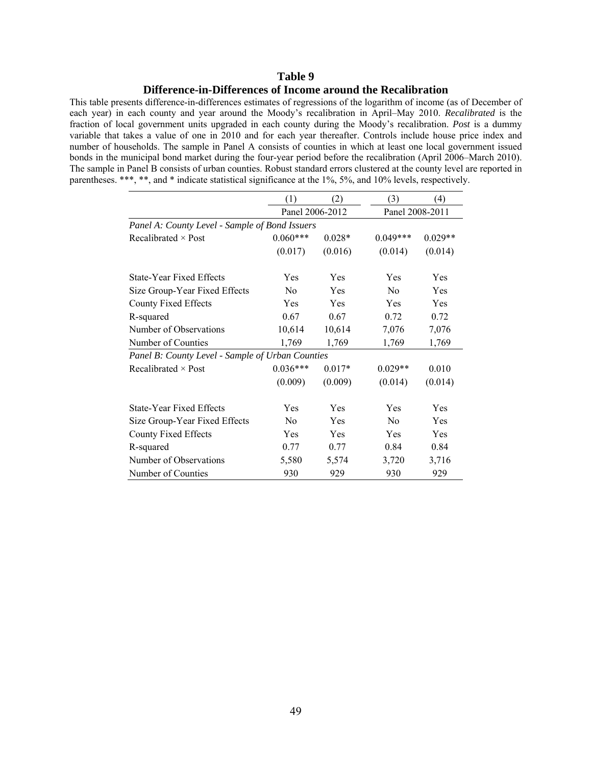# Table 9

## Difference-in-Differences of Income around the Recalibration

This table presents difference-in-differences estimates of regressions of the logarithm of income (as of December of each year) in each county and year around the Moody's recalibration in April–May 2010. *Recalibrated* is the fraction of local government units upgraded in each county during the Moody's recalibration. *Post* is a dummy variable that takes a value of one in 2010 and for each year thereafter. Controls include house price index and number of households. The sample in Panel A consists of counties in which at least one local government issued bonds in the municipal bond market during the four-year period before the recalibration (April 2006–March 2010). The sample in Panel B consists of urban counties. Robust standard errors clustered at the county level are reported in parentheses. ***, **, and * indicate statistical significance at the 1%, 5%, and 10% levels, respectively.

| | (1) | (2) | (3) | (4) |
|---|---|---|---|---|
| | Panel 2006-2012 | | Panel 2008-2011 | |
| *Panel A: County Level - Sample of Bond Issuers* | | | | |
| Recalibrated × Post | 0.060*** | 0.028* | 0.049*** | 0.029** |
| | (0.017) | (0.016) | (0.014) | (0.014) |
| State-Year Fixed Effects | Yes | Yes | Yes | Yes |
| Size Group-Year Fixed Effects | No | Yes | No | Yes |
| County Fixed Effects | Yes | Yes | Yes | Yes |
| R-squared | 0.67 | 0.67 | 0.72 | 0.72 |
| Number of Observations | 10,614 | 10,614 | 7,076 | 7,076 |
| Number of Counties | 1,769 | 1,769 | 1,769 | 1,769 |
| *Panel B: County Level - Sample of Urban Counties* | | | | |
| Recalibrated × Post | 0.036*** | 0.017* | 0.029** | 0.010 |
| | (0.009) | (0.009) | (0.014) | (0.014) |
| State-Year Fixed Effects | Yes | Yes | Yes | Yes |
| Size Group-Year Fixed Effects | No | Yes | No | Yes |
| County Fixed Effects | Yes | Yes | Yes | Yes |
| R-squared | 0.77 | 0.77 | 0.84 | 0.84 |
| Number of Observations | 5,580 | 5,574 | 3,720 | 3,716 |
| Number of Counties | 930 | 929 | 930 | 929 |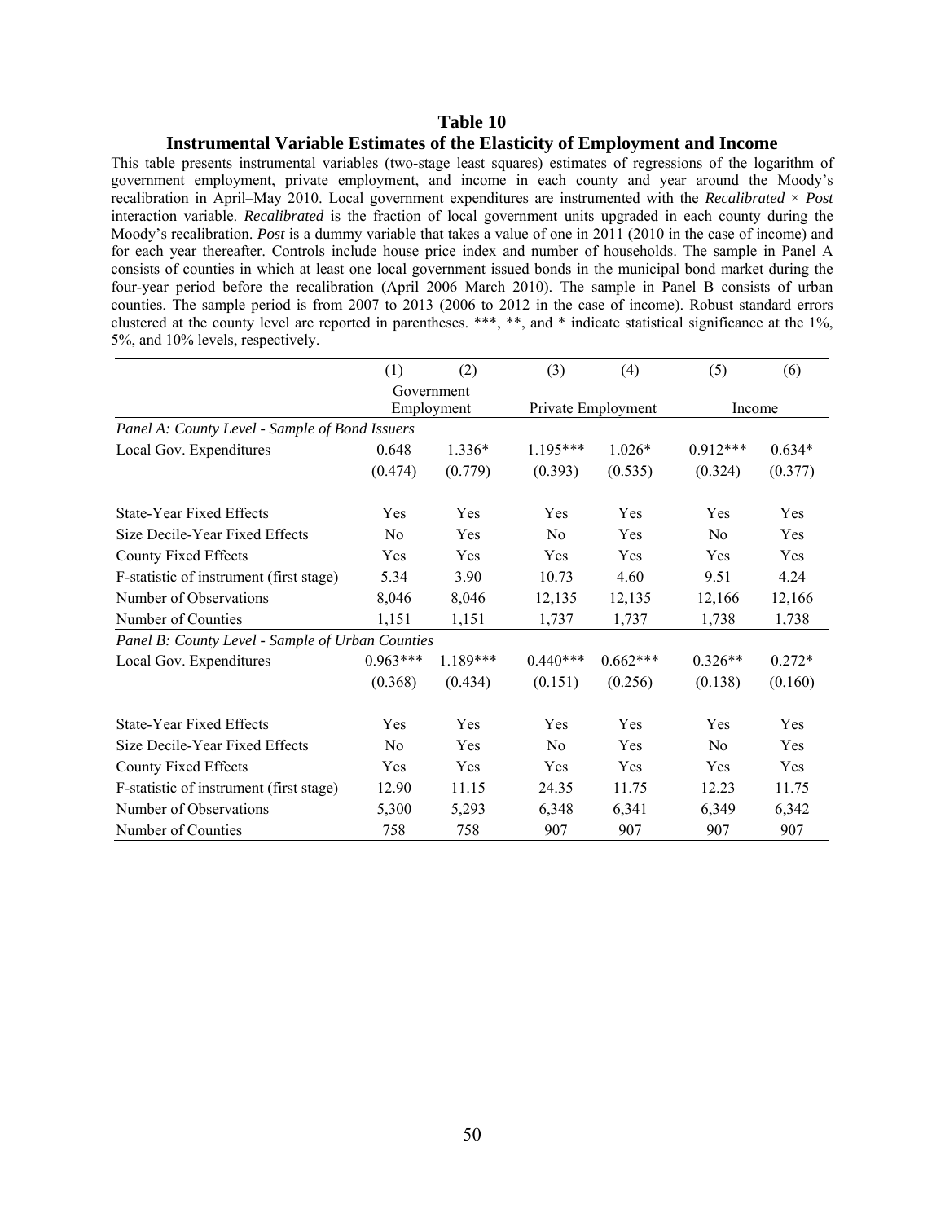# Table 10

## Instrumental Variable Estimates of the Elasticity of Employment and Income

This table presents instrumental variables (two-stage least squares) estimates of regressions of the logarithm of government employment, private employment, and income in each county and year around the Moody's recalibration in April–May 2010. Local government expenditures are instrumented with the *Recalibrated* × *Post* interaction variable. *Recalibrated* is the fraction of local government units upgraded in each county during the Moody's recalibration. *Post* is a dummy variable that takes a value of one in 2011 (2010 in the case of income) and for each year thereafter. Controls include house price index and number of households. The sample in Panel A consists of counties in which at least one local government issued bonds in the municipal bond market during the four-year period before the recalibration (April 2006–March 2010). The sample in Panel B consists of urban counties. The sample period is from 2007 to 2013 (2006 to 2012 in the case of income). Robust standard errors clustered at the county level are reported in parentheses. ***, **, and * indicate statistical significance at the 1%, 5%, and 10% levels, respectively.

| | (1) | (2) | (3) | (4) | (5) | (6) |
|---|---|---|---|---|---|---|
| | Government Employment | | Private Employment | | Income | |
| *Panel A: County Level - Sample of Bond Issuers* | | | | | | |
| Local Gov. Expenditures | 0.648 | 1.336* | 1.195*** | 1.026* | 0.912*** | 0.634* |
| | (0.474) | (0.779) | (0.393) | (0.535) | (0.324) | (0.377) |
| State-Year Fixed Effects | Yes | Yes | Yes | Yes | Yes | Yes |
| Size Decile-Year Fixed Effects | No | Yes | No | Yes | No | Yes |
| County Fixed Effects | Yes | Yes | Yes | Yes | Yes | Yes |
| F-statistic of instrument (first stage) | 5.34 | 3.90 | 10.73 | 4.60 | 9.51 | 4.24 |
| Number of Observations | 8,046 | 8,046 | 12,135 | 12,135 | 12,166 | 12,166 |
| Number of Counties | 1,151 | 1,151 | 1,737 | 1,737 | 1,738 | 1,738 |
| *Panel B: County Level - Sample of Urban Counties* | | | | | | |
| Local Gov. Expenditures | 0.963*** | 1.189*** | 0.440*** | 0.662*** | 0.326** | 0.272* |
| | (0.368) | (0.434) | (0.151) | (0.256) | (0.138) | (0.160) |
| State-Year Fixed Effects | Yes | Yes | Yes | Yes | Yes | Yes |
| Size Decile-Year Fixed Effects | No | Yes | No | Yes | No | Yes |
| County Fixed Effects | Yes | Yes | Yes | Yes | Yes | Yes |
| F-statistic of instrument (first stage) | 12.90 | 11.15 | 24.35 | 11.75 | 12.23 | 11.75 |
| Number of Observations | 5,300 | 5,293 | 6,348 | 6,341 | 6,349 | 6,342 |
| Number of Counties | 758 | 758 | 907 | 907 | 907 | 907 |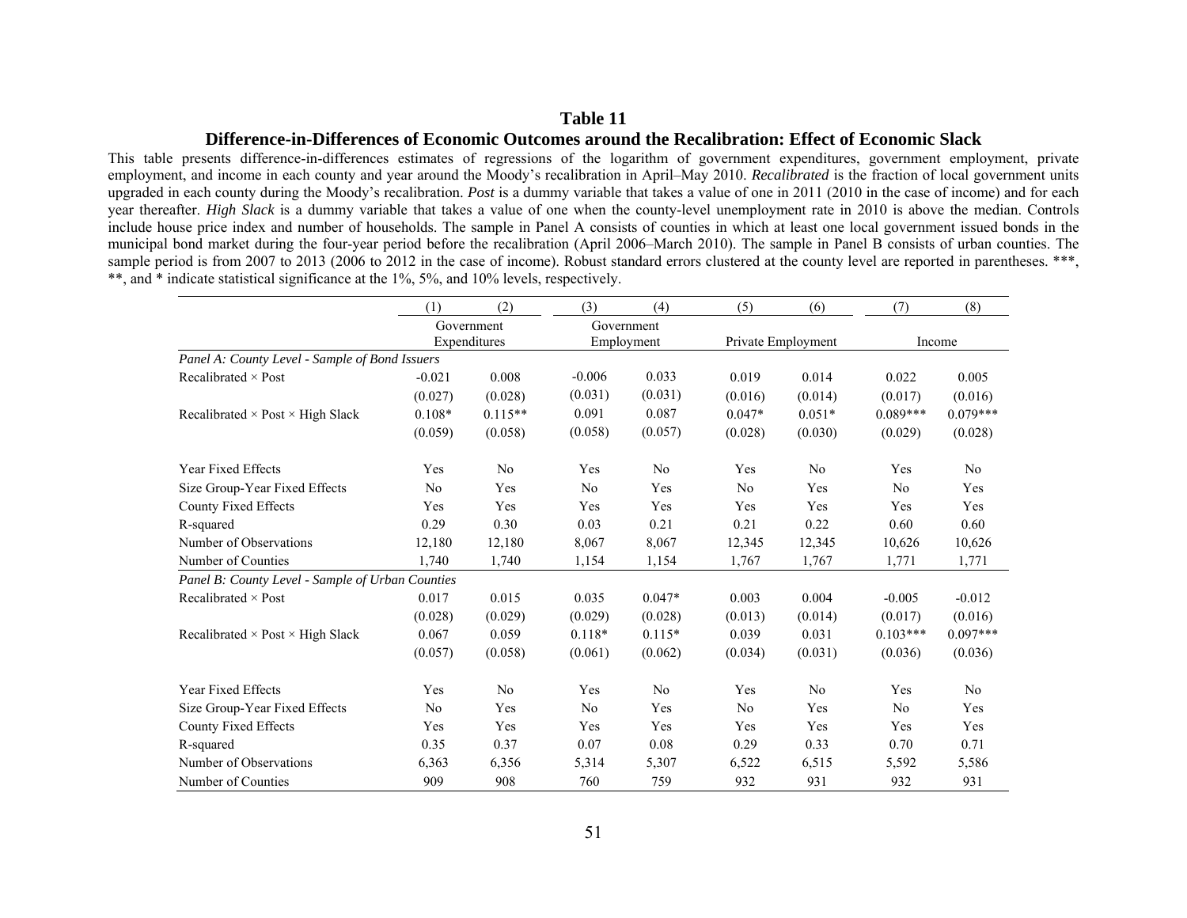# Table 11

## Difference-in-Differences of Economic Outcomes around the Recalibration: Effect of Economic Slack

This table presents difference-in-differences estimates of regressions of the logarithm of government expenditures, government employment, private employment, and income in each county and year around the Moody's recalibration in April–May 2010. *Recalibrated* is the fraction of local government units upgraded in each county during the Moody's recalibration. *Post* is a dummy variable that takes a value of one in 2011 (2010 in the case of income) and for each year thereafter. *High Slack* is a dummy variable that takes a value of one when the county-level unemployment rate in 2010 is above the median. Controls include house price index and number of households. The sample in Panel A consists of counties in which at least one local government issued bonds in the municipal bond market during the four-year period before the recalibration (April 2006–March 2010). The sample in Panel B consists of urban counties. The sample period is from 2007 to 2013 (2006 to 2012 in the case of income). Robust standard errors clustered at the county level are reported in parentheses. ***, **, and * indicate statistical significance at the 1%, 5%, and 10% levels, respectively.

| | (1) | (2) | (3) | (4) | (5) | (6) | (7) | (8) |
|---|---|---|---|---|---|---|---|---|
| | Government Expenditures | | Government Employment | | Private Employment | | Income | |
| *Panel A: County Level - Sample of Bond Issuers* | | | | | | | | |
| Recalibrated × Post | -0.021 | 0.008 | -0.006 | 0.033 | 0.019 | 0.014 | 0.022 | 0.005 |
| | (0.027) | (0.028) | (0.031) | (0.031) | (0.016) | (0.014) | (0.017) | (0.016) |
| Recalibrated × Post × High Slack | 0.108* | 0.115** | 0.091 | 0.087 | 0.047* | 0.051* | 0.089*** | 0.079*** |
| | (0.059) | (0.058) | (0.058) | (0.057) | (0.028) | (0.030) | (0.029) | (0.028) |
| Year Fixed Effects | Yes | No | Yes | No | Yes | No | Yes | No |
| Size Group-Year Fixed Effects | No | Yes | No | Yes | No | Yes | No | Yes |
| County Fixed Effects | Yes | Yes | Yes | Yes | Yes | Yes | Yes | Yes |
| R-squared | 0.29 | 0.30 | 0.03 | 0.21 | 0.21 | 0.22 | 0.60 | 0.60 |
| Number of Observations | 12,180 | 12,180 | 8,067 | 8,067 | 12,345 | 12,345 | 10,626 | 10,626 |
| Number of Counties | 1,740 | 1,740 | 1,154 | 1,154 | 1,767 | 1,767 | 1,771 | 1,771 |
| *Panel B: County Level - Sample of Urban Counties* | | | | | | | | |
| Recalibrated × Post | 0.017 | 0.015 | 0.035 | 0.047* | 0.003 | 0.004 | -0.005 | -0.012 |
| | (0.028) | (0.029) | (0.029) | (0.028) | (0.013) | (0.014) | (0.017) | (0.016) |
| Recalibrated × Post × High Slack | 0.067 | 0.059 | 0.118* | 0.115* | 0.039 | 0.031 | 0.103*** | 0.097*** |
| | (0.057) | (0.058) | (0.061) | (0.062) | (0.034) | (0.031) | (0.036) | (0.036) |
| Year Fixed Effects | Yes | No | Yes | No | Yes | No | Yes | No |
| Size Group-Year Fixed Effects | No | Yes | No | Yes | No | Yes | No | Yes |
| County Fixed Effects | Yes | Yes | Yes | Yes | Yes | Yes | Yes | Yes |
| R-squared | 0.35 | 0.37 | 0.07 | 0.08 | 0.29 | 0.33 | 0.70 | 0.71 |
| Number of Observations | 6,363 | 6,356 | 5,314 | 5,307 | 6,522 | 6,515 | 5,592 | 5,586 |
| Number of Counties | 909 | 908 | 760 | 759 | 932 | 931 | 932 | 931 |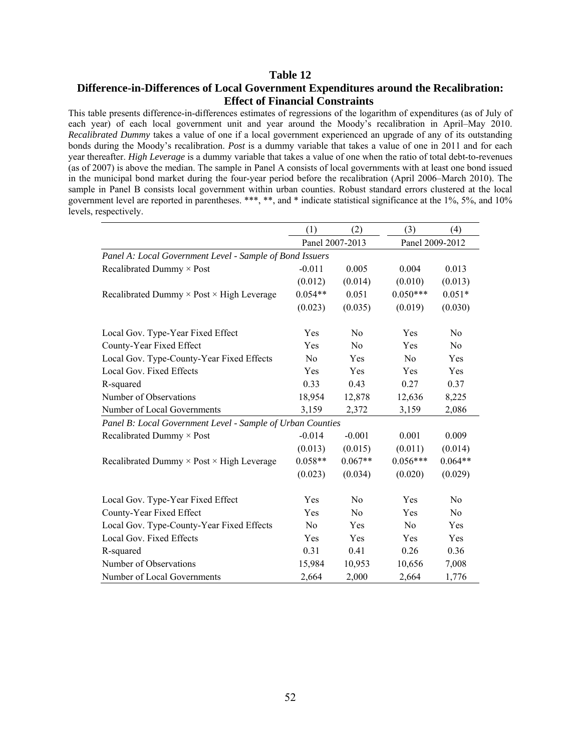# Table 12

## Difference-in-Differences of Local Government Expenditures around the Recalibration: Effect of Financial Constraints

This table presents difference-in-differences estimates of regressions of the logarithm of expenditures (as of July of each year) of each local government unit and year around the Moody's recalibration in April–May 2010. *Recalibrated Dummy* takes a value of one if a local government experienced an upgrade of any of its outstanding bonds during the Moody's recalibration. *Post* is a dummy variable that takes a value of one in 2011 and for each year thereafter. *High Leverage* is a dummy variable that takes a value of one when the ratio of total debt-to-revenues (as of 2007) is above the median. The sample in Panel A consists of local governments with at least one bond issued in the municipal bond market during the four-year period before the recalibration (April 2006–March 2010). The sample in Panel B consists local government within urban counties. Robust standard errors clustered at the local government level are reported in parentheses. \*\*\*, \*\*, and \* indicate statistical significance at the 1%, 5%, and 10% levels, respectively.

| | (1) | (2) | (3) | (4) |
|---|---|---|---|---|
| | Panel 2007-2013 | | Panel 2009-2012 | |
| *Panel A: Local Government Level - Sample of Bond Issuers* | | | | |
| Recalibrated Dummy × Post | -0.011 | 0.005 | 0.004 | 0.013 |
| | (0.012) | (0.014) | (0.010) | (0.013) |
| Recalibrated Dummy × Post × High Leverage | 0.054** | 0.051 | 0.050*** | 0.051* |
| | (0.023) | (0.035) | (0.019) | (0.030) |
| Local Gov. Type-Year Fixed Effect | Yes | No | Yes | No |
| County-Year Fixed Effect | Yes | No | Yes | No |
| Local Gov. Type-County-Year Fixed Effects | No | Yes | No | Yes |
| Local Gov. Fixed Effects | Yes | Yes | Yes | Yes |
| R-squared | 0.33 | 0.43 | 0.27 | 0.37 |
| Number of Observations | 18,954 | 12,878 | 12,636 | 8,225 |
| Number of Local Governments | 3,159 | 2,372 | 3,159 | 2,086 |
| *Panel B: Local Government Level - Sample of Urban Counties* | | | | |
| Recalibrated Dummy × Post | -0.014 | -0.001 | 0.001 | 0.009 |
| | (0.013) | (0.015) | (0.011) | (0.014) |
| Recalibrated Dummy × Post × High Leverage | 0.058** | 0.067** | 0.056*** | 0.064** |
| | (0.023) | (0.034) | (0.020) | (0.029) |
| Local Gov. Type-Year Fixed Effect | Yes | No | Yes | No |
| County-Year Fixed Effect | Yes | No | Yes | No |
| Local Gov. Type-County-Year Fixed Effects | No | Yes | No | Yes |
| Local Gov. Fixed Effects | Yes | Yes | Yes | Yes |
| R-squared | 0.31 | 0.41 | 0.26 | 0.36 |
| Number of Observations | 15,984 | 10,953 | 10,656 | 7,008 |
| Number of Local Governments | 2,664 | 2,000 | 2,664 | 1,776 |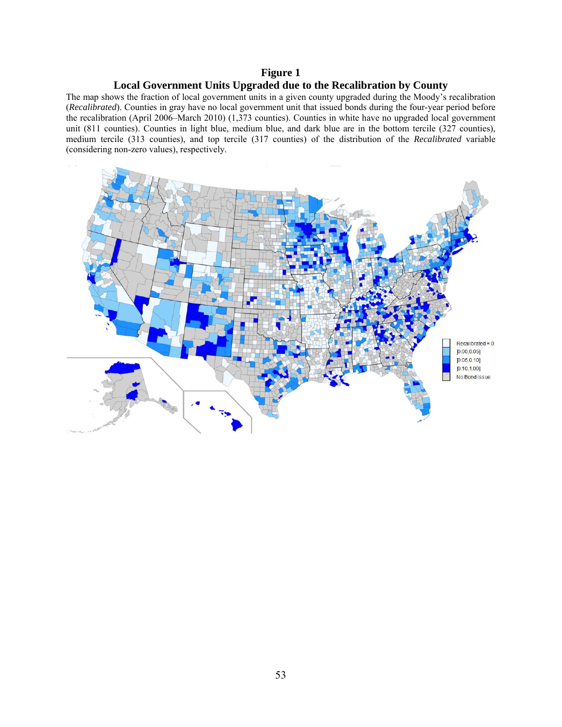**Figure 1**

**Local Government Units Upgraded due to the Recalibration by County**

The map shows the fraction of local government units in a given county upgraded during the Moody's recalibration (*Recalibrated*). Counties in gray have no local government unit that issued bonds during the four-year period before the recalibration (April 2006–March 2010) (1,373 counties). Counties in white have no upgraded local government unit (811 counties). Counties in light blue, medium blue, and dark blue are in the bottom tercile (327 counties), medium tercile (313 counties), and top tercile (317 counties) of the distribution of the *Recalibrated* variable (considering non-zero values), respectively.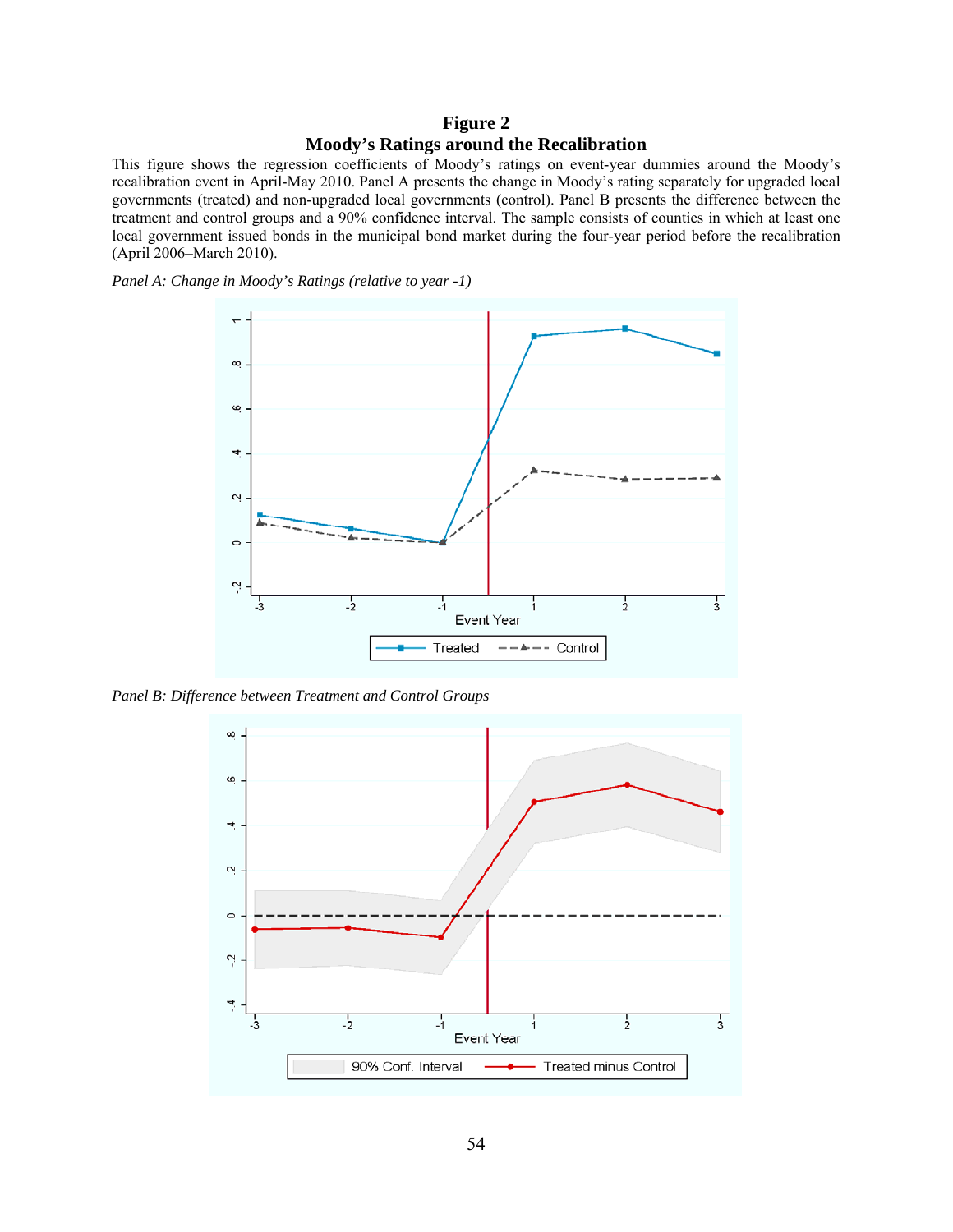# Figure 2
## Moody's Ratings around the Recalibration

This figure shows the regression coefficients of Moody's ratings on event-year dummies around the Moody's recalibration event in April-May 2010. Panel A presents the change in Moody's rating separately for upgraded local governments (treated) and non-upgraded local governments (control). Panel B presents the difference between the treatment and control groups and a 90% confidence interval. The sample consists of counties in which at least one local government issued bonds in the municipal bond market during the four-year period before the recalibration (April 2006–March 2010).

*Panel A: Change in Moody's Ratings (relative to year -1)*

*Panel B: Difference between Treatment and Control Groups*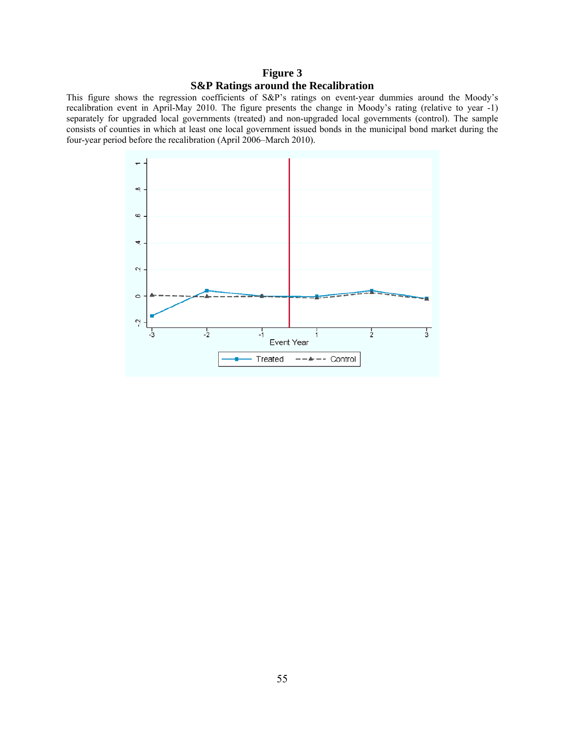# Figure 3
## S&P Ratings around the Recalibration

This figure shows the regression coefficients of S&P's ratings on event-year dummies around the Moody's recalibration event in April-May 2010. The figure presents the change in Moody's rating (relative to year -1) separately for upgraded local governments (treated) and non-upgraded local governments (control). The sample consists of counties in which at least one local government issued bonds in the municipal bond market during the four-year period before the recalibration (April 2006–March 2010).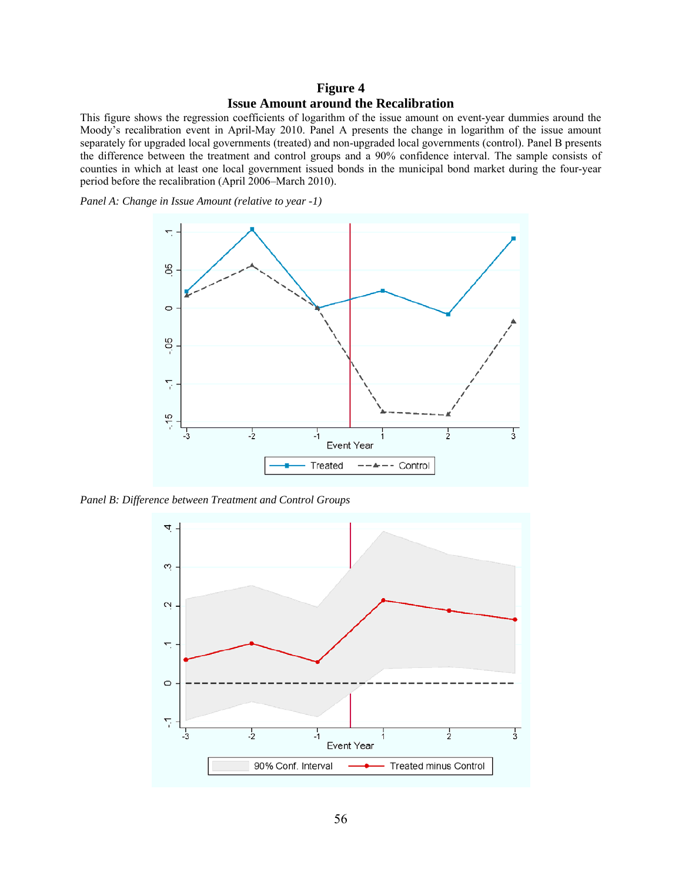# Figure 4
## Issue Amount around the Recalibration

This figure shows the regression coefficients of logarithm of the issue amount on event-year dummies around the Moody's recalibration event in April-May 2010. Panel A presents the change in logarithm of the issue amount separately for upgraded local governments (treated) and non-upgraded local governments (control). Panel B presents the difference between the treatment and control groups and a 90% confidence interval. The sample consists of counties in which at least one local government issued bonds in the municipal bond market during the four-year period before the recalibration (April 2006–March 2010).

*Panel A: Change in Issue Amount (relative to year -1)*

*Panel B: Difference between Treatment and Control Groups*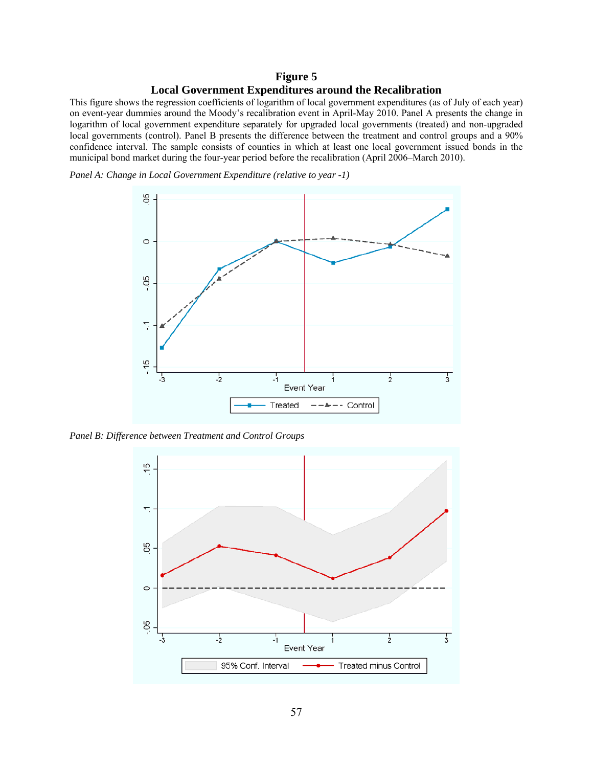**Figure 5**

**Local Government Expenditures around the Recalibration**

This figure shows the regression coefficients of logarithm of local government expenditures (as of July of each year) on event-year dummies around the Moody's recalibration event in April-May 2010. Panel A presents the change in logarithm of local government expenditure separately for upgraded local governments (treated) and non-upgraded local governments (control). Panel B presents the difference between the treatment and control groups and a 90% confidence interval. The sample consists of counties in which at least one local government issued bonds in the municipal bond market during the four-year period before the recalibration (April 2006–March 2010).

*Panel A: Change in Local Government Expenditure (relative to year -1)*

*Panel B: Difference between Treatment and Control Groups*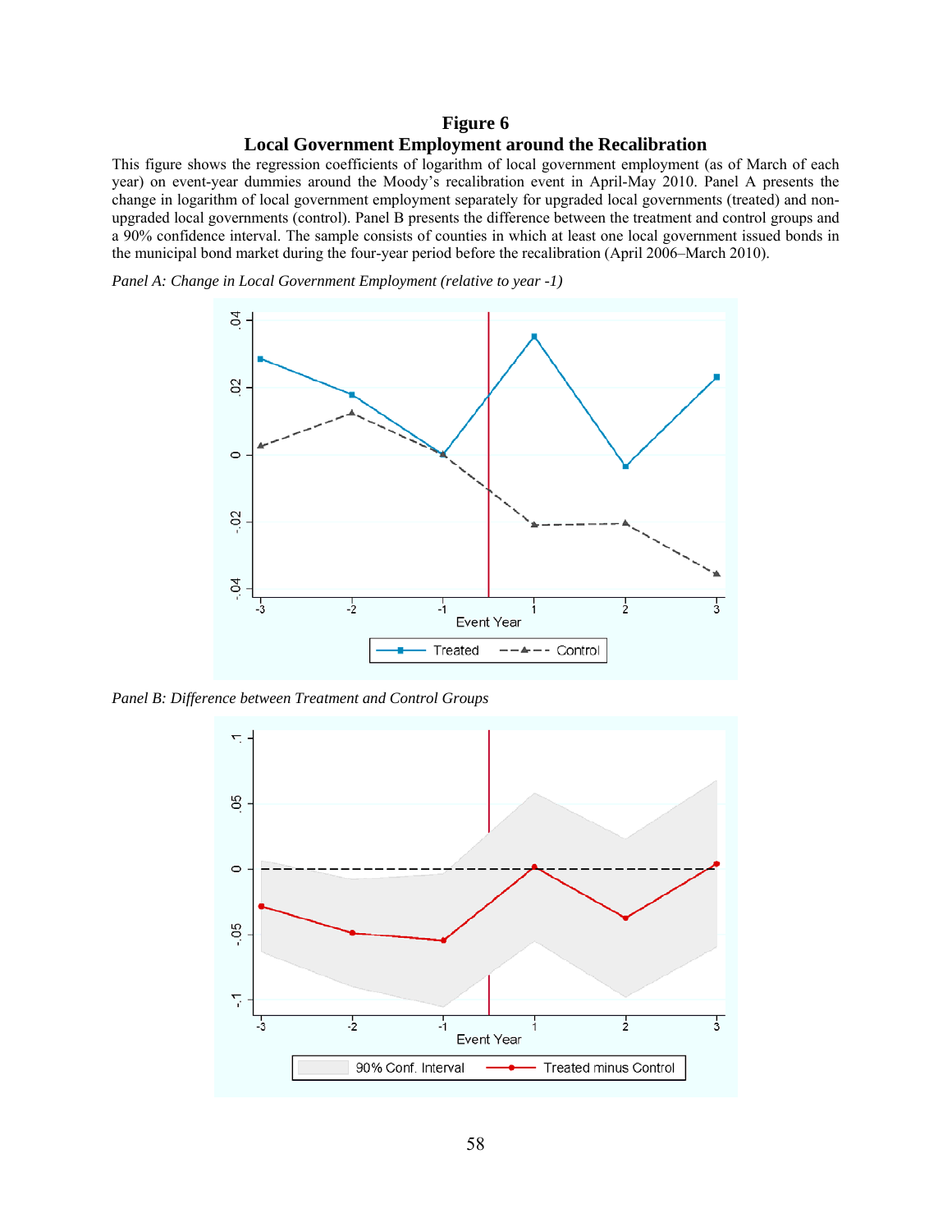**Figure 6**

**Local Government Employment around the Recalibration**

This figure shows the regression coefficients of logarithm of local government employment (as of March of each year) on event-year dummies around the Moody's recalibration event in April-May 2010. Panel A presents the change in logarithm of local government employment separately for upgraded local governments (treated) and non-upgraded local governments (control). Panel B presents the difference between the treatment and control groups and a 90% confidence interval. The sample consists of counties in which at least one local government issued bonds in the municipal bond market during the four-year period before the recalibration (April 2006–March 2010).

*Panel A: Change in Local Government Employment (relative to year -1)*

*Panel B: Difference between Treatment and Control Groups*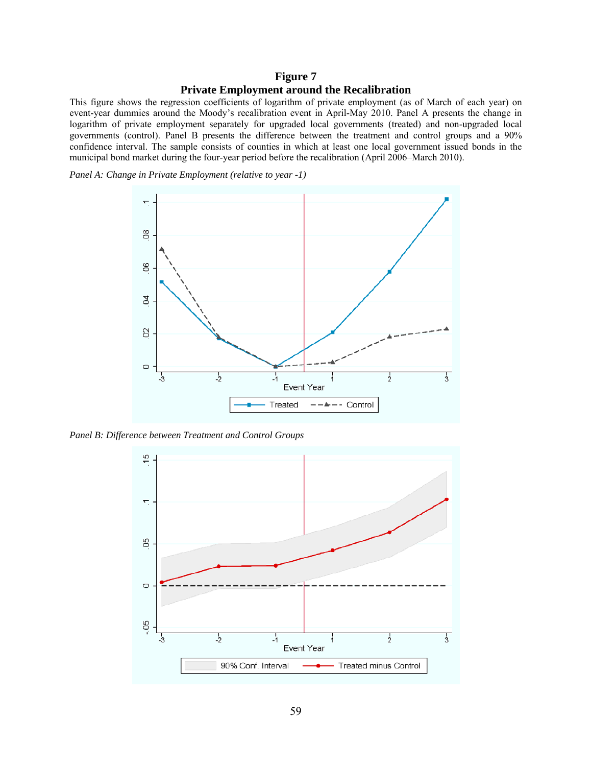# Figure 7

## Private Employment around the Recalibration

This figure shows the regression coefficients of logarithm of private employment (as of March of each year) on event-year dummies around the Moody's recalibration event in April-May 2010. Panel A presents the change in logarithm of private employment separately for upgraded local governments (treated) and non-upgraded local governments (control). Panel B presents the difference between the treatment and control groups and a 90% confidence interval. The sample consists of counties in which at least one local government issued bonds in the municipal bond market during the four-year period before the recalibration (April 2006–March 2010).

*Panel A: Change in Private Employment (relative to year -1)*

*Panel B: Difference between Treatment and Control Groups*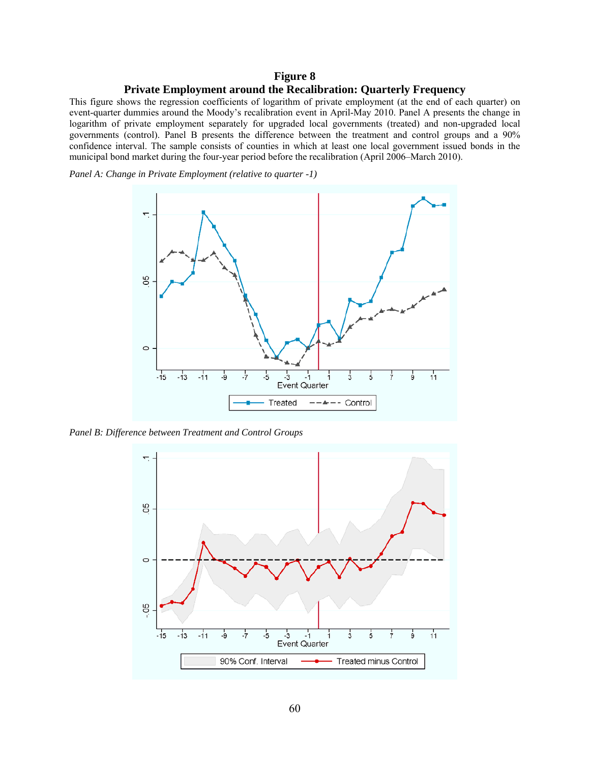# Figure 8

## Private Employment around the Recalibration: Quarterly Frequency

This figure shows the regression coefficients of logarithm of private employment (at the end of each quarter) on event-quarter dummies around the Moody's recalibration event in April-May 2010. Panel A presents the change in logarithm of private employment separately for upgraded local governments (treated) and non-upgraded local governments (control). Panel B presents the difference between the treatment and control groups and a 90% confidence interval. The sample consists of counties in which at least one local government issued bonds in the municipal bond market during the four-year period before the recalibration (April 2006–March 2010).

*Panel A: Change in Private Employment (relative to quarter -1)*

*Panel B: Difference between Treatment and Control Groups*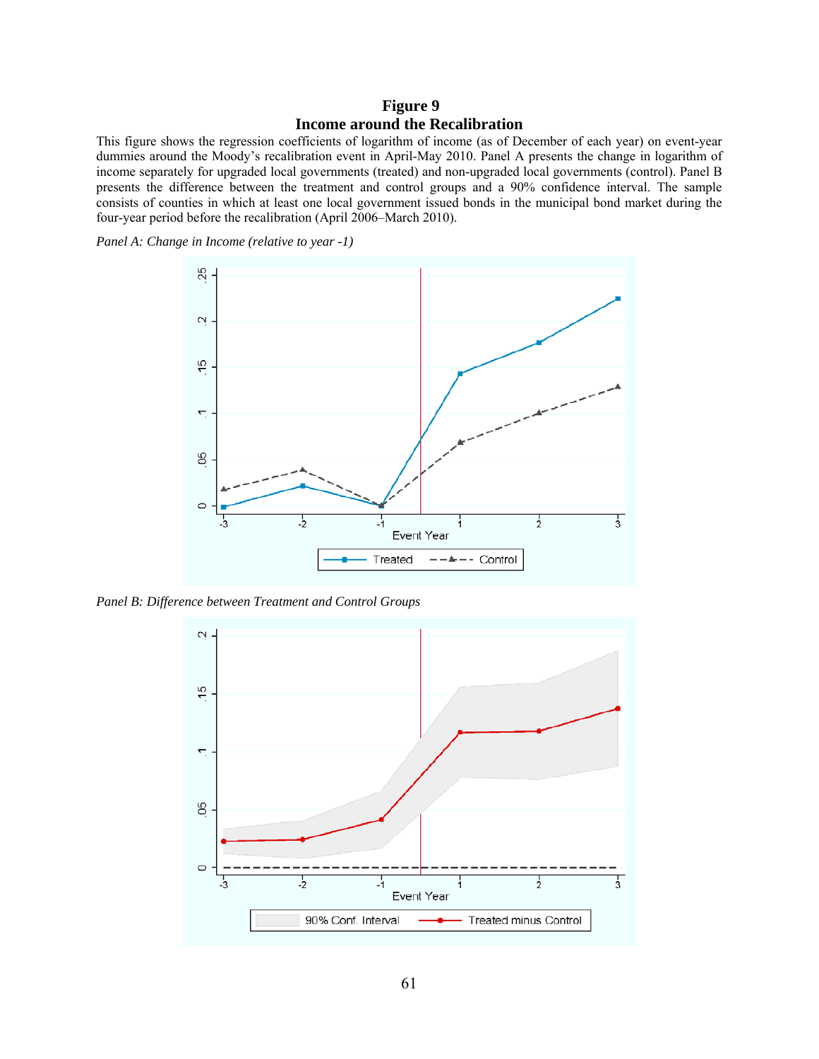# Figure 9
## Income around the Recalibration

This figure shows the regression coefficients of logarithm of income (as of December of each year) on event-year dummies around the Moody's recalibration event in April-May 2010. Panel A presents the change in logarithm of income separately for upgraded local governments (treated) and non-upgraded local governments (control). Panel B presents the difference between the treatment and control groups and a 90% confidence interval. The sample consists of counties in which at least one local government issued bonds in the municipal bond market during the four-year period before the recalibration (April 2006–March 2010).

*Panel A: Change in Income (relative to year -1)*

*Panel B: Difference between Treatment and Control Groups*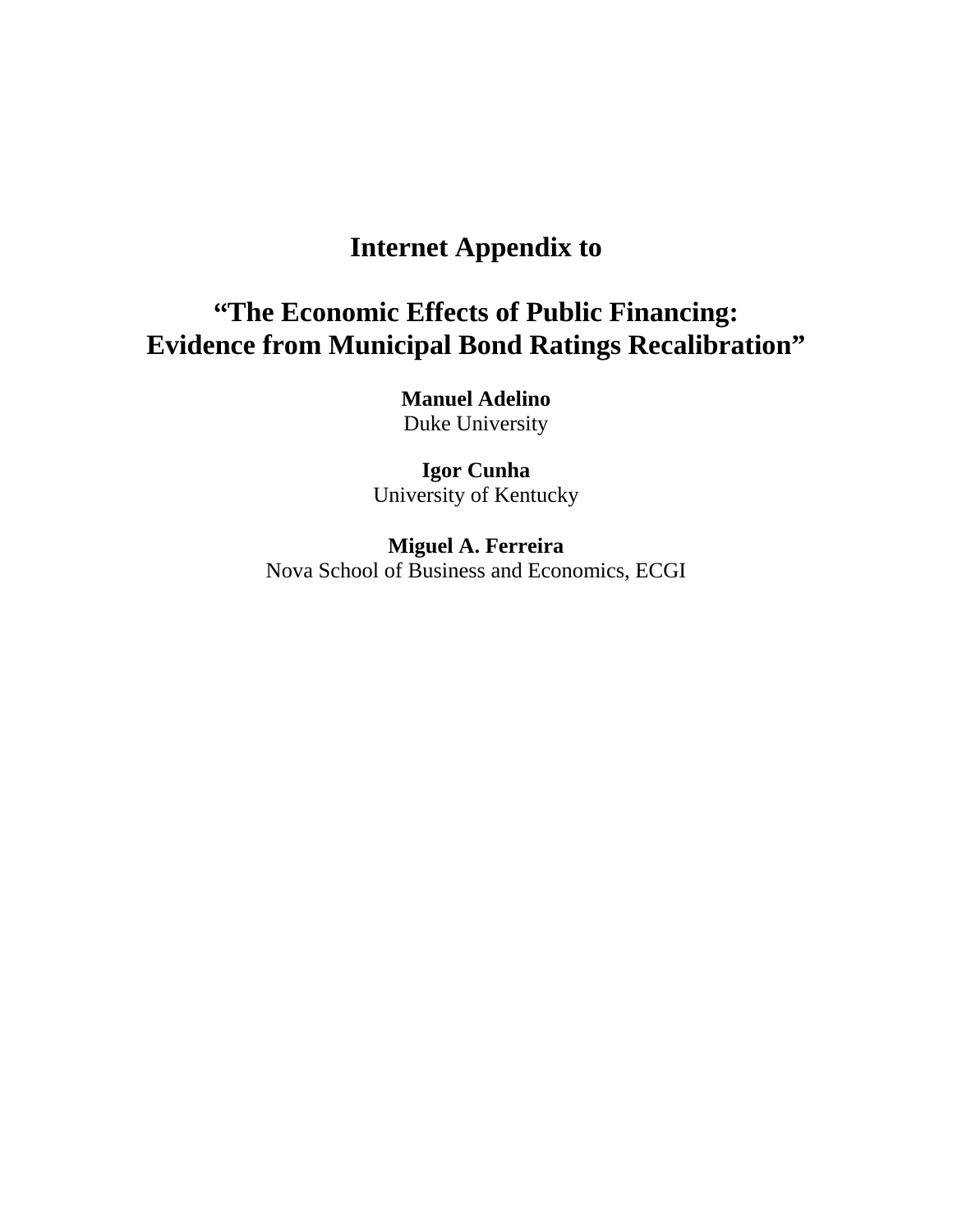# Internet Appendix to

# "The Economic Effects of Public Financing: Evidence from Municipal Bond Ratings Recalibration"

**Manuel Adelino**
Duke University

**Igor Cunha**
University of Kentucky

**Miguel A. Ferreira**
Nova School of Business and Economics, ECGI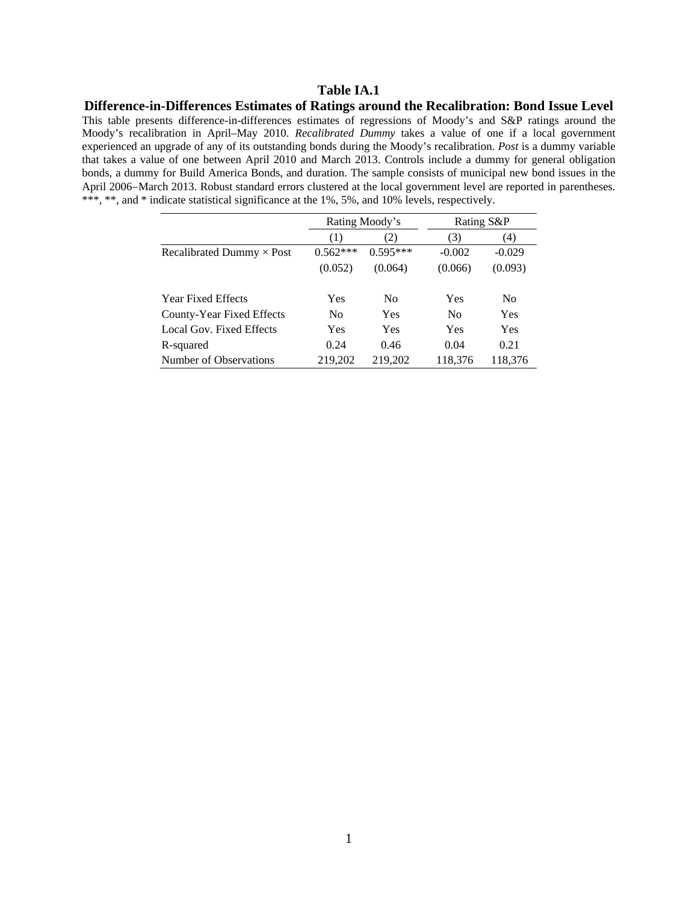**Table IA.1**

**Difference-in-Differences Estimates of Ratings around the Recalibration: Bond Issue Level**

This table presents difference-in-differences estimates of regressions of Moody's and S&P ratings around the Moody's recalibration in April–May 2010. *Recalibrated Dummy* takes a value of one if a local government experienced an upgrade of any of its outstanding bonds during the Moody's recalibration. *Post* is a dummy variable that takes a value of one between April 2010 and March 2013. Controls include a dummy for general obligation bonds, a dummy for Build America Bonds, and duration. The sample consists of municipal new bond issues in the April 2006–March 2013. Robust standard errors clustered at the local government level are reported in parentheses. ***, **, and * indicate statistical significance at the 1%, 5%, and 10% levels, respectively.

| | Rating Moody's | | Rating S&P | |
|---|---|---|---|---|
| | (1) | (2) | (3) | (4) |
| Recalibrated Dummy × Post | 0.562*** | 0.595*** | -0.002 | -0.029 |
| | (0.052) | (0.064) | (0.066) | (0.093) |
| Year Fixed Effects | Yes | No | Yes | No |
| County-Year Fixed Effects | No | Yes | No | Yes |
| Local Gov. Fixed Effects | Yes | Yes | Yes | Yes |
| R-squared | 0.24 | 0.46 | 0.04 | 0.21 |
| Number of Observations | 219,202 | 219,202 | 118,376 | 118,376 |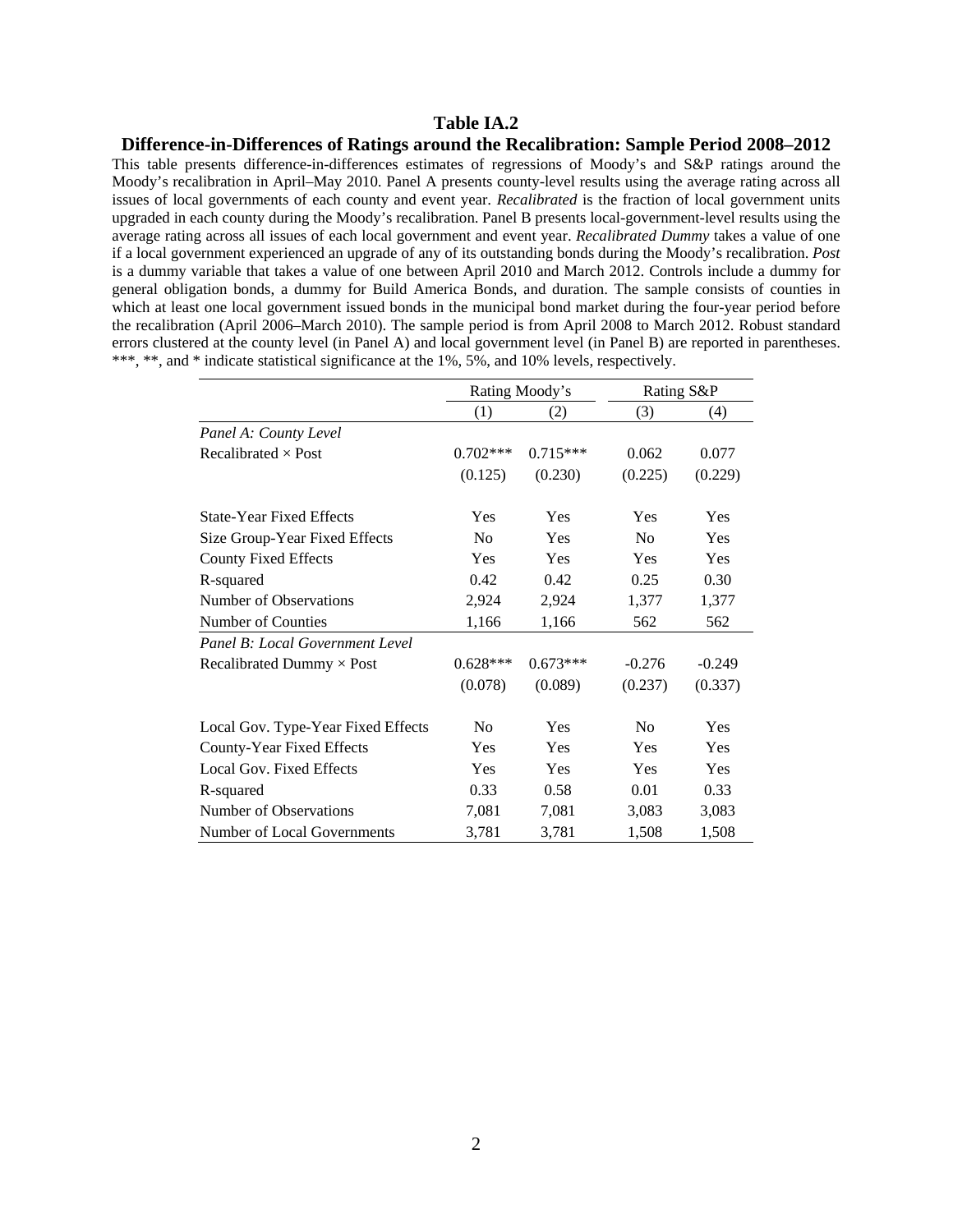# Table IA.2

## Difference-in-Differences of Ratings around the Recalibration: Sample Period 2008–2012

This table presents difference-in-differences estimates of regressions of Moody's and S&P ratings around the Moody's recalibration in April–May 2010. Panel A presents county-level results using the average rating across all issues of local governments of each county and event year. *Recalibrated* is the fraction of local government units upgraded in each county during the Moody's recalibration. Panel B presents local-government-level results using the average rating across all issues of each local government and event year. *Recalibrated Dummy* takes a value of one if a local government experienced an upgrade of any of its outstanding bonds during the Moody's recalibration. *Post* is a dummy variable that takes a value of one between April 2010 and March 2012. Controls include a dummy for general obligation bonds, a dummy for Build America Bonds, and duration. The sample consists of counties in which at least one local government issued bonds in the municipal bond market during the four-year period before the recalibration (April 2006–March 2010). The sample period is from April 2008 to March 2012. Robust standard errors clustered at the county level (in Panel A) and local government level (in Panel B) are reported in parentheses. ***, **, and * indicate statistical significance at the 1%, 5%, and 10% levels, respectively.

| | Rating Moody's | | Rating S&P | |
|---|---|---|---|---|
| | (1) | (2) | (3) | (4) |
| *Panel A: County Level* | | | | |
| Recalibrated × Post | 0.702*** | 0.715*** | 0.062 | 0.077 |
| | (0.125) | (0.230) | (0.225) | (0.229) |
| State-Year Fixed Effects | Yes | Yes | Yes | Yes |
| Size Group-Year Fixed Effects | No | Yes | No | Yes |
| County Fixed Effects | Yes | Yes | Yes | Yes |
| R-squared | 0.42 | 0.42 | 0.25 | 0.30 |
| Number of Observations | 2,924 | 2,924 | 1,377 | 1,377 |
| Number of Counties | 1,166 | 1,166 | 562 | 562 |
| *Panel B: Local Government Level* | | | | |
| Recalibrated Dummy × Post | 0.628*** | 0.673*** | -0.276 | -0.249 |
| | (0.078) | (0.089) | (0.237) | (0.337) |
| Local Gov. Type-Year Fixed Effects | No | Yes | No | Yes |
| County-Year Fixed Effects | Yes | Yes | Yes | Yes |
| Local Gov. Fixed Effects | Yes | Yes | Yes | Yes |
| R-squared | 0.33 | 0.58 | 0.01 | 0.33 |
| Number of Observations | 7,081 | 7,081 | 3,083 | 3,083 |
| Number of Local Governments | 3,781 | 3,781 | 1,508 | 1,508 |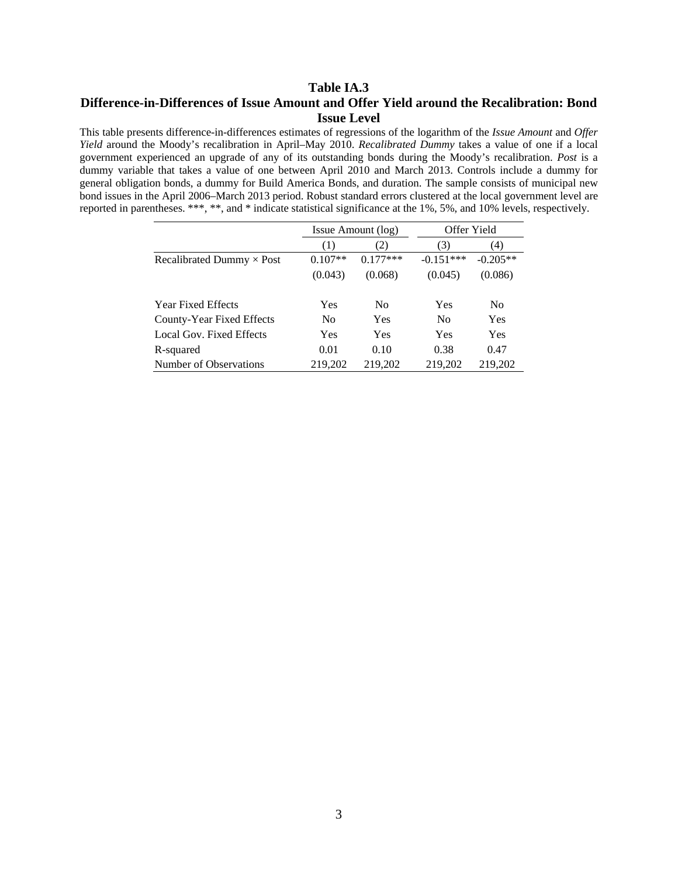# Table IA.3

## Difference-in-Differences of Issue Amount and Offer Yield around the Recalibration: Bond Issue Level

This table presents difference-in-differences estimates of regressions of the logarithm of the *Issue Amount* and *Offer Yield* around the Moody's recalibration in April–May 2010. *Recalibrated Dummy* takes a value of one if a local government experienced an upgrade of any of its outstanding bonds during the Moody's recalibration. *Post* is a dummy variable that takes a value of one between April 2010 and March 2013. Controls include a dummy for general obligation bonds, a dummy for Build America Bonds, and duration. The sample consists of municipal new bond issues in the April 2006–March 2013 period. Robust standard errors clustered at the local government level are reported in parentheses. ***, **, and * indicate statistical significance at the 1%, 5%, and 10% levels, respectively.

| | Issue Amount (log) | | Offer Yield | |
|---|---|---|---|---|
| | (1) | (2) | (3) | (4) |
| Recalibrated Dummy × Post | 0.107** | 0.177*** | -0.151*** | -0.205** |
| | (0.043) | (0.068) | (0.045) | (0.086) |
| Year Fixed Effects | Yes | No | Yes | No |
| County-Year Fixed Effects | No | Yes | No | Yes |
| Local Gov. Fixed Effects | Yes | Yes | Yes | Yes |
| R-squared | 0.01 | 0.10 | 0.38 | 0.47 |
| Number of Observations | 219,202 | 219,202 | 219,202 | 219,202 |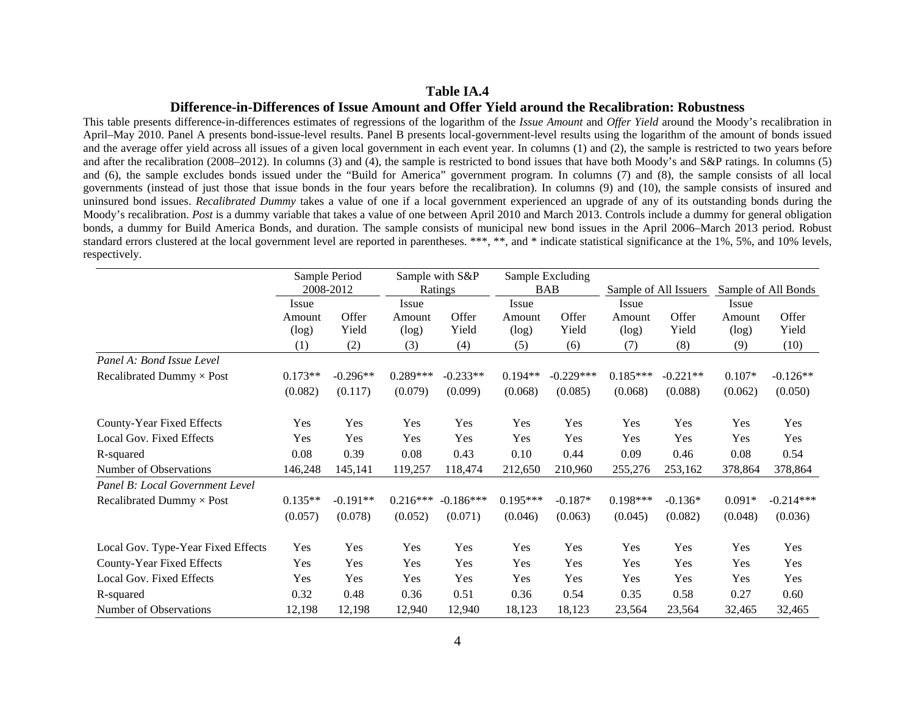**Table IA.4**

**Difference-in-Differences of Issue Amount and Offer Yield around the Recalibration: Robustness**

This table presents difference-in-differences estimates of regressions of the logarithm of the *Issue Amount* and *Offer Yield* around the Moody's recalibration in April–May 2010. Panel A presents bond-issue-level results. Panel B presents local-government-level results using the logarithm of the amount of bonds issued and the average offer yield across all issues of a given local government in each event year. In columns (1) and (2), the sample is restricted to two years before and after the recalibration (2008–2012). In columns (3) and (4), the sample is restricted to bond issues that have both Moody's and S&P ratings. In columns (5) and (6), the sample excludes bonds issued under the "Build for America" government program. In columns (7) and (8), the sample consists of all local governments (instead of just those that issue bonds in the four years before the recalibration). In columns (9) and (10), the sample consists of insured and uninsured bond issues. *Recalibrated Dummy* takes a value of one if a local government experienced an upgrade of any of its outstanding bonds during the Moody's recalibration. *Post* is a dummy variable that takes a value of one between April 2010 and March 2013. Controls include a dummy for general obligation bonds, a dummy for Build America Bonds, and duration. The sample consists of municipal new bond issues in the April 2006–March 2013 period. Robust standard errors clustered at the local government level are reported in parentheses. ***, **, and * indicate statistical significance at the 1%, 5%, and 10% levels, respectively.

| | Sample Period 2008-2012 | | Sample with S&P Ratings | | Sample Excluding BAB | | Sample of All Issuers | | Sample of All Bonds | |
|---|---|---|---|---|---|---|---|---|---|---|
| | Issue Amount (log) | Offer Yield | Issue Amount (log) | Offer Yield | Issue Amount (log) | Offer Yield | Issue Amount (log) | Offer Yield | Issue Amount (log) | Offer Yield |
| | (1) | (2) | (3) | (4) | (5) | (6) | (7) | (8) | (9) | (10) |
| *Panel A: Bond Issue Level* | | | | | | | | | | |
| Recalibrated Dummy × Post | 0.173** | -0.296** | 0.289*** | -0.233** | 0.194** | -0.229*** | 0.185*** | -0.221** | 0.107* | -0.126** |
| | (0.082) | (0.117) | (0.079) | (0.099) | (0.068) | (0.085) | (0.068) | (0.088) | (0.062) | (0.050) |
| County-Year Fixed Effects | Yes | Yes | Yes | Yes | Yes | Yes | Yes | Yes | Yes | Yes |
| Local Gov. Fixed Effects | Yes | Yes | Yes | Yes | Yes | Yes | Yes | Yes | Yes | Yes |
| R-squared | 0.08 | 0.39 | 0.08 | 0.43 | 0.10 | 0.44 | 0.09 | 0.46 | 0.08 | 0.54 |
| Number of Observations | 146,248 | 145,141 | 119,257 | 118,474 | 212,650 | 210,960 | 255,276 | 253,162 | 378,864 | 378,864 |
| *Panel B: Local Government Level* | | | | | | | | | | |
| Recalibrated Dummy × Post | 0.135** | -0.191** | 0.216*** | -0.186*** | 0.195*** | -0.187* | 0.198*** | -0.136* | 0.091* | -0.214*** |
| | (0.057) | (0.078) | (0.052) | (0.071) | (0.046) | (0.063) | (0.045) | (0.082) | (0.048) | (0.036) |
| Local Gov. Type-Year Fixed Effects | Yes | Yes | Yes | Yes | Yes | Yes | Yes | Yes | Yes | Yes |
| County-Year Fixed Effects | Yes | Yes | Yes | Yes | Yes | Yes | Yes | Yes | Yes | Yes |
| Local Gov. Fixed Effects | Yes | Yes | Yes | Yes | Yes | Yes | Yes | Yes | Yes | Yes |
| R-squared | 0.32 | 0.48 | 0.36 | 0.51 | 0.36 | 0.54 | 0.35 | 0.58 | 0.27 | 0.60 |
| Number of Observations | 12,198 | 12,198 | 12,940 | 12,940 | 18,123 | 18,123 | 23,564 | 23,564 | 32,465 | 32,465 |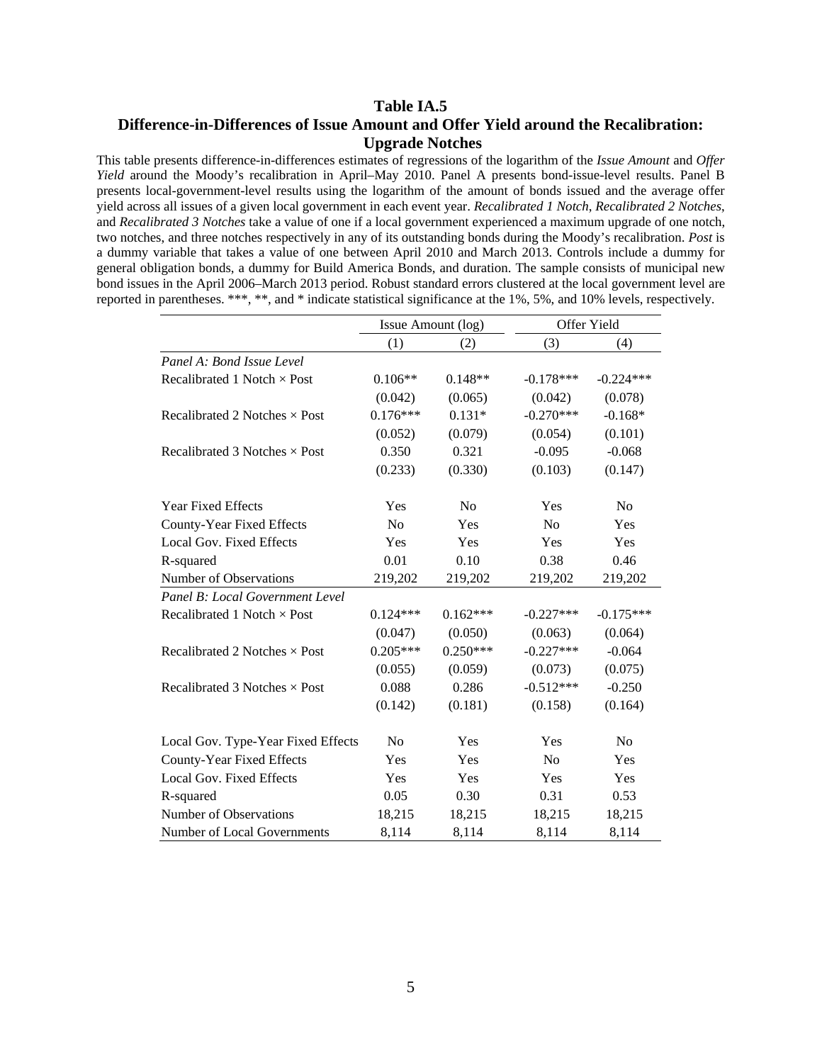## Table IA.5
## Difference-in-Differences of Issue Amount and Offer Yield around the Recalibration: Upgrade Notches

This table presents difference-in-differences estimates of regressions of the logarithm of the *Issue Amount* and *Offer Yield* around the Moody's recalibration in April–May 2010. Panel A presents bond-issue-level results. Panel B presents local-government-level results using the logarithm of the amount of bonds issued and the average offer yield across all issues of a given local government in each event year. *Recalibrated 1 Notch*, *Recalibrated 2 Notches*, and *Recalibrated 3 Notches* take a value of one if a local government experienced a maximum upgrade of one notch, two notches, and three notches respectively in any of its outstanding bonds during the Moody's recalibration. *Post* is a dummy variable that takes a value of one between April 2010 and March 2013. Controls include a dummy for general obligation bonds, a dummy for Build America Bonds, and duration. The sample consists of municipal new bond issues in the April 2006–March 2013 period. Robust standard errors clustered at the local government level are reported in parentheses. ***, **, and * indicate statistical significance at the 1%, 5%, and 10% levels, respectively.

| | Issue Amount (log) | | Offer Yield | |
|---|---|---|---|---|
| | (1) | (2) | (3) | (4) |
| *Panel A: Bond Issue Level* | | | | |
| Recalibrated 1 Notch × Post | 0.106** | 0.148** | -0.178*** | -0.224*** |
| | (0.042) | (0.065) | (0.042) | (0.078) |
| Recalibrated 2 Notches × Post | 0.176*** | 0.131* | -0.270*** | -0.168* |
| | (0.052) | (0.079) | (0.054) | (0.101) |
| Recalibrated 3 Notches × Post | 0.350 | 0.321 | -0.095 | -0.068 |
| | (0.233) | (0.330) | (0.103) | (0.147) |
| Year Fixed Effects | Yes | No | Yes | No |
| County-Year Fixed Effects | No | Yes | No | Yes |
| Local Gov. Fixed Effects | Yes | Yes | Yes | Yes |
| R-squared | 0.01 | 0.10 | 0.38 | 0.46 |
| Number of Observations | 219,202 | 219,202 | 219,202 | 219,202 |
| *Panel B: Local Government Level* | | | | |
| Recalibrated 1 Notch × Post | 0.124*** | 0.162*** | -0.227*** | -0.175*** |
| | (0.047) | (0.050) | (0.063) | (0.064) |
| Recalibrated 2 Notches × Post | 0.205*** | 0.250*** | -0.227*** | -0.064 |
| | (0.055) | (0.059) | (0.073) | (0.075) |
| Recalibrated 3 Notches × Post | 0.088 | 0.286 | -0.512*** | -0.250 |
| | (0.142) | (0.181) | (0.158) | (0.164) |
| Local Gov. Type-Year Fixed Effects | No | Yes | Yes | No |
| County-Year Fixed Effects | Yes | Yes | No | Yes |
| Local Gov. Fixed Effects | Yes | Yes | Yes | Yes |
| R-squared | 0.05 | 0.30 | 0.31 | 0.53 |
| Number of Observations | 18,215 | 18,215 | 18,215 | 18,215 |
| Number of Local Governments | 8,114 | 8,114 | 8,114 | 8,114 |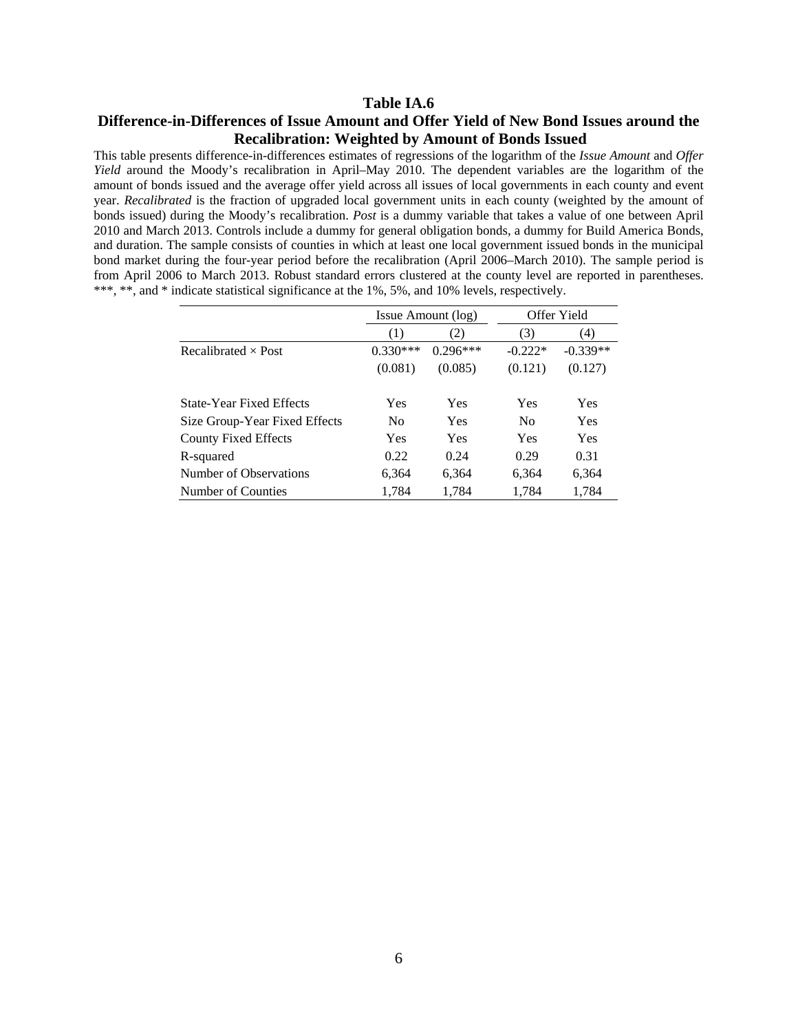### Table IA.6

### Difference-in-Differences of Issue Amount and Offer Yield of New Bond Issues around the Recalibration: Weighted by Amount of Bonds Issued

This table presents difference-in-differences estimates of regressions of the logarithm of the *Issue Amount* and *Offer Yield* around the Moody's recalibration in April–May 2010. The dependent variables are the logarithm of the amount of bonds issued and the average offer yield across all issues of local governments in each county and event year. *Recalibrated* is the fraction of upgraded local government units in each county (weighted by the amount of bonds issued) during the Moody's recalibration. *Post* is a dummy variable that takes a value of one between April 2010 and March 2013. Controls include a dummy for general obligation bonds, a dummy for Build America Bonds, and duration. The sample consists of counties in which at least one local government issued bonds in the municipal bond market during the four-year period before the recalibration (April 2006–March 2010). The sample period is from April 2006 to March 2013. Robust standard errors clustered at the county level are reported in parentheses. ***, **, and * indicate statistical significance at the 1%, 5%, and 10% levels, respectively.

| | Issue Amount (log) | | Offer Yield | |
|---|---|---|---|---|
| | (1) | (2) | (3) | (4) |
| Recalibrated × Post | 0.330*** | 0.296*** | -0.222* | -0.339** |
| | (0.081) | (0.085) | (0.121) | (0.127) |
| State-Year Fixed Effects | Yes | Yes | Yes | Yes |
| Size Group-Year Fixed Effects | No | Yes | No | Yes |
| County Fixed Effects | Yes | Yes | Yes | Yes |
| R-squared | 0.22 | 0.24 | 0.29 | 0.31 |
| Number of Observations | 6,364 | 6,364 | 6,364 | 6,364 |
| Number of Counties | 1,784 | 1,784 | 1,784 | 1,784 |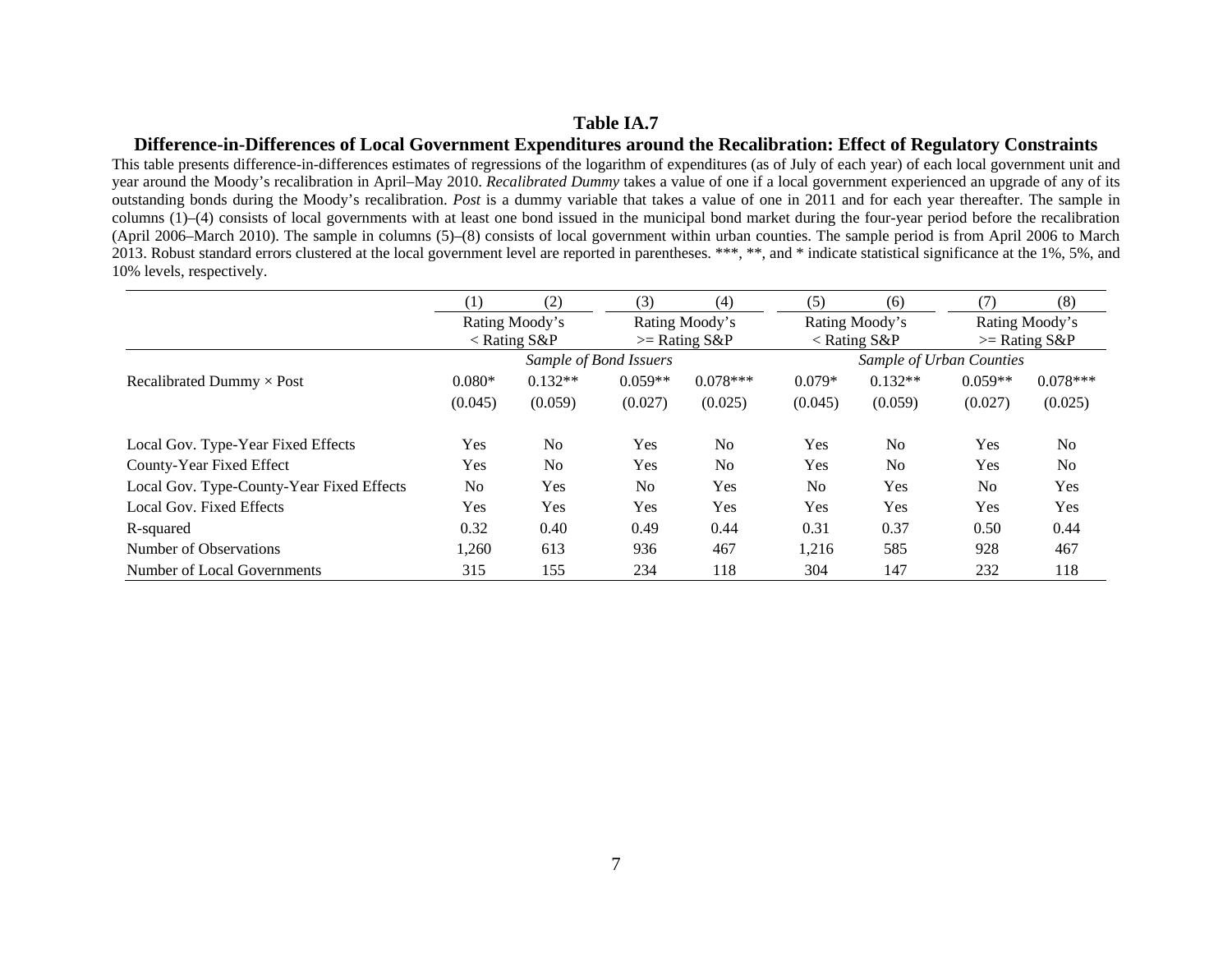**Table IA.7**

**Difference-in-Differences of Local Government Expenditures around the Recalibration: Effect of Regulatory Constraints**

This table presents difference-in-differences estimates of regressions of the logarithm of expenditures (as of July of each year) of each local government unit and year around the Moody's recalibration in April–May 2010. *Recalibrated Dummy* takes a value of one if a local government experienced an upgrade of any of its outstanding bonds during the Moody's recalibration. *Post* is a dummy variable that takes a value of one in 2011 and for each year thereafter. The sample in columns (1)–(4) consists of local governments with at least one bond issued in the municipal bond market during the four-year period before the recalibration (April 2006–March 2010). The sample in columns (5)–(8) consists of local government within urban counties. The sample period is from April 2006 to March 2013. Robust standard errors clustered at the local government level are reported in parentheses. ***, **, and * indicate statistical significance at the 1%, 5%, and 10% levels, respectively.

| | (1) | (2) | (3) | (4) | (5) | (6) | (7) | (8) |
|---|---|---|---|---|---|---|---|---|
| | Rating Moody's < Rating S&P | | Rating Moody's >= Rating S&P | | Rating Moody's < Rating S&P | | Rating Moody's >= Rating S&P | |
| | *Sample of Bond Issuers* | | | | *Sample of Urban Counties* | | | |
| Recalibrated Dummy × Post | 0.080* | 0.132** | 0.059** | 0.078*** | 0.079* | 0.132** | 0.059** | 0.078*** |
| | (0.045) | (0.059) | (0.027) | (0.025) | (0.045) | (0.059) | (0.027) | (0.025) |
| Local Gov. Type-Year Fixed Effects | Yes | No | Yes | No | Yes | No | Yes | No |
| County-Year Fixed Effect | Yes | No | Yes | No | Yes | No | Yes | No |
| Local Gov. Type-County-Year Fixed Effects | No | Yes | No | Yes | No | Yes | No | Yes |
| Local Gov. Fixed Effects | Yes | Yes | Yes | Yes | Yes | Yes | Yes | Yes |
| R-squared | 0.32 | 0.40 | 0.49 | 0.44 | 0.31 | 0.37 | 0.50 | 0.44 |
| Number of Observations | 1,260 | 613 | 936 | 467 | 1,216 | 585 | 928 | 467 |
| Number of Local Governments | 315 | 155 | 234 | 118 | 304 | 147 | 232 | 118 |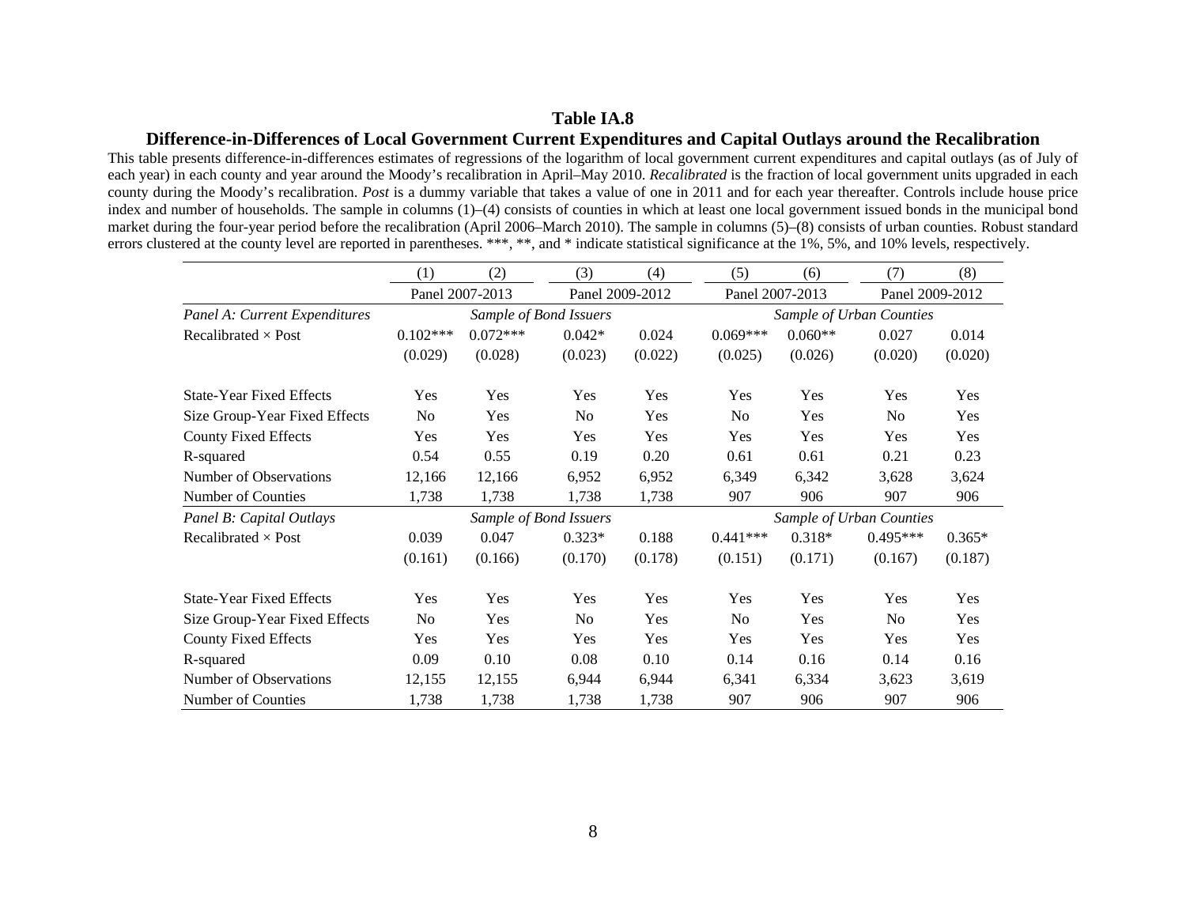**Table IA.8**

**Difference-in-Differences of Local Government Current Expenditures and Capital Outlays around the Recalibration**

This table presents difference-in-differences estimates of regressions of the logarithm of local government current expenditures and capital outlays (as of July of each year) in each county and year around the Moody's recalibration in April–May 2010. *Recalibrated* is the fraction of local government units upgraded in each county during the Moody's recalibration. *Post* is a dummy variable that takes a value of one in 2011 and for each year thereafter. Controls include house price index and number of households. The sample in columns (1)–(4) consists of counties in which at least one local government issued bonds in the municipal bond market during the four-year period before the recalibration (April 2006–March 2010). The sample in columns (5)–(8) consists of urban counties. Robust standard errors clustered at the county level are reported in parentheses. ***, **, and * indicate statistical significance at the 1%, 5%, and 10% levels, respectively.

| | (1) | (2) | (3) | (4) | (5) | (6) | (7) | (8) |
|---|---|---|---|---|---|---|---|---|
| | Panel 2007-2013 | | Panel 2009-2012 | | Panel 2007-2013 | | Panel 2009-2012 | |
| *Panel A: Current Expenditures* | *Sample of Bond Issuers* | | | | *Sample of Urban Counties* | | | |
| Recalibrated × Post | 0.102*** | 0.072*** | 0.042* | 0.024 | 0.069*** | 0.060** | 0.027 | 0.014 |
| | (0.029) | (0.028) | (0.023) | (0.022) | (0.025) | (0.026) | (0.020) | (0.020) |
| State-Year Fixed Effects | Yes | Yes | Yes | Yes | Yes | Yes | Yes | Yes |
| Size Group-Year Fixed Effects | No | Yes | No | Yes | No | Yes | No | Yes |
| County Fixed Effects | Yes | Yes | Yes | Yes | Yes | Yes | Yes | Yes |
| R-squared | 0.54 | 0.55 | 0.19 | 0.20 | 0.61 | 0.61 | 0.21 | 0.23 |
| Number of Observations | 12,166 | 12,166 | 6,952 | 6,952 | 6,349 | 6,342 | 3,628 | 3,624 |
| Number of Counties | 1,738 | 1,738 | 1,738 | 1,738 | 907 | 906 | 907 | 906 |
| *Panel B: Capital Outlays* | *Sample of Bond Issuers* | | | | *Sample of Urban Counties* | | | |
| Recalibrated × Post | 0.039 | 0.047 | 0.323* | 0.188 | 0.441*** | 0.318* | 0.495*** | 0.365* |
| | (0.161) | (0.166) | (0.170) | (0.178) | (0.151) | (0.171) | (0.167) | (0.187) |
| State-Year Fixed Effects | Yes | Yes | Yes | Yes | Yes | Yes | Yes | Yes |
| Size Group-Year Fixed Effects | No | Yes | No | Yes | No | Yes | No | Yes |
| County Fixed Effects | Yes | Yes | Yes | Yes | Yes | Yes | Yes | Yes |
| R-squared | 0.09 | 0.10 | 0.08 | 0.10 | 0.14 | 0.16 | 0.14 | 0.16 |
| Number of Observations | 12,155 | 12,155 | 6,944 | 6,944 | 6,341 | 6,334 | 3,623 | 3,619 |
| Number of Counties | 1,738 | 1,738 | 1,738 | 1,738 | 907 | 906 | 907 | 906 |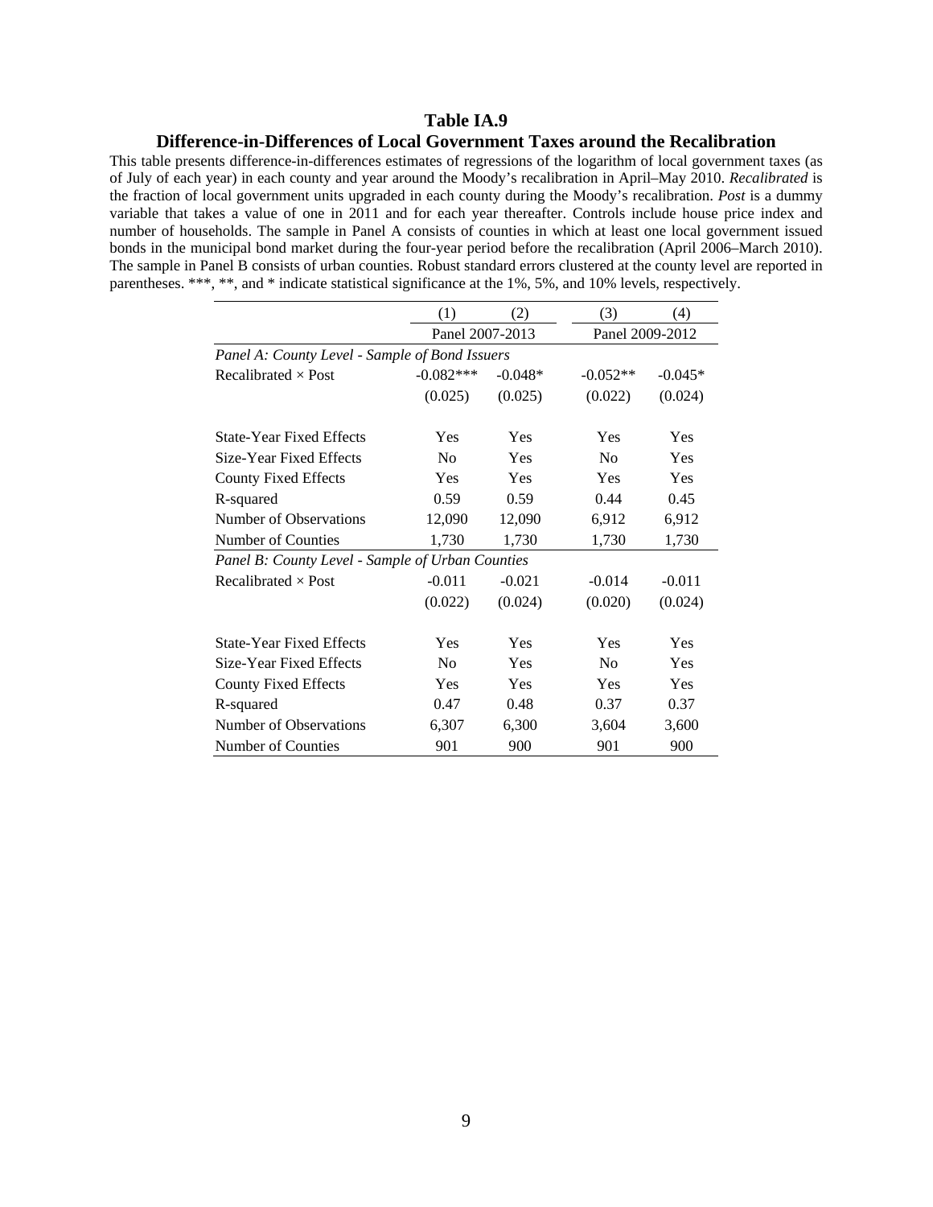**Table IA.9**

**Difference-in-Differences of Local Government Taxes around the Recalibration**

This table presents difference-in-differences estimates of regressions of the logarithm of local government taxes (as of July of each year) in each county and year around the Moody's recalibration in April–May 2010. *Recalibrated* is the fraction of local government units upgraded in each county during the Moody's recalibration. *Post* is a dummy variable that takes a value of one in 2011 and for each year thereafter. Controls include house price index and number of households. The sample in Panel A consists of counties in which at least one local government issued bonds in the municipal bond market during the four-year period before the recalibration (April 2006–March 2010). The sample in Panel B consists of urban counties. Robust standard errors clustered at the county level are reported in parentheses. \*\*\*, \*\*, and \* indicate statistical significance at the 1%, 5%, and 10% levels, respectively.

| | (1) | (2) | (3) | (4) |
|---|---|---|---|---|
| | Panel 2007-2013 | | Panel 2009-2012 | |
| *Panel A: County Level - Sample of Bond Issuers* | | | | |
| Recalibrated × Post | -0.082*** | -0.048* | -0.052** | -0.045* |
| | (0.025) | (0.025) | (0.022) | (0.024) |
| State-Year Fixed Effects | Yes | Yes | Yes | Yes |
| Size-Year Fixed Effects | No | Yes | No | Yes |
| County Fixed Effects | Yes | Yes | Yes | Yes |
| R-squared | 0.59 | 0.59 | 0.44 | 0.45 |
| Number of Observations | 12,090 | 12,090 | 6,912 | 6,912 |
| Number of Counties | 1,730 | 1,730 | 1,730 | 1,730 |
| *Panel B: County Level - Sample of Urban Counties* | | | | |
| Recalibrated × Post | -0.011 | -0.021 | -0.014 | -0.011 |
| | (0.022) | (0.024) | (0.020) | (0.024) |
| State-Year Fixed Effects | Yes | Yes | Yes | Yes |
| Size-Year Fixed Effects | No | Yes | No | Yes |
| County Fixed Effects | Yes | Yes | Yes | Yes |
| R-squared | 0.47 | 0.48 | 0.37 | 0.37 |
| Number of Observations | 6,307 | 6,300 | 3,604 | 3,600 |
| Number of Counties | 901 | 900 | 901 | 900 |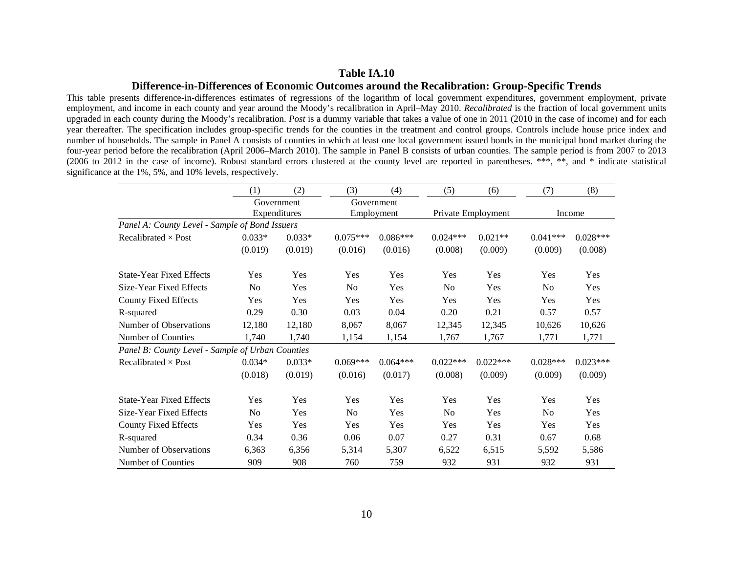**Table IA.10**

**Difference-in-Differences of Economic Outcomes around the Recalibration: Group-Specific Trends**

This table presents difference-in-differences estimates of regressions of the logarithm of local government expenditures, government employment, private employment, and income in each county and year around the Moody's recalibration in April–May 2010. *Recalibrated* is the fraction of local government units upgraded in each county during the Moody's recalibration. *Post* is a dummy variable that takes a value of one in 2011 (2010 in the case of income) and for each year thereafter. The specification includes group-specific trends for the counties in the treatment and control groups. Controls include house price index and number of households. The sample in Panel A consists of counties in which at least one local government issued bonds in the municipal bond market during the four-year period before the recalibration (April 2006–March 2010). The sample in Panel B consists of urban counties. The sample period is from 2007 to 2013 (2006 to 2012 in the case of income). Robust standard errors clustered at the county level are reported in parentheses. ***, **, and * indicate statistical significance at the 1%, 5%, and 10% levels, respectively.

| | (1) | (2) | (3) | (4) | (5) | (6) | (7) | (8) |
|---|---|---|---|---|---|---|---|---|
| | Government Expenditures | | Government Employment | | Private Employment | | Income | |
| *Panel A: County Level - Sample of Bond Issuers* | | | | | | | | |
| Recalibrated × Post | 0.033* | 0.033* | 0.075*** | 0.086*** | 0.024*** | 0.021** | 0.041*** | 0.028*** |
| | (0.019) | (0.019) | (0.016) | (0.016) | (0.008) | (0.009) | (0.009) | (0.008) |
| State-Year Fixed Effects | Yes | Yes | Yes | Yes | Yes | Yes | Yes | Yes |
| Size-Year Fixed Effects | No | Yes | No | Yes | No | Yes | No | Yes |
| County Fixed Effects | Yes | Yes | Yes | Yes | Yes | Yes | Yes | Yes |
| R-squared | 0.29 | 0.30 | 0.03 | 0.04 | 0.20 | 0.21 | 0.57 | 0.57 |
| Number of Observations | 12,180 | 12,180 | 8,067 | 8,067 | 12,345 | 12,345 | 10,626 | 10,626 |
| Number of Counties | 1,740 | 1,740 | 1,154 | 1,154 | 1,767 | 1,767 | 1,771 | 1,771 |
| *Panel B: County Level - Sample of Urban Counties* | | | | | | | | |
| Recalibrated × Post | 0.034* | 0.033* | 0.069*** | 0.064*** | 0.022*** | 0.022*** | 0.028*** | 0.023*** |
| | (0.018) | (0.019) | (0.016) | (0.017) | (0.008) | (0.009) | (0.009) | (0.009) |
| State-Year Fixed Effects | Yes | Yes | Yes | Yes | Yes | Yes | Yes | Yes |
| Size-Year Fixed Effects | No | Yes | No | Yes | No | Yes | No | Yes |
| County Fixed Effects | Yes | Yes | Yes | Yes | Yes | Yes | Yes | Yes |
| R-squared | 0.34 | 0.36 | 0.06 | 0.07 | 0.27 | 0.31 | 0.67 | 0.68 |
| Number of Observations | 6,363 | 6,356 | 5,314 | 5,307 | 6,522 | 6,515 | 5,592 | 5,586 |
| Number of Counties | 909 | 908 | 760 | 759 | 932 | 931 | 932 | 931 |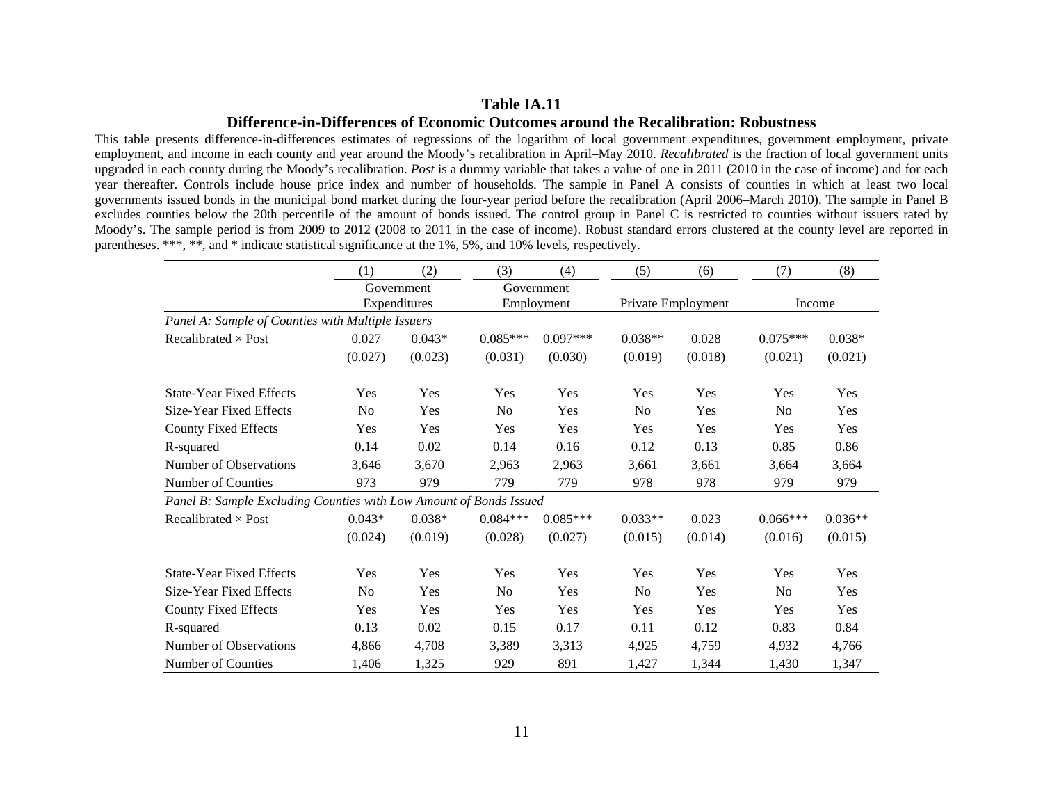**Table IA.11**

**Difference-in-Differences of Economic Outcomes around the Recalibration: Robustness**

This table presents difference-in-differences estimates of regressions of the logarithm of local government expenditures, government employment, private employment, and income in each county and year around the Moody's recalibration in April–May 2010. *Recalibrated* is the fraction of local government units upgraded in each county during the Moody's recalibration. *Post* is a dummy variable that takes a value of one in 2011 (2010 in the case of income) and for each year thereafter. Controls include house price index and number of households. The sample in Panel A consists of counties in which at least two local governments issued bonds in the municipal bond market during the four-year period before the recalibration (April 2006–March 2010). The sample in Panel B excludes counties below the 20th percentile of the amount of bonds issued. The control group in Panel C is restricted to counties without issuers rated by Moody's. The sample period is from 2009 to 2012 (2008 to 2011 in the case of income). Robust standard errors clustered at the county level are reported in parentheses. ***, **, and * indicate statistical significance at the 1%, 5%, and 10% levels, respectively.

| | (1) | (2) | (3) | (4) | (5) | (6) | (7) | (8) |
|---|---|---|---|---|---|---|---|---|
| | Government Expenditures | | Government Employment | | Private Employment | | Income | |
| *Panel A: Sample of Counties with Multiple Issuers* | | | | | | | | |
| Recalibrated × Post | 0.027 | 0.043* | 0.085*** | 0.097*** | 0.038** | 0.028 | 0.075*** | 0.038* |
| | (0.027) | (0.023) | (0.031) | (0.030) | (0.019) | (0.018) | (0.021) | (0.021) |
| State-Year Fixed Effects | Yes | Yes | Yes | Yes | Yes | Yes | Yes | Yes |
| Size-Year Fixed Effects | No | Yes | No | Yes | No | Yes | No | Yes |
| County Fixed Effects | Yes | Yes | Yes | Yes | Yes | Yes | Yes | Yes |
| R-squared | 0.14 | 0.02 | 0.14 | 0.16 | 0.12 | 0.13 | 0.85 | 0.86 |
| Number of Observations | 3,646 | 3,670 | 2,963 | 2,963 | 3,661 | 3,661 | 3,664 | 3,664 |
| Number of Counties | 973 | 979 | 779 | 779 | 978 | 978 | 979 | 979 |
| *Panel B: Sample Excluding Counties with Low Amount of Bonds Issued* | | | | | | | | |
| Recalibrated × Post | 0.043* | 0.038* | 0.084*** | 0.085*** | 0.033** | 0.023 | 0.066*** | 0.036** |
| | (0.024) | (0.019) | (0.028) | (0.027) | (0.015) | (0.014) | (0.016) | (0.015) |
| State-Year Fixed Effects | Yes | Yes | Yes | Yes | Yes | Yes | Yes | Yes |
| Size-Year Fixed Effects | No | Yes | No | Yes | No | Yes | No | Yes |
| County Fixed Effects | Yes | Yes | Yes | Yes | Yes | Yes | Yes | Yes |
| R-squared | 0.13 | 0.02 | 0.15 | 0.17 | 0.11 | 0.12 | 0.83 | 0.84 |
| Number of Observations | 4,866 | 4,708 | 3,389 | 3,313 | 4,925 | 4,759 | 4,932 | 4,766 |
| Number of Counties | 1,406 | 1,325 | 929 | 891 | 1,427 | 1,344 | 1,430 | 1,347 |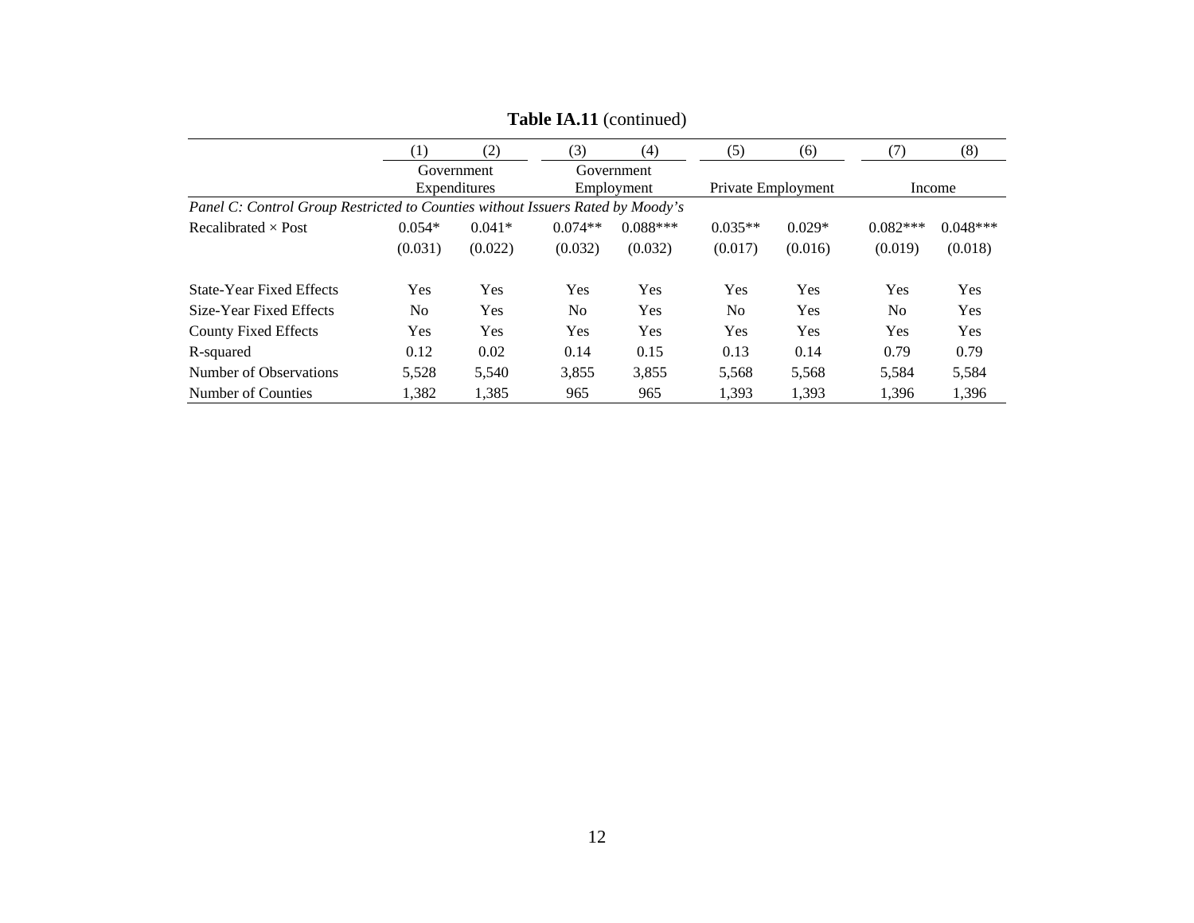**Table IA.11** (continued)

| | (1) | (2) | (3) | (4) | (5) | (6) | (7) | (8) |
|---|---|---|---|---|---|---|---|---|
| | Government Expenditures | | Government Employment | | Private Employment | | Income | |
| *Panel C: Control Group Restricted to Counties without Issuers Rated by Moody's* | | | | | | | | |
| Recalibrated × Post | 0.054* | 0.041* | 0.074** | 0.088*** | 0.035** | 0.029* | 0.082*** | 0.048*** |
| | (0.031) | (0.022) | (0.032) | (0.032) | (0.017) | (0.016) | (0.019) | (0.018) |
| State-Year Fixed Effects | Yes | Yes | Yes | Yes | Yes | Yes | Yes | Yes |
| Size-Year Fixed Effects | No | Yes | No | Yes | No | Yes | No | Yes |
| County Fixed Effects | Yes | Yes | Yes | Yes | Yes | Yes | Yes | Yes |
| R-squared | 0.12 | 0.02 | 0.14 | 0.15 | 0.13 | 0.14 | 0.79 | 0.79 |
| Number of Observations | 5,528 | 5,540 | 3,855 | 3,855 | 5,568 | 5,568 | 5,584 | 5,584 |
| Number of Counties | 1,382 | 1,385 | 965 | 965 | 1,393 | 1,393 | 1,396 | 1,396 |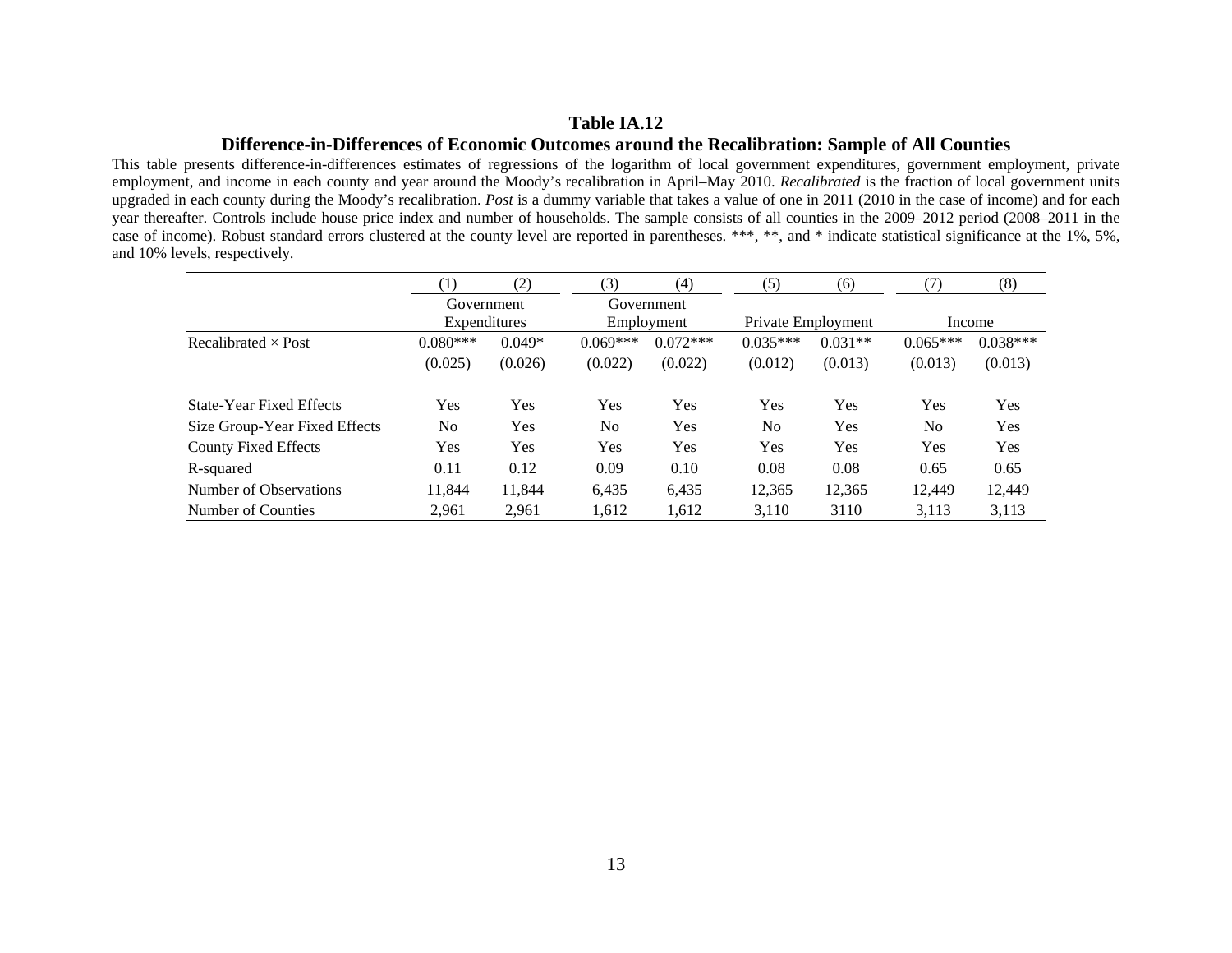**Table IA.12**

**Difference-in-Differences of Economic Outcomes around the Recalibration: Sample of All Counties**

This table presents difference-in-differences estimates of regressions of the logarithm of local government expenditures, government employment, private employment, and income in each county and year around the Moody's recalibration in April–May 2010. *Recalibrated* is the fraction of local government units upgraded in each county during the Moody's recalibration. *Post* is a dummy variable that takes a value of one in 2011 (2010 in the case of income) and for each year thereafter. Controls include house price index and number of households. The sample consists of all counties in the 2009–2012 period (2008–2011 in the case of income). Robust standard errors clustered at the county level are reported in parentheses. ***, **, and * indicate statistical significance at the 1%, 5%, and 10% levels, respectively.

| | (1) | (2) | (3) | (4) | (5) | (6) | (7) | (8) |
|---|---|---|---|---|---|---|---|---|
| | Government Expenditures | | Government Employment | | Private Employment | | Income | |
| Recalibrated × Post | 0.080*** | 0.049* | 0.069*** | 0.072*** | 0.035*** | 0.031** | 0.065*** | 0.038*** |
| | (0.025) | (0.026) | (0.022) | (0.022) | (0.012) | (0.013) | (0.013) | (0.013) |
| State-Year Fixed Effects | Yes | Yes | Yes | Yes | Yes | Yes | Yes | Yes |
| Size Group-Year Fixed Effects | No | Yes | No | Yes | No | Yes | No | Yes |
| County Fixed Effects | Yes | Yes | Yes | Yes | Yes | Yes | Yes | Yes |
| R-squared | 0.11 | 0.12 | 0.09 | 0.10 | 0.08 | 0.08 | 0.65 | 0.65 |
| Number of Observations | 11,844 | 11,844 | 6,435 | 6,435 | 12,365 | 12,365 | 12,449 | 12,449 |
| Number of Counties | 2,961 | 2,961 | 1,612 | 1,612 | 3,110 | 3110 | 3,113 | 3,113 |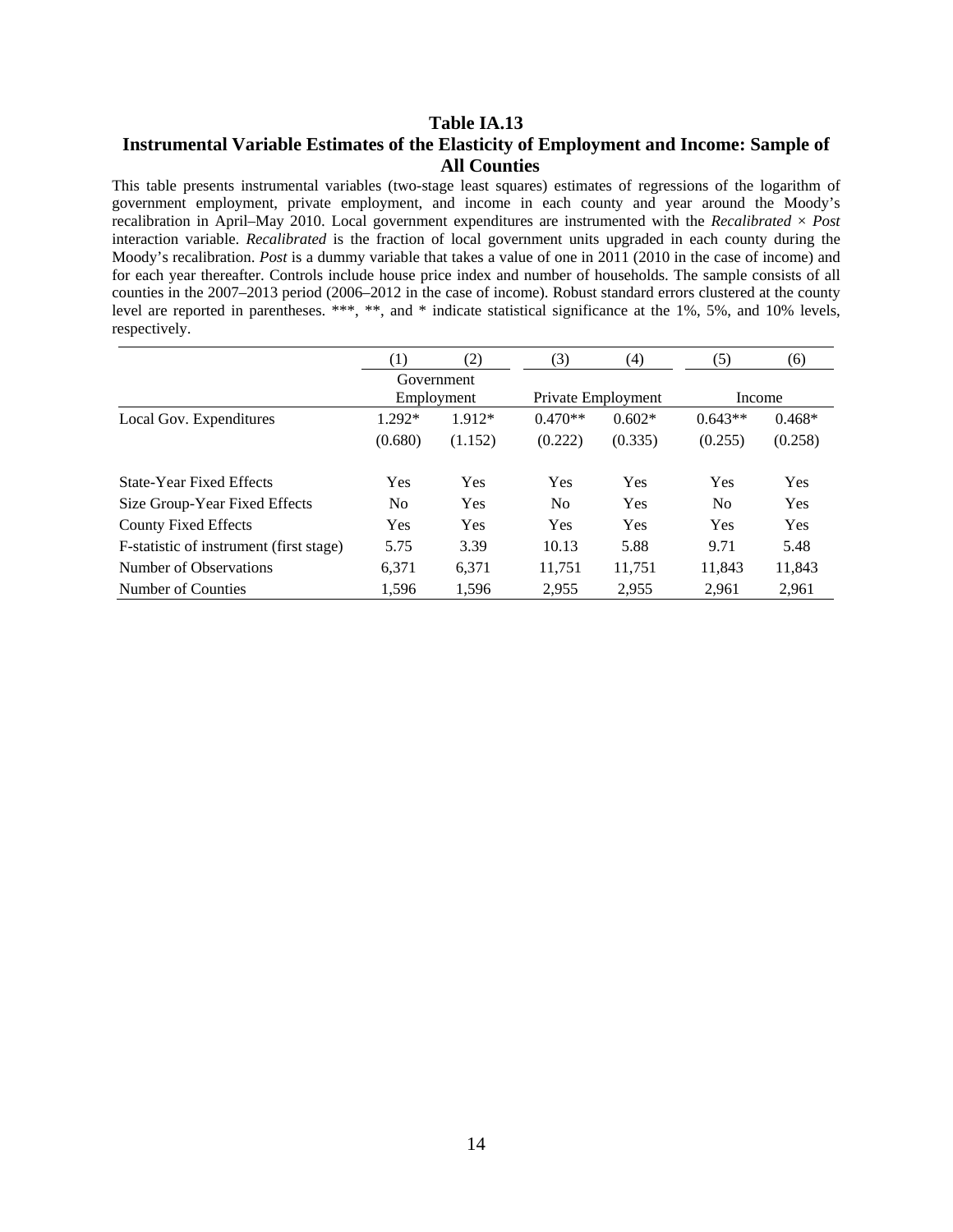# Table IA.13

## Instrumental Variable Estimates of the Elasticity of Employment and Income: Sample of All Counties

This table presents instrumental variables (two-stage least squares) estimates of regressions of the logarithm of government employment, private employment, and income in each county and year around the Moody's recalibration in April–May 2010. Local government expenditures are instrumented with the *Recalibrated* × *Post* interaction variable. *Recalibrated* is the fraction of local government units upgraded in each county during the Moody's recalibration. *Post* is a dummy variable that takes a value of one in 2011 (2010 in the case of income) and for each year thereafter. Controls include house price index and number of households. The sample consists of all counties in the 2007–2013 period (2006–2012 in the case of income). Robust standard errors clustered at the county level are reported in parentheses. ***, **, and * indicate statistical significance at the 1%, 5%, and 10% levels, respectively.

| | (1) | (2) | (3) | (4) | (5) | (6) |
|---|---|---|---|---|---|---|
| | Government Employment | | Private Employment | | Income | |
| Local Gov. Expenditures | 1.292* | 1.912* | 0.470** | 0.602* | 0.643** | 0.468* |
| | (0.680) | (1.152) | (0.222) | (0.335) | (0.255) | (0.258) |
| State-Year Fixed Effects | Yes | Yes | Yes | Yes | Yes | Yes |
| Size Group-Year Fixed Effects | No | Yes | No | Yes | No | Yes |
| County Fixed Effects | Yes | Yes | Yes | Yes | Yes | Yes |
| F-statistic of instrument (first stage) | 5.75 | 3.39 | 10.13 | 5.88 | 9.71 | 5.48 |
| Number of Observations | 6,371 | 6,371 | 11,751 | 11,751 | 11,843 | 11,843 |
| Number of Counties | 1,596 | 1,596 | 2,955 | 2,955 | 2,961 | 2,961 |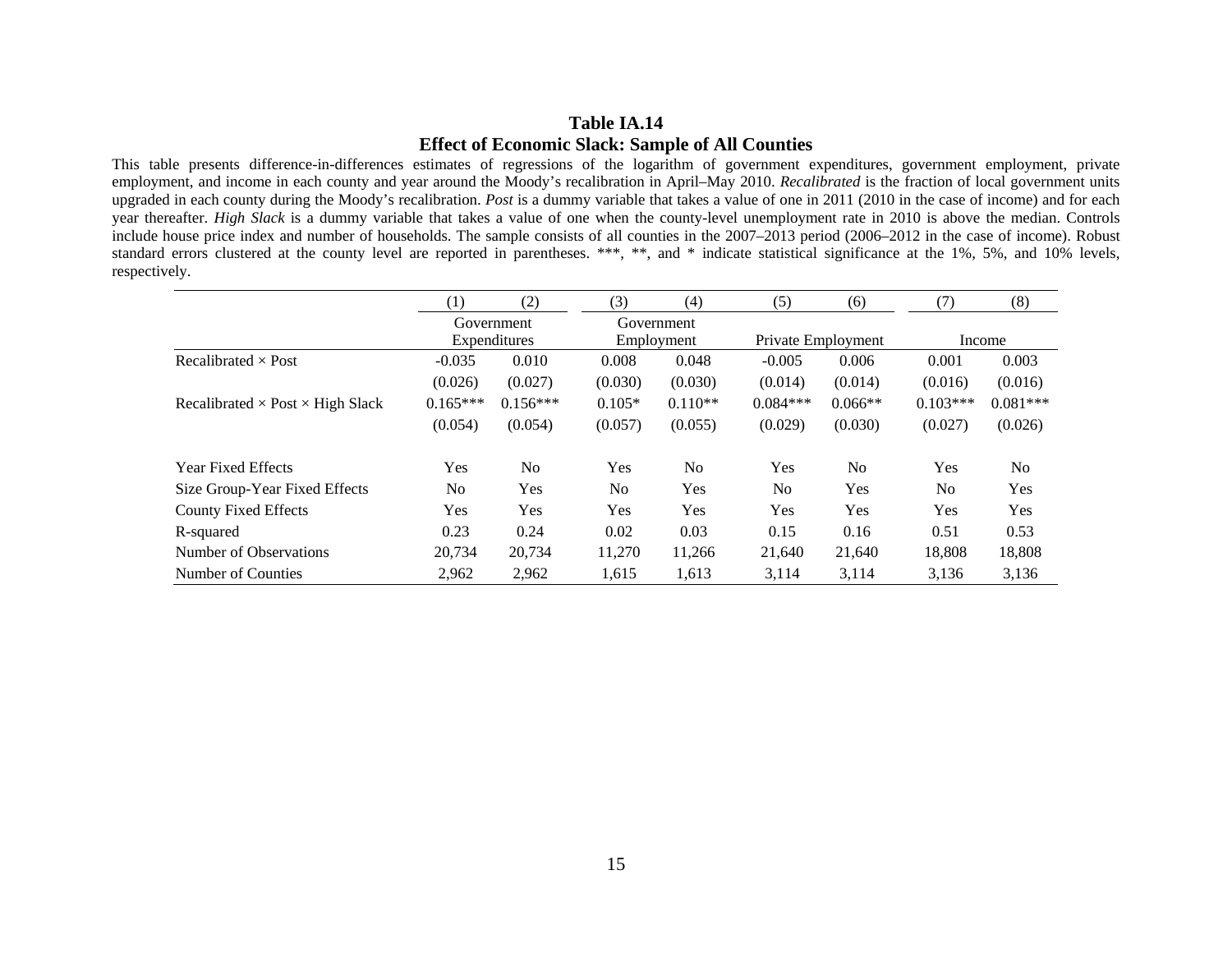**Table IA.14**

**Effect of Economic Slack: Sample of All Counties**

This table presents difference-in-differences estimates of regressions of the logarithm of government expenditures, government employment, private employment, and income in each county and year around the Moody's recalibration in April–May 2010. *Recalibrated* is the fraction of local government units upgraded in each county during the Moody's recalibration. *Post* is a dummy variable that takes a value of one in 2011 (2010 in the case of income) and for each year thereafter. *High Slack* is a dummy variable that takes a value of one when the county-level unemployment rate in 2010 is above the median. Controls include house price index and number of households. The sample consists of all counties in the 2007–2013 period (2006–2012 in the case of income). Robust standard errors clustered at the county level are reported in parentheses. ***, **, and * indicate statistical significance at the 1%, 5%, and 10% levels, respectively.

| | (1) | (2) | (3) | (4) | (5) | (6) | (7) | (8) |
|---|---|---|---|---|---|---|---|---|
| | Government Expenditures | | Government Employment | | Private Employment | | Income | |
| Recalibrated × Post | -0.035 | 0.010 | 0.008 | 0.048 | -0.005 | 0.006 | 0.001 | 0.003 |
| | (0.026) | (0.027) | (0.030) | (0.030) | (0.014) | (0.014) | (0.016) | (0.016) |
| Recalibrated × Post × High Slack | 0.165*** | 0.156*** | 0.105* | 0.110** | 0.084*** | 0.066** | 0.103*** | 0.081*** |
| | (0.054) | (0.054) | (0.057) | (0.055) | (0.029) | (0.030) | (0.027) | (0.026) |
| Year Fixed Effects | Yes | No | Yes | No | Yes | No | Yes | No |
| Size Group-Year Fixed Effects | No | Yes | No | Yes | No | Yes | No | Yes |
| County Fixed Effects | Yes | Yes | Yes | Yes | Yes | Yes | Yes | Yes |
| R-squared | 0.23 | 0.24 | 0.02 | 0.03 | 0.15 | 0.16 | 0.51 | 0.53 |
| Number of Observations | 20,734 | 20,734 | 11,270 | 11,266 | 21,640 | 21,640 | 18,808 | 18,808 |
| Number of Counties | 2,962 | 2,962 | 1,615 | 1,613 | 3,114 | 3,114 | 3,136 | 3,136 |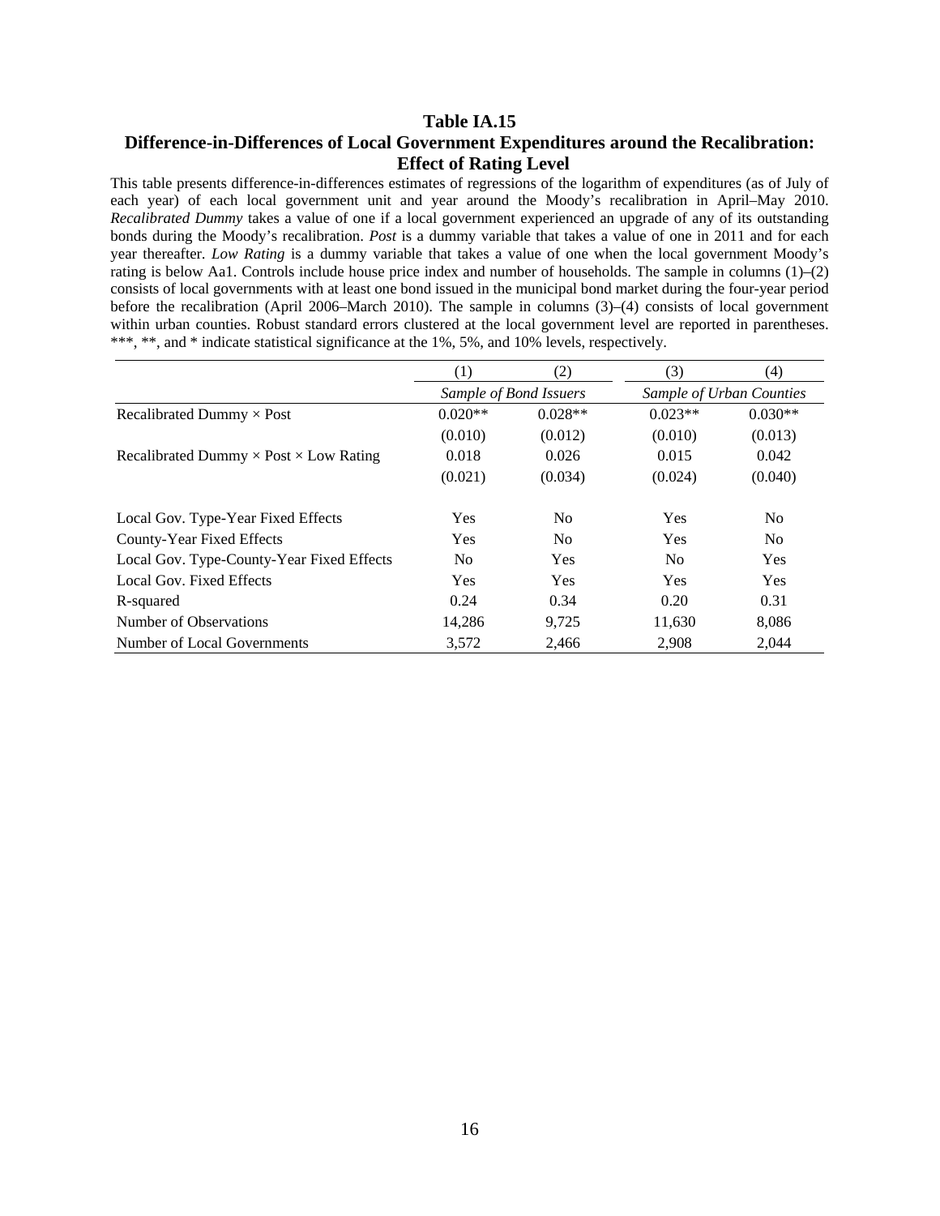## Table IA.15

## Difference-in-Differences of Local Government Expenditures around the Recalibration: Effect of Rating Level

This table presents difference-in-differences estimates of regressions of the logarithm of expenditures (as of July of each year) of each local government unit and year around the Moody's recalibration in April–May 2010. *Recalibrated Dummy* takes a value of one if a local government experienced an upgrade of any of its outstanding bonds during the Moody's recalibration. *Post* is a dummy variable that takes a value of one in 2011 and for each year thereafter. *Low Rating* is a dummy variable that takes a value of one when the local government Moody's rating is below Aa1. Controls include house price index and number of households. The sample in columns (1)–(2) consists of local governments with at least one bond issued in the municipal bond market during the four-year period before the recalibration (April 2006–March 2010). The sample in columns (3)–(4) consists of local government within urban counties. Robust standard errors clustered at the local government level are reported in parentheses. ***, **, and * indicate statistical significance at the 1%, 5%, and 10% levels, respectively.

| | (1) | (2) | (3) | (4) |
|---|---|---|---|---|
| | *Sample of Bond Issuers* | | *Sample of Urban Counties* | |
| Recalibrated Dummy × Post | 0.020** | 0.028** | 0.023** | 0.030** |
| | (0.010) | (0.012) | (0.010) | (0.013) |
| Recalibrated Dummy × Post × Low Rating | 0.018 | 0.026 | 0.015 | 0.042 |
| | (0.021) | (0.034) | (0.024) | (0.040) |
| | | | | |
| Local Gov. Type-Year Fixed Effects | Yes | No | Yes | No |
| County-Year Fixed Effects | Yes | No | Yes | No |
| Local Gov. Type-County-Year Fixed Effects | No | Yes | No | Yes |
| Local Gov. Fixed Effects | Yes | Yes | Yes | Yes |
| R-squared | 0.24 | 0.34 | 0.20 | 0.31 |
| Number of Observations | 14,286 | 9,725 | 11,630 | 8,086 |
| Number of Local Governments | 3,572 | 2,466 | 2,908 | 2,044 |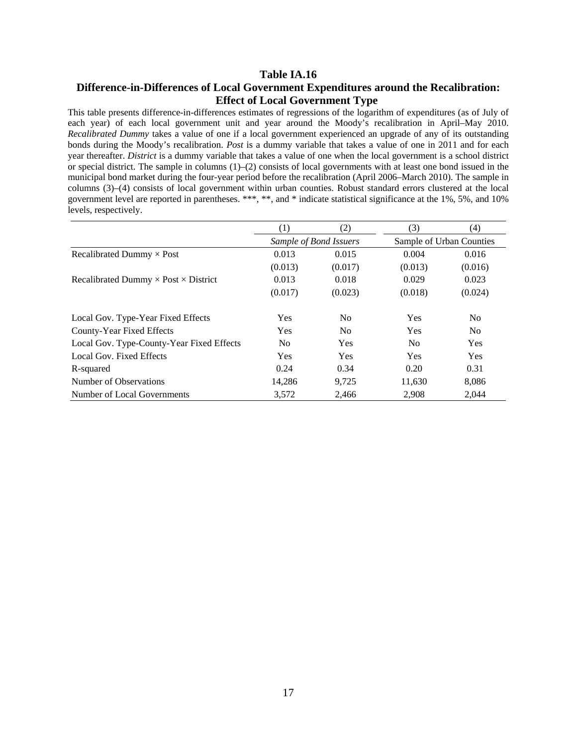**Table IA.16**

**Difference-in-Differences of Local Government Expenditures around the Recalibration: Effect of Local Government Type**

This table presents difference-in-differences estimates of regressions of the logarithm of expenditures (as of July of each year) of each local government unit and year around the Moody's recalibration in April–May 2010. *Recalibrated Dummy* takes a value of one if a local government experienced an upgrade of any of its outstanding bonds during the Moody's recalibration. *Post* is a dummy variable that takes a value of one in 2011 and for each year thereafter. *District* is a dummy variable that takes a value of one when the local government is a school district or special district. The sample in columns (1)–(2) consists of local governments with at least one bond issued in the municipal bond market during the four-year period before the recalibration (April 2006–March 2010). The sample in columns (3)–(4) consists of local government within urban counties. Robust standard errors clustered at the local government level are reported in parentheses. ***, **, and * indicate statistical significance at the 1%, 5%, and 10% levels, respectively.

| | (1) | (2) | (3) | (4) |
|---|---|---|---|---|
| | *Sample of Bond Issuers* | | Sample of Urban Counties | |
| Recalibrated Dummy × Post | 0.013 | 0.015 | 0.004 | 0.016 |
| | (0.013) | (0.017) | (0.013) | (0.016) |
| Recalibrated Dummy × Post × District | 0.013 | 0.018 | 0.029 | 0.023 |
| | (0.017) | (0.023) | (0.018) | (0.024) |
| Local Gov. Type-Year Fixed Effects | Yes | No | Yes | No |
| County-Year Fixed Effects | Yes | No | Yes | No |
| Local Gov. Type-County-Year Fixed Effects | No | Yes | No | Yes |
| Local Gov. Fixed Effects | Yes | Yes | Yes | Yes |
| R-squared | 0.24 | 0.34 | 0.20 | 0.31 |
| Number of Observations | 14,286 | 9,725 | 11,630 | 8,086 |
| Number of Local Governments | 3,572 | 2,466 | 2,908 | 2,044 |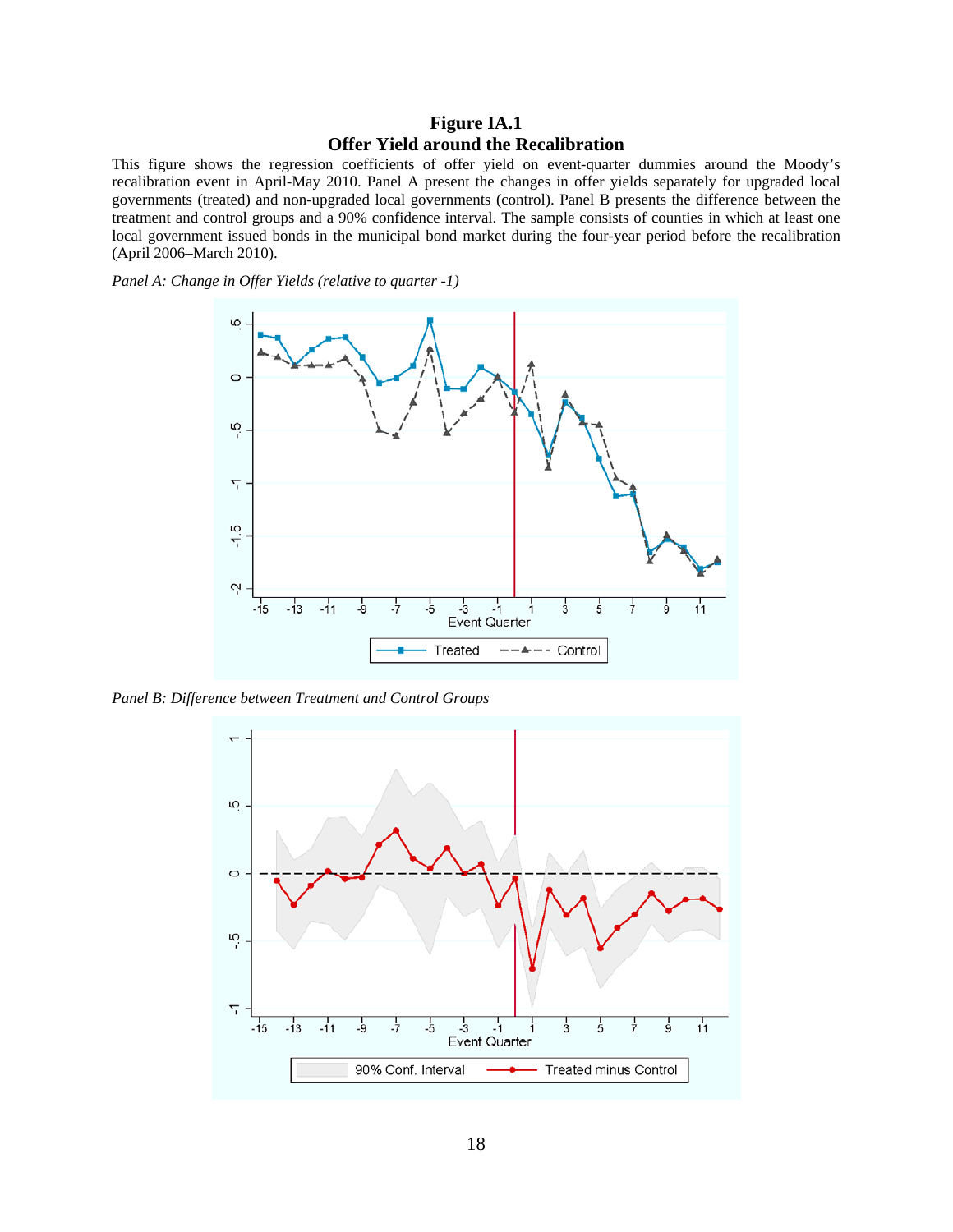# Figure IA.1
# Offer Yield around the Recalibration

This figure shows the regression coefficients of offer yield on event-quarter dummies around the Moody's recalibration event in April-May 2010. Panel A present the changes in offer yields separately for upgraded local governments (treated) and non-upgraded local governments (control). Panel B presents the difference between the treatment and control groups and a 90% confidence interval. The sample consists of counties in which at least one local government issued bonds in the municipal bond market during the four-year period before the recalibration (April 2006–March 2010).

*Panel A: Change in Offer Yields (relative to quarter -1)*

*Panel B: Difference between Treatment and Control Groups*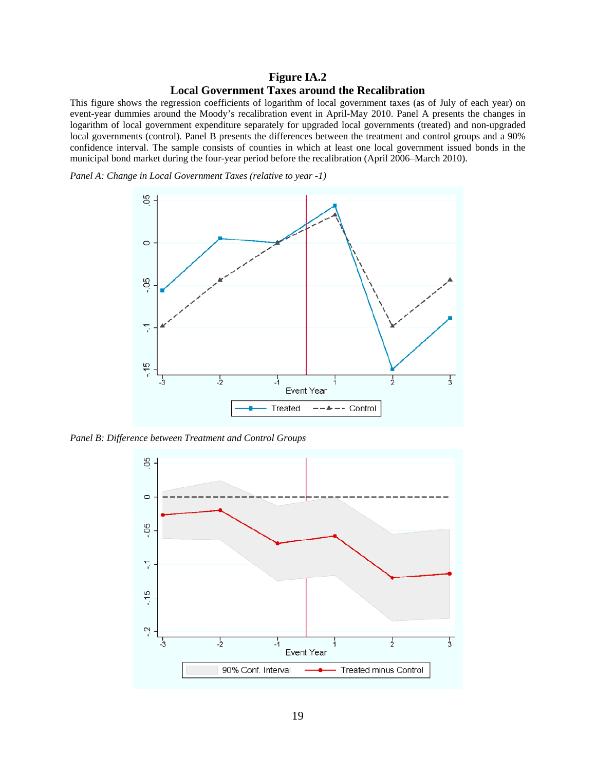# Figure IA.2
## Local Government Taxes around the Recalibration

This figure shows the regression coefficients of logarithm of local government taxes (as of July of each year) on event-year dummies around the Moody's recalibration event in April-May 2010. Panel A presents the changes in logarithm of local government expenditure separately for upgraded local governments (treated) and non-upgraded local governments (control). Panel B presents the differences between the treatment and control groups and a 90% confidence interval. The sample consists of counties in which at least one local government issued bonds in the municipal bond market during the four-year period before the recalibration (April 2006–March 2010).

*Panel A: Change in Local Government Taxes (relative to year -1)*

*Panel B: Difference between Treatment and Control Groups*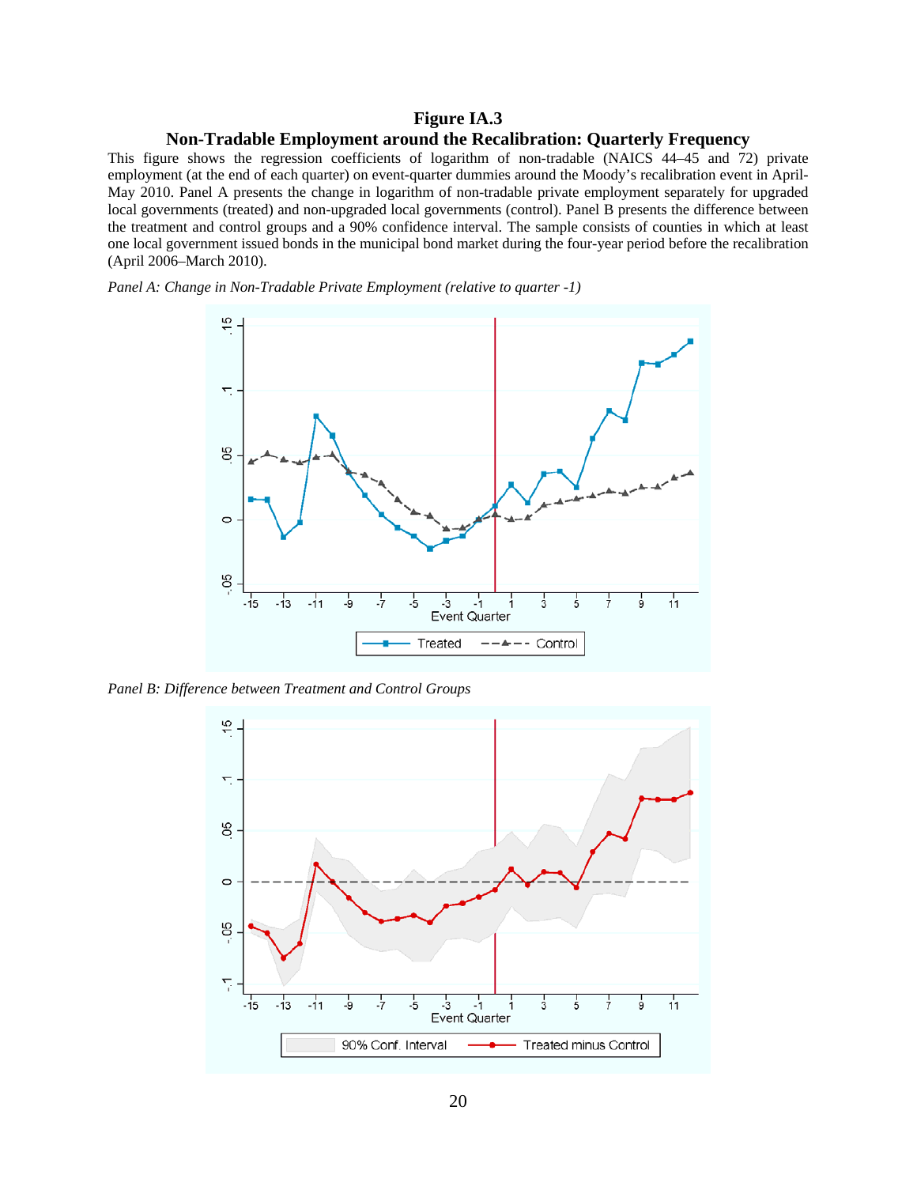**Figure IA.3**

**Non-Tradable Employment around the Recalibration: Quarterly Frequency**

This figure shows the regression coefficients of logarithm of non-tradable (NAICS 44–45 and 72) private employment (at the end of each quarter) on event-quarter dummies around the Moody's recalibration event in April-May 2010. Panel A presents the change in logarithm of non-tradable private employment separately for upgraded local governments (treated) and non-upgraded local governments (control). Panel B presents the difference between the treatment and control groups and a 90% confidence interval. The sample consists of counties in which at least one local government issued bonds in the municipal bond market during the four-year period before the recalibration (April 2006–March 2010).

*Panel A: Change in Non-Tradable Private Employment (relative to quarter -1)*

*Panel B: Difference between Treatment and Control Groups*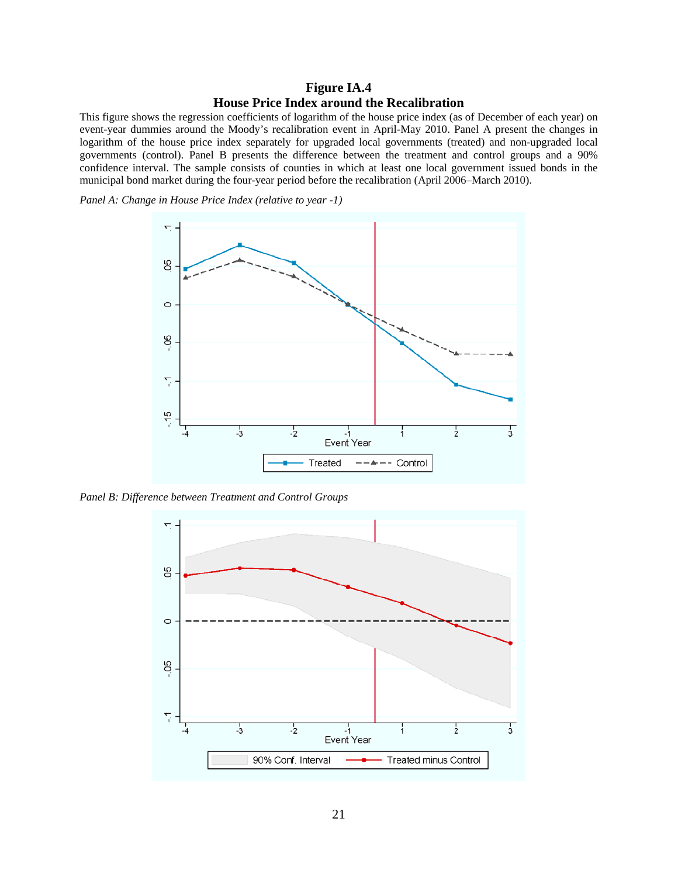**Figure IA.4**
**House Price Index around the Recalibration**

This figure shows the regression coefficients of logarithm of the house price index (as of December of each year) on event-year dummies around the Moody's recalibration event in April-May 2010. Panel A present the changes in logarithm of the house price index separately for upgraded local governments (treated) and non-upgraded local governments (control). Panel B presents the difference between the treatment and control groups and a 90% confidence interval. The sample consists of counties in which at least one local government issued bonds in the municipal bond market during the four-year period before the recalibration (April 2006–March 2010).

*Panel A: Change in House Price Index (relative to year -1)*

.1
.05
0
-.05
-.1
-.15

-4 -3 -2 -1 1 2 3

Event Year

Treated
Control

*Panel B: Difference between Treatment and Control Groups*

.1
.05
0
-.05
-.1

-4 -3 -2 -1 1 2 3

Event Year

90% Conf. Interval
Treated minus Control